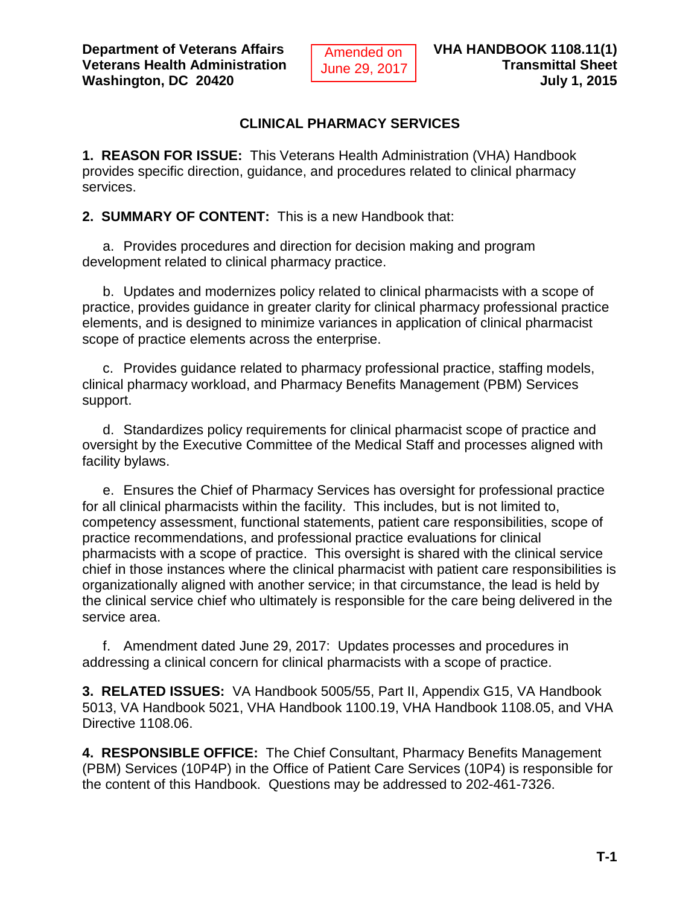**Department of Veterans Affairs**
**Veterans Health Administration**
**Washington, DC 20420**

Amended on June 29, 2017

**VHA HANDBOOK 1108.11(1)**
**Transmittal Sheet**
**July 1, 2015**

# CLINICAL PHARMACY SERVICES

**1. REASON FOR ISSUE:** This Veterans Health Administration (VHA) Handbook provides specific direction, guidance, and procedures related to clinical pharmacy services.

**2. SUMMARY OF CONTENT:** This is a new Handbook that:

a. Provides procedures and direction for decision making and program development related to clinical pharmacy practice.

b. Updates and modernizes policy related to clinical pharmacists with a scope of practice, provides guidance in greater clarity for clinical pharmacy professional practice elements, and is designed to minimize variances in application of clinical pharmacist scope of practice elements across the enterprise.

c. Provides guidance related to pharmacy professional practice, staffing models, clinical pharmacy workload, and Pharmacy Benefits Management (PBM) Services support.

d. Standardizes policy requirements for clinical pharmacist scope of practice and oversight by the Executive Committee of the Medical Staff and processes aligned with facility bylaws.

e. Ensures the Chief of Pharmacy Services has oversight for professional practice for all clinical pharmacists within the facility. This includes, but is not limited to, competency assessment, functional statements, patient care responsibilities, scope of practice recommendations, and professional practice evaluations for clinical pharmacists with a scope of practice. This oversight is shared with the clinical service chief in those instances where the clinical pharmacist with patient care responsibilities is organizationally aligned with another service; in that circumstance, the lead is held by the clinical service chief who ultimately is responsible for the care being delivered in the service area.

f. Amendment dated June 29, 2017: Updates processes and procedures in addressing a clinical concern for clinical pharmacists with a scope of practice.

**3. RELATED ISSUES:** VA Handbook 5005/55, Part II, Appendix G15, VA Handbook 5013, VA Handbook 5021, VHA Handbook 1100.19, VHA Handbook 1108.05, and VHA Directive 1108.06.

**4. RESPONSIBLE OFFICE:** The Chief Consultant, Pharmacy Benefits Management (PBM) Services (10P4P) in the Office of Patient Care Services (10P4) is responsible for the content of this Handbook. Questions may be addressed to 202-461-7326.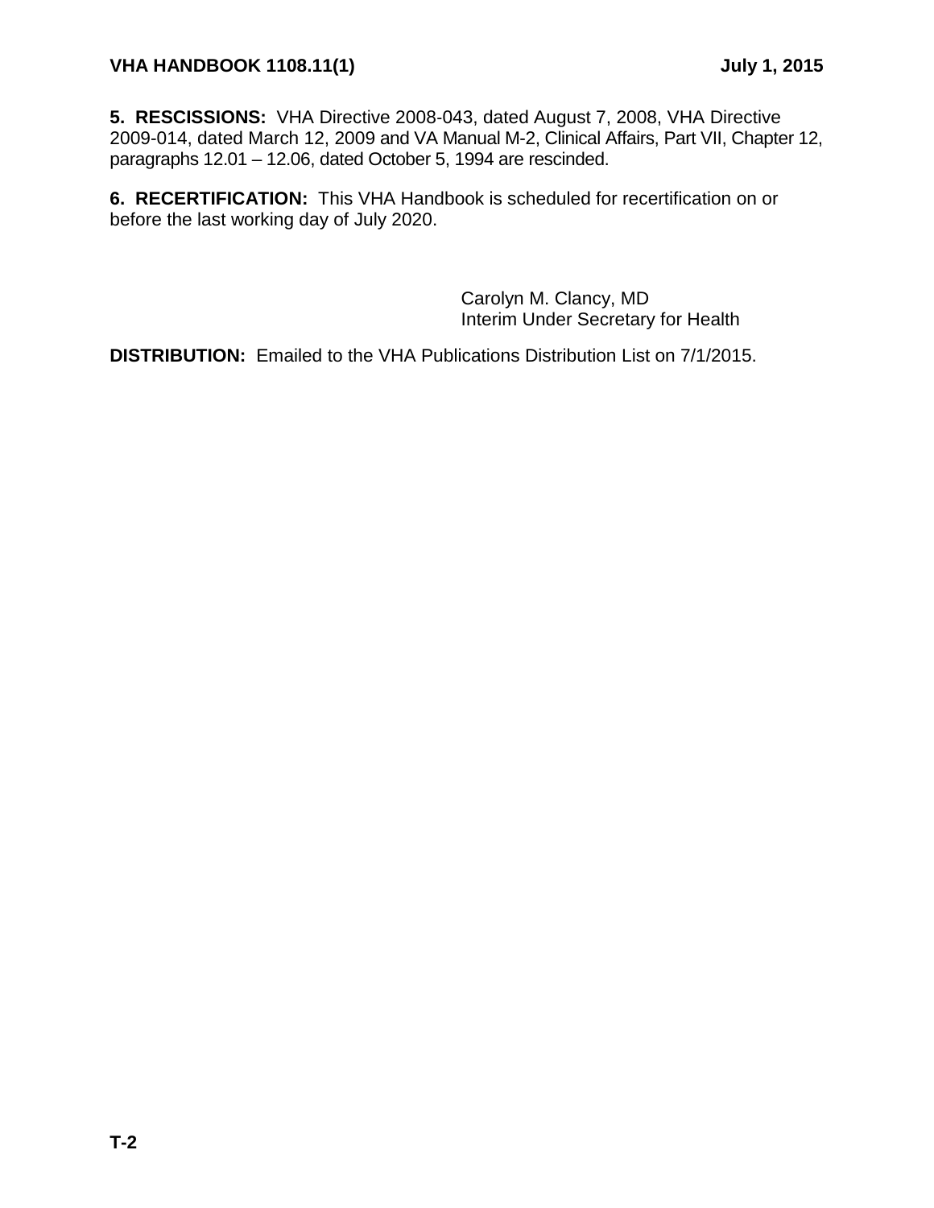**5. RESCISSIONS:** VHA Directive 2008-043, dated August 7, 2008, VHA Directive 2009-014, dated March 12, 2009 and VA Manual M-2, Clinical Affairs, Part VII, Chapter 12, paragraphs 12.01 – 12.06, dated October 5, 1994 are rescinded.

**6. RECERTIFICATION:** This VHA Handbook is scheduled for recertification on or before the last working day of July 2020.

Carolyn M. Clancy, MD
Interim Under Secretary for Health

**DISTRIBUTION:** Emailed to the VHA Publications Distribution List on 7/1/2015.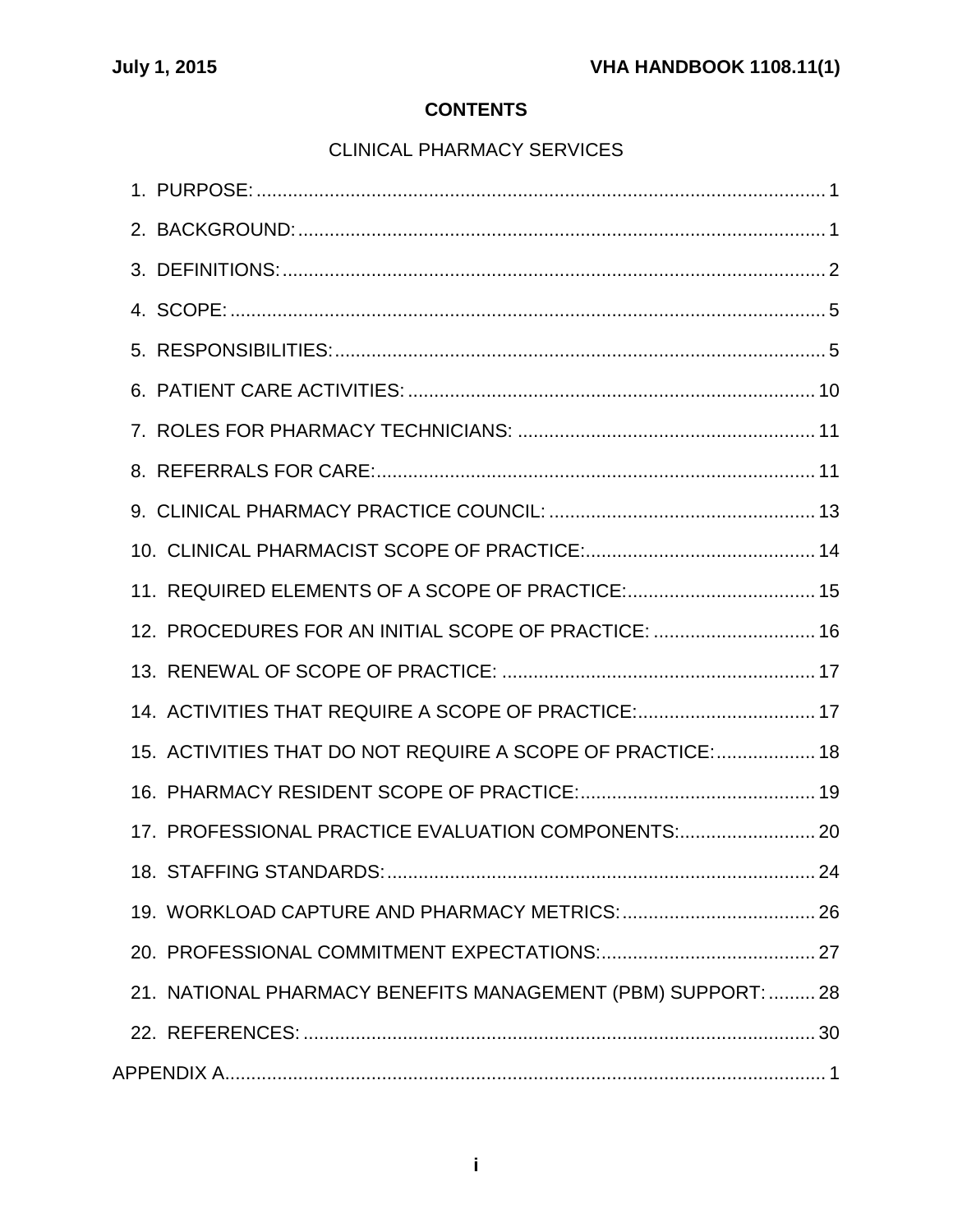**CONTENTS**

CLINICAL PHARMACY SERVICES

1. PURPOSE: ... 1
2. BACKGROUND: ... 1
3. DEFINITIONS: ... 2
4. SCOPE: ... 5
5. RESPONSIBILITIES: ... 5
6. PATIENT CARE ACTIVITIES: ... 10
7. ROLES FOR PHARMACY TECHNICIANS: ... 11
8. REFERRALS FOR CARE: ... 11
9. CLINICAL PHARMACY PRACTICE COUNCIL: ... 13
10. CLINICAL PHARMACIST SCOPE OF PRACTICE: ... 14
11. REQUIRED ELEMENTS OF A SCOPE OF PRACTICE: ... 15
12. PROCEDURES FOR AN INITIAL SCOPE OF PRACTICE: ... 16
13. RENEWAL OF SCOPE OF PRACTICE: ... 17
14. ACTIVITIES THAT REQUIRE A SCOPE OF PRACTICE: ... 17
15. ACTIVITIES THAT DO NOT REQUIRE A SCOPE OF PRACTICE: ... 18
16. PHARMACY RESIDENT SCOPE OF PRACTICE: ... 19
17. PROFESSIONAL PRACTICE EVALUATION COMPONENTS: ... 20
18. STAFFING STANDARDS: ... 24
19. WORKLOAD CAPTURE AND PHARMACY METRICS: ... 26
20. PROFESSIONAL COMMITMENT EXPECTATIONS: ... 27
21. NATIONAL PHARMACY BENEFITS MANAGEMENT (PBM) SUPPORT: ... 28
22. REFERENCES: ... 30

APPENDIX A ... 1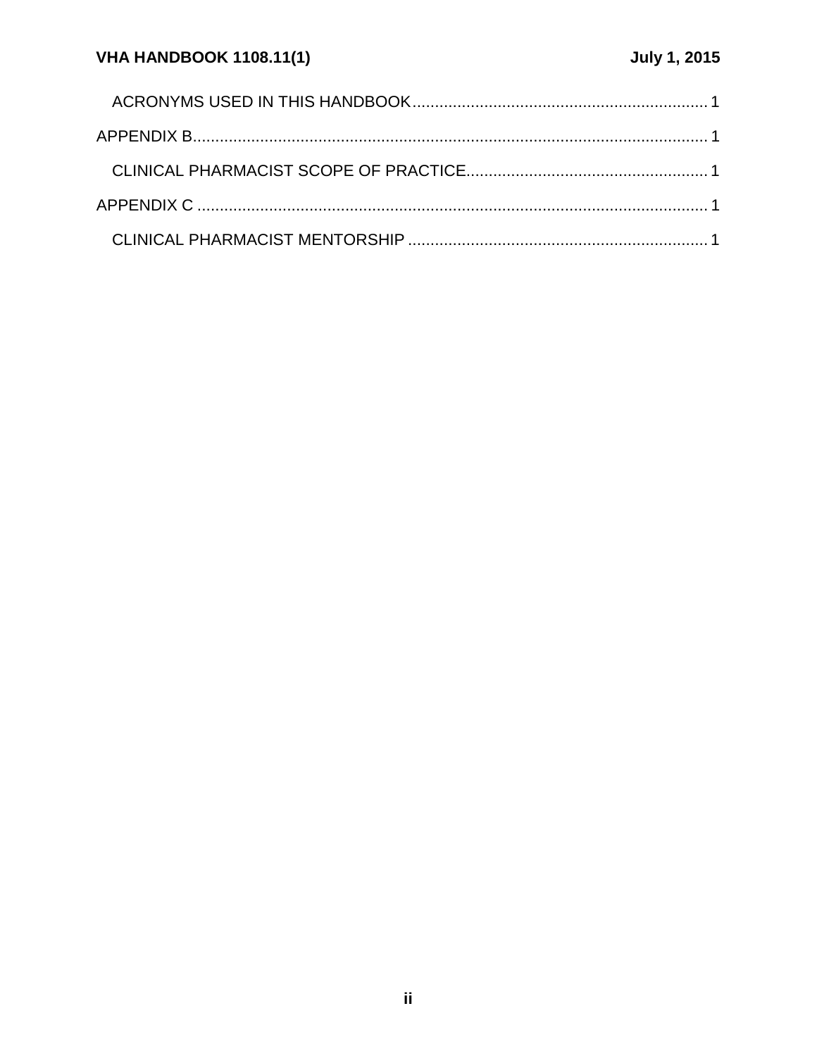ACRONYMS USED IN THIS HANDBOOK ........................................................ 1

APPENDIX B........................................................................................................ 1

CLINICAL PHARMACIST SCOPE OF PRACTICE.............................................. 1

APPENDIX C ....................................................................................................... 1

CLINICAL PHARMACIST MENTORSHIP ......................................................... 1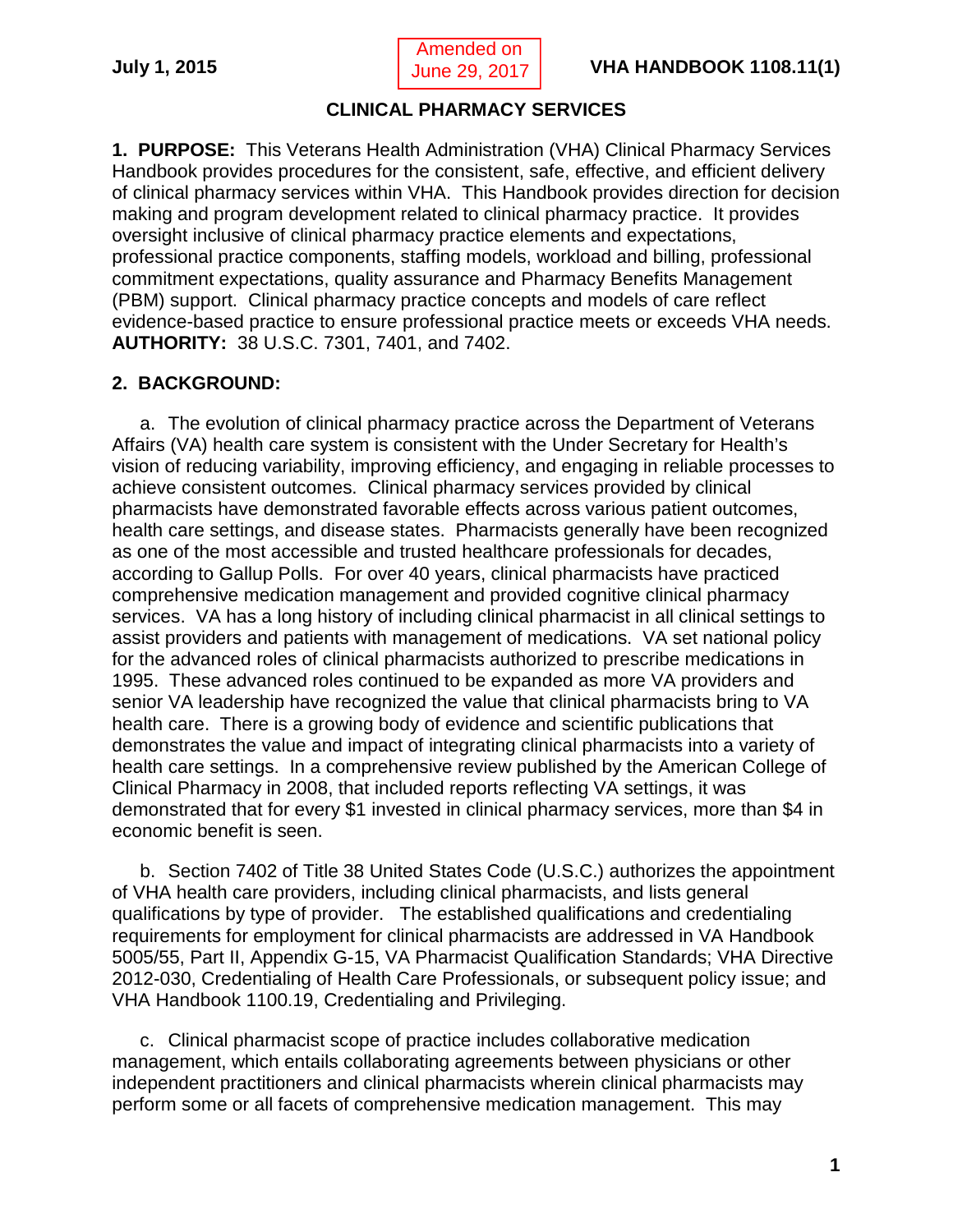# CLINICAL PHARMACY SERVICES

**1. PURPOSE:** This Veterans Health Administration (VHA) Clinical Pharmacy Services Handbook provides procedures for the consistent, safe, effective, and efficient delivery of clinical pharmacy services within VHA. This Handbook provides direction for decision making and program development related to clinical pharmacy practice. It provides oversight inclusive of clinical pharmacy practice elements and expectations, professional practice components, staffing models, workload and billing, professional commitment expectations, quality assurance and Pharmacy Benefits Management (PBM) support. Clinical pharmacy practice concepts and models of care reflect evidence-based practice to ensure professional practice meets or exceeds VHA needs. **AUTHORITY:** 38 U.S.C. 7301, 7401, and 7402.

**2. BACKGROUND:**

a. The evolution of clinical pharmacy practice across the Department of Veterans Affairs (VA) health care system is consistent with the Under Secretary for Health's vision of reducing variability, improving efficiency, and engaging in reliable processes to achieve consistent outcomes. Clinical pharmacy services provided by clinical pharmacists have demonstrated favorable effects across various patient outcomes, health care settings, and disease states. Pharmacists generally have been recognized as one of the most accessible and trusted healthcare professionals for decades, according to Gallup Polls. For over 40 years, clinical pharmacists have practiced comprehensive medication management and provided cognitive clinical pharmacy services. VA has a long history of including clinical pharmacist in all clinical settings to assist providers and patients with management of medications. VA set national policy for the advanced roles of clinical pharmacists authorized to prescribe medications in 1995. These advanced roles continued to be expanded as more VA providers and senior VA leadership have recognized the value that clinical pharmacists bring to VA health care. There is a growing body of evidence and scientific publications that demonstrates the value and impact of integrating clinical pharmacists into a variety of health care settings. In a comprehensive review published by the American College of Clinical Pharmacy in 2008, that included reports reflecting VA settings, it was demonstrated that for every $1 invested in clinical pharmacy services, more than $4 in economic benefit is seen.

b. Section 7402 of Title 38 United States Code (U.S.C.) authorizes the appointment of VHA health care providers, including clinical pharmacists, and lists general qualifications by type of provider. The established qualifications and credentialing requirements for employment for clinical pharmacists are addressed in VA Handbook 5005/55, Part II, Appendix G-15, VA Pharmacist Qualification Standards; VHA Directive 2012-030, Credentialing of Health Care Professionals, or subsequent policy issue; and VHA Handbook 1100.19, Credentialing and Privileging.

c. Clinical pharmacist scope of practice includes collaborative medication management, which entails collaborating agreements between physicians or other independent practitioners and clinical pharmacists wherein clinical pharmacists may perform some or all facets of comprehensive medication management. This may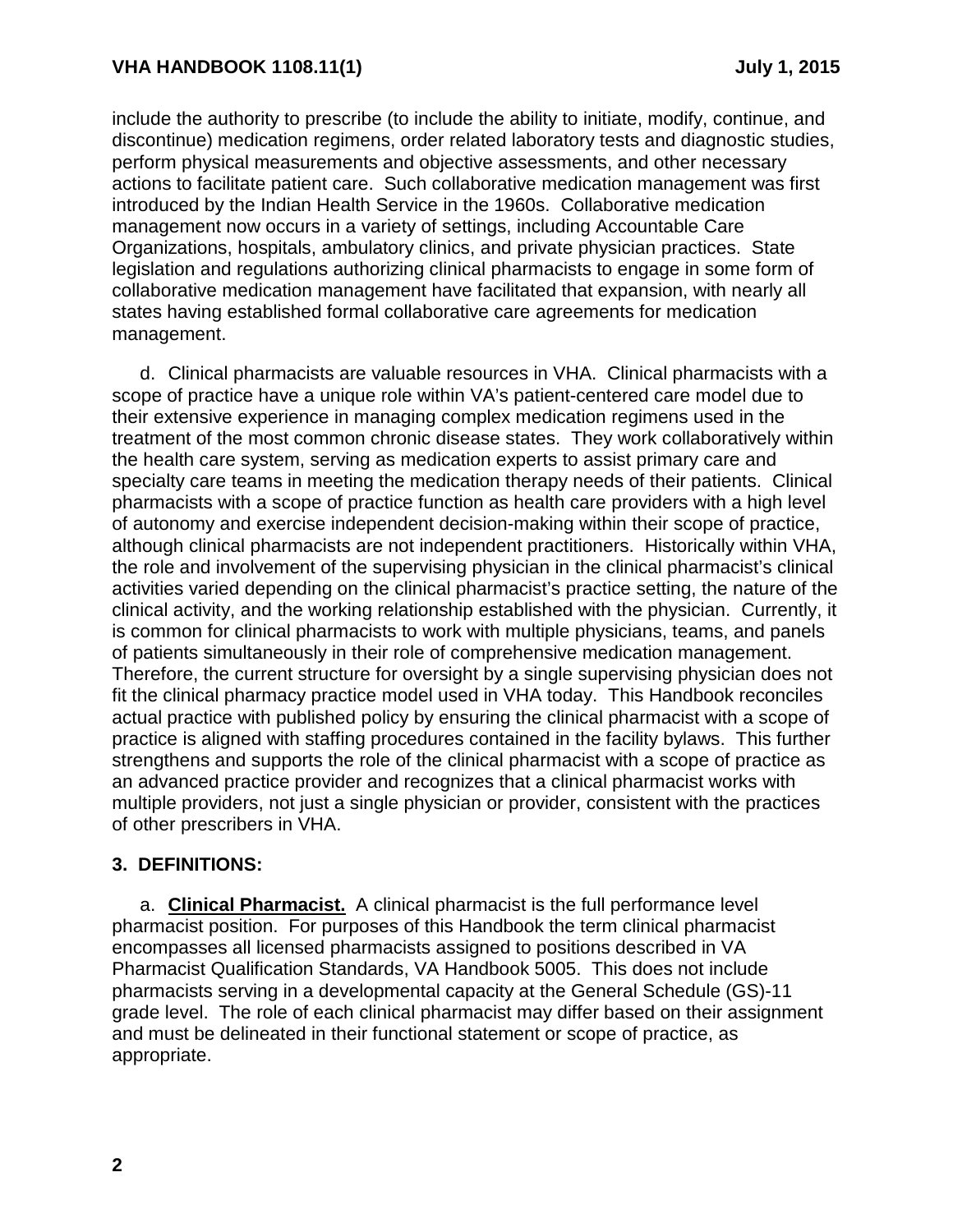include the authority to prescribe (to include the ability to initiate, modify, continue, and discontinue) medication regimens, order related laboratory tests and diagnostic studies, perform physical measurements and objective assessments, and other necessary actions to facilitate patient care. Such collaborative medication management was first introduced by the Indian Health Service in the 1960s. Collaborative medication management now occurs in a variety of settings, including Accountable Care Organizations, hospitals, ambulatory clinics, and private physician practices. State legislation and regulations authorizing clinical pharmacists to engage in some form of collaborative medication management have facilitated that expansion, with nearly all states having established formal collaborative care agreements for medication management.

d. Clinical pharmacists are valuable resources in VHA. Clinical pharmacists with a scope of practice have a unique role within VA's patient-centered care model due to their extensive experience in managing complex medication regimens used in the treatment of the most common chronic disease states. They work collaboratively within the health care system, serving as medication experts to assist primary care and specialty care teams in meeting the medication therapy needs of their patients. Clinical pharmacists with a scope of practice function as health care providers with a high level of autonomy and exercise independent decision-making within their scope of practice, although clinical pharmacists are not independent practitioners. Historically within VHA, the role and involvement of the supervising physician in the clinical pharmacist's clinical activities varied depending on the clinical pharmacist's practice setting, the nature of the clinical activity, and the working relationship established with the physician. Currently, it is common for clinical pharmacists to work with multiple physicians, teams, and panels of patients simultaneously in their role of comprehensive medication management. Therefore, the current structure for oversight by a single supervising physician does not fit the clinical pharmacy practice model used in VHA today. This Handbook reconciles actual practice with published policy by ensuring the clinical pharmacist with a scope of practice is aligned with staffing procedures contained in the facility bylaws. This further strengthens and supports the role of the clinical pharmacist with a scope of practice as an advanced practice provider and recognizes that a clinical pharmacist works with multiple providers, not just a single physician or provider, consistent with the practices of other prescribers in VHA.

## 3. DEFINITIONS:

a. **Clinical Pharmacist.** A clinical pharmacist is the full performance level pharmacist position. For purposes of this Handbook the term clinical pharmacist encompasses all licensed pharmacists assigned to positions described in VA Pharmacist Qualification Standards, VA Handbook 5005. This does not include pharmacists serving in a developmental capacity at the General Schedule (GS)-11 grade level. The role of each clinical pharmacist may differ based on their assignment and must be delineated in their functional statement or scope of practice, as appropriate.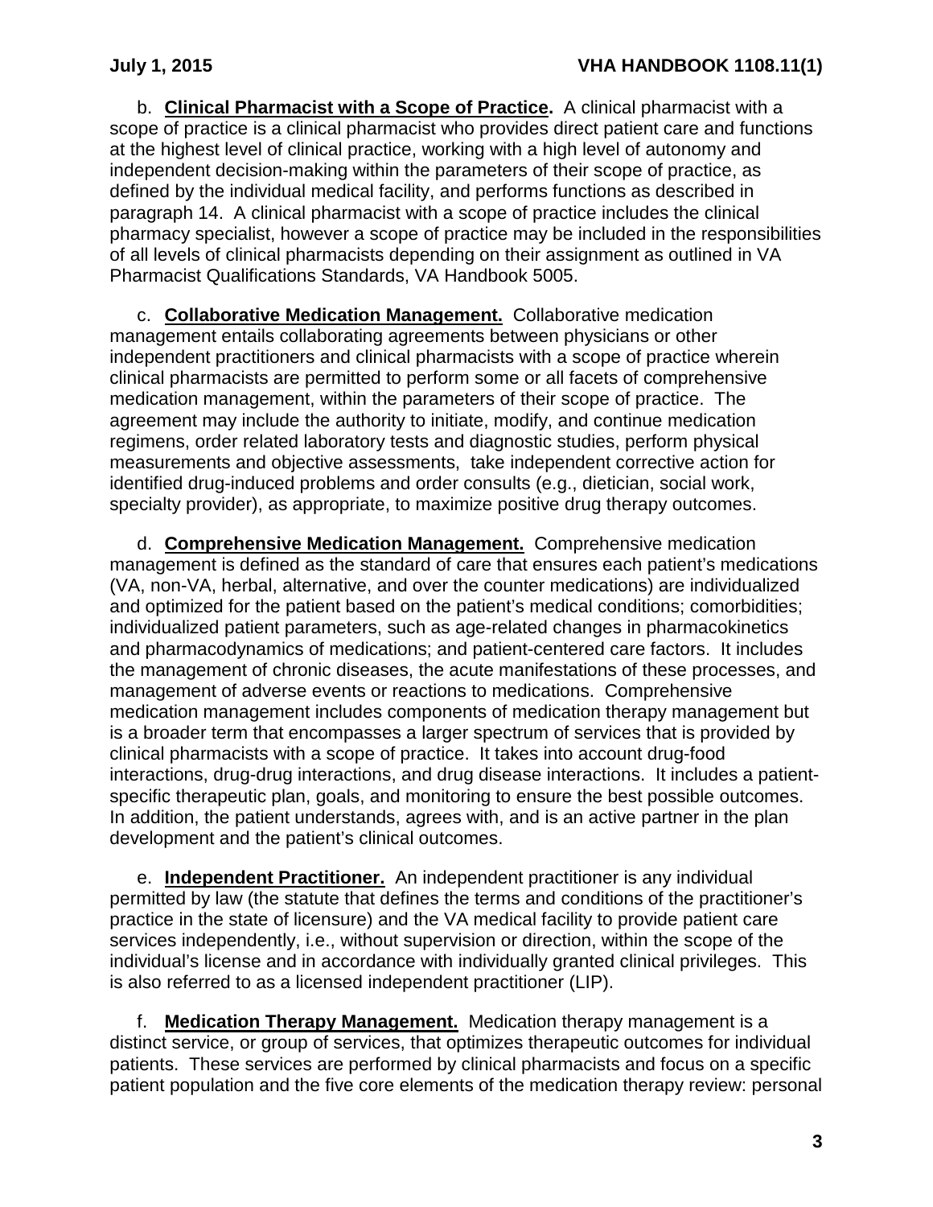b. **Clinical Pharmacist with a Scope of Practice.** A clinical pharmacist with a scope of practice is a clinical pharmacist who provides direct patient care and functions at the highest level of clinical practice, working with a high level of autonomy and independent decision-making within the parameters of their scope of practice, as defined by the individual medical facility, and performs functions as described in paragraph 14. A clinical pharmacist with a scope of practice includes the clinical pharmacy specialist, however a scope of practice may be included in the responsibilities of all levels of clinical pharmacists depending on their assignment as outlined in VA Pharmacist Qualifications Standards, VA Handbook 5005.

c. **Collaborative Medication Management.** Collaborative medication management entails collaborating agreements between physicians or other independent practitioners and clinical pharmacists with a scope of practice wherein clinical pharmacists are permitted to perform some or all facets of comprehensive medication management, within the parameters of their scope of practice. The agreement may include the authority to initiate, modify, and continue medication regimens, order related laboratory tests and diagnostic studies, perform physical measurements and objective assessments, take independent corrective action for identified drug-induced problems and order consults (e.g., dietician, social work, specialty provider), as appropriate, to maximize positive drug therapy outcomes.

d. **Comprehensive Medication Management.** Comprehensive medication management is defined as the standard of care that ensures each patient's medications (VA, non-VA, herbal, alternative, and over the counter medications) are individualized and optimized for the patient based on the patient's medical conditions; comorbidities; individualized patient parameters, such as age-related changes in pharmacokinetics and pharmacodynamics of medications; and patient-centered care factors. It includes the management of chronic diseases, the acute manifestations of these processes, and management of adverse events or reactions to medications. Comprehensive medication management includes components of medication therapy management but is a broader term that encompasses a larger spectrum of services that is provided by clinical pharmacists with a scope of practice. It takes into account drug-food interactions, drug-drug interactions, and drug disease interactions. It includes a patient-specific therapeutic plan, goals, and monitoring to ensure the best possible outcomes. In addition, the patient understands, agrees with, and is an active partner in the plan development and the patient's clinical outcomes.

e. **Independent Practitioner.** An independent practitioner is any individual permitted by law (the statute that defines the terms and conditions of the practitioner's practice in the state of licensure) and the VA medical facility to provide patient care services independently, i.e., without supervision or direction, within the scope of the individual's license and in accordance with individually granted clinical privileges. This is also referred to as a licensed independent practitioner (LIP).

f. **Medication Therapy Management.** Medication therapy management is a distinct service, or group of services, that optimizes therapeutic outcomes for individual patients. These services are performed by clinical pharmacists and focus on a specific patient population and the five core elements of the medication therapy review: personal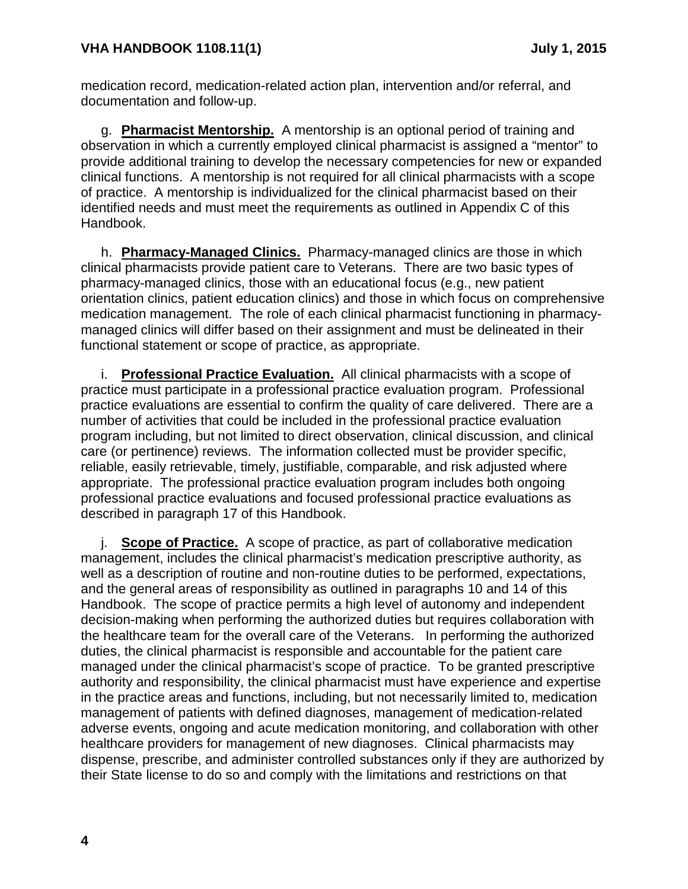medication record, medication-related action plan, intervention and/or referral, and documentation and follow-up.

g. **Pharmacist Mentorship.** A mentorship is an optional period of training and observation in which a currently employed clinical pharmacist is assigned a "mentor" to provide additional training to develop the necessary competencies for new or expanded clinical functions. A mentorship is not required for all clinical pharmacists with a scope of practice. A mentorship is individualized for the clinical pharmacist based on their identified needs and must meet the requirements as outlined in Appendix C of this Handbook.

h. **Pharmacy-Managed Clinics.** Pharmacy-managed clinics are those in which clinical pharmacists provide patient care to Veterans. There are two basic types of pharmacy-managed clinics, those with an educational focus (e.g., new patient orientation clinics, patient education clinics) and those in which focus on comprehensive medication management. The role of each clinical pharmacist functioning in pharmacy-managed clinics will differ based on their assignment and must be delineated in their functional statement or scope of practice, as appropriate.

i. **Professional Practice Evaluation.** All clinical pharmacists with a scope of practice must participate in a professional practice evaluation program. Professional practice evaluations are essential to confirm the quality of care delivered. There are a number of activities that could be included in the professional practice evaluation program including, but not limited to direct observation, clinical discussion, and clinical care (or pertinence) reviews. The information collected must be provider specific, reliable, easily retrievable, timely, justifiable, comparable, and risk adjusted where appropriate. The professional practice evaluation program includes both ongoing professional practice evaluations and focused professional practice evaluations as described in paragraph 17 of this Handbook.

j. **Scope of Practice.** A scope of practice, as part of collaborative medication management, includes the clinical pharmacist's medication prescriptive authority, as well as a description of routine and non-routine duties to be performed, expectations, and the general areas of responsibility as outlined in paragraphs 10 and 14 of this Handbook. The scope of practice permits a high level of autonomy and independent decision-making when performing the authorized duties but requires collaboration with the healthcare team for the overall care of the Veterans. In performing the authorized duties, the clinical pharmacist is responsible and accountable for the patient care managed under the clinical pharmacist's scope of practice. To be granted prescriptive authority and responsibility, the clinical pharmacist must have experience and expertise in the practice areas and functions, including, but not necessarily limited to, medication management of patients with defined diagnoses, management of medication-related adverse events, ongoing and acute medication monitoring, and collaboration with other healthcare providers for management of new diagnoses. Clinical pharmacists may dispense, prescribe, and administer controlled substances only if they are authorized by their State license to do so and comply with the limitations and restrictions on that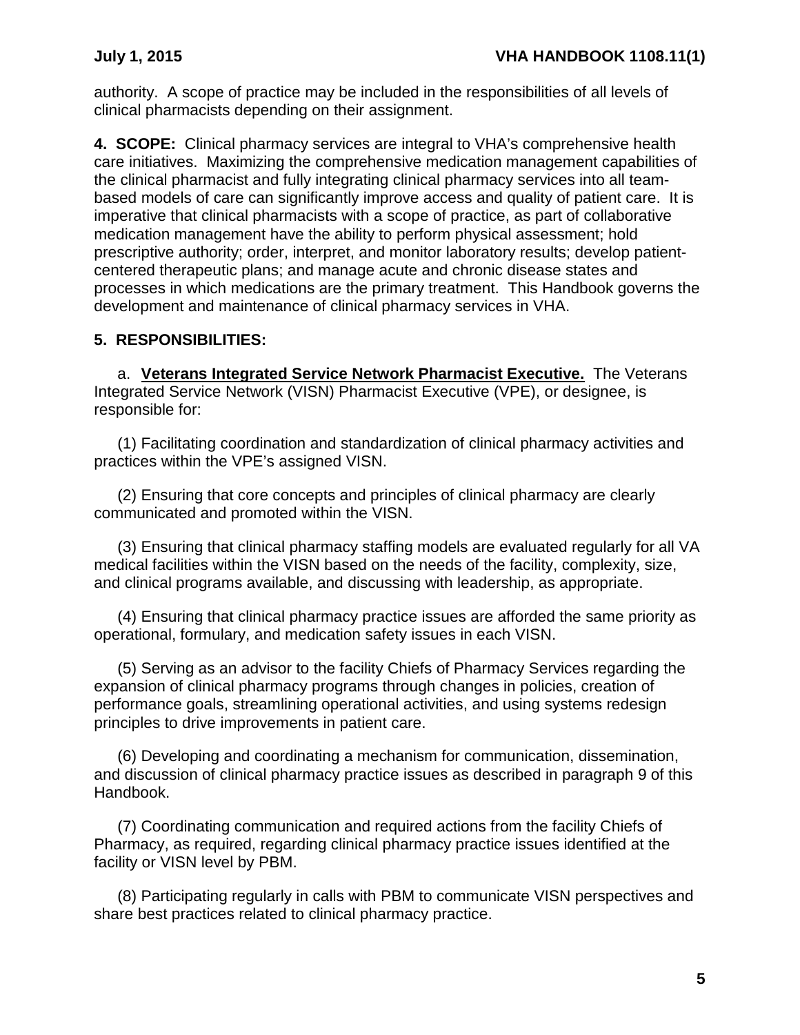authority. A scope of practice may be included in the responsibilities of all levels of clinical pharmacists depending on their assignment.

**4. SCOPE:** Clinical pharmacy services are integral to VHA's comprehensive health care initiatives. Maximizing the comprehensive medication management capabilities of the clinical pharmacist and fully integrating clinical pharmacy services into all team-based models of care can significantly improve access and quality of patient care. It is imperative that clinical pharmacists with a scope of practice, as part of collaborative medication management have the ability to perform physical assessment; hold prescriptive authority; order, interpret, and monitor laboratory results; develop patient-centered therapeutic plans; and manage acute and chronic disease states and processes in which medications are the primary treatment. This Handbook governs the development and maintenance of clinical pharmacy services in VHA.

**5. RESPONSIBILITIES:**

a. **Veterans Integrated Service Network Pharmacist Executive.** The Veterans Integrated Service Network (VISN) Pharmacist Executive (VPE), or designee, is responsible for:

(1) Facilitating coordination and standardization of clinical pharmacy activities and practices within the VPE's assigned VISN.

(2) Ensuring that core concepts and principles of clinical pharmacy are clearly communicated and promoted within the VISN.

(3) Ensuring that clinical pharmacy staffing models are evaluated regularly for all VA medical facilities within the VISN based on the needs of the facility, complexity, size, and clinical programs available, and discussing with leadership, as appropriate.

(4) Ensuring that clinical pharmacy practice issues are afforded the same priority as operational, formulary, and medication safety issues in each VISN.

(5) Serving as an advisor to the facility Chiefs of Pharmacy Services regarding the expansion of clinical pharmacy programs through changes in policies, creation of performance goals, streamlining operational activities, and using systems redesign principles to drive improvements in patient care.

(6) Developing and coordinating a mechanism for communication, dissemination, and discussion of clinical pharmacy practice issues as described in paragraph 9 of this Handbook.

(7) Coordinating communication and required actions from the facility Chiefs of Pharmacy, as required, regarding clinical pharmacy practice issues identified at the facility or VISN level by PBM.

(8) Participating regularly in calls with PBM to communicate VISN perspectives and share best practices related to clinical pharmacy practice.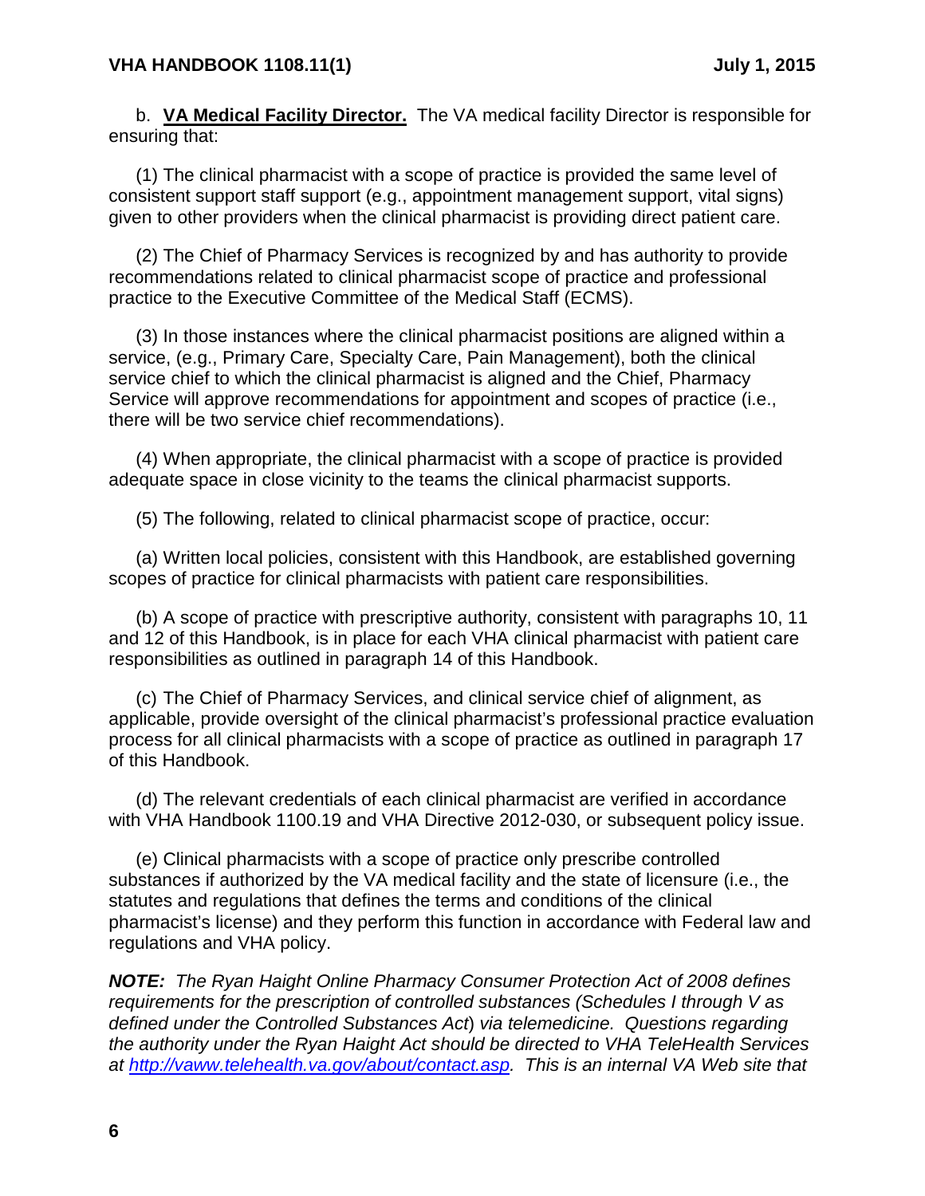b. **VA Medical Facility Director.** The VA medical facility Director is responsible for ensuring that:

(1) The clinical pharmacist with a scope of practice is provided the same level of consistent support staff support (e.g., appointment management support, vital signs) given to other providers when the clinical pharmacist is providing direct patient care.

(2) The Chief of Pharmacy Services is recognized by and has authority to provide recommendations related to clinical pharmacist scope of practice and professional practice to the Executive Committee of the Medical Staff (ECMS).

(3) In those instances where the clinical pharmacist positions are aligned within a service, (e.g., Primary Care, Specialty Care, Pain Management), both the clinical service chief to which the clinical pharmacist is aligned and the Chief, Pharmacy Service will approve recommendations for appointment and scopes of practice (i.e., there will be two service chief recommendations).

(4) When appropriate, the clinical pharmacist with a scope of practice is provided adequate space in close vicinity to the teams the clinical pharmacist supports.

(5) The following, related to clinical pharmacist scope of practice, occur:

(a) Written local policies, consistent with this Handbook, are established governing scopes of practice for clinical pharmacists with patient care responsibilities.

(b) A scope of practice with prescriptive authority, consistent with paragraphs 10, 11 and 12 of this Handbook, is in place for each VHA clinical pharmacist with patient care responsibilities as outlined in paragraph 14 of this Handbook.

(c) The Chief of Pharmacy Services, and clinical service chief of alignment, as applicable, provide oversight of the clinical pharmacist's professional practice evaluation process for all clinical pharmacists with a scope of practice as outlined in paragraph 17 of this Handbook.

(d) The relevant credentials of each clinical pharmacist are verified in accordance with VHA Handbook 1100.19 and VHA Directive 2012-030, or subsequent policy issue.

(e) Clinical pharmacists with a scope of practice only prescribe controlled substances if authorized by the VA medical facility and the state of licensure (i.e., the statutes and regulations that defines the terms and conditions of the clinical pharmacist's license) and they perform this function in accordance with Federal law and regulations and VHA policy.

***NOTE:*** *The Ryan Haight Online Pharmacy Consumer Protection Act of 2008 defines requirements for the prescription of controlled substances (Schedules I through V as defined under the Controlled Substances Act) via telemedicine. Questions regarding the authority under the Ryan Haight Act should be directed to VHA TeleHealth Services at http://vaww.telehealth.va.gov/about/contact.asp. This is an internal VA Web site that*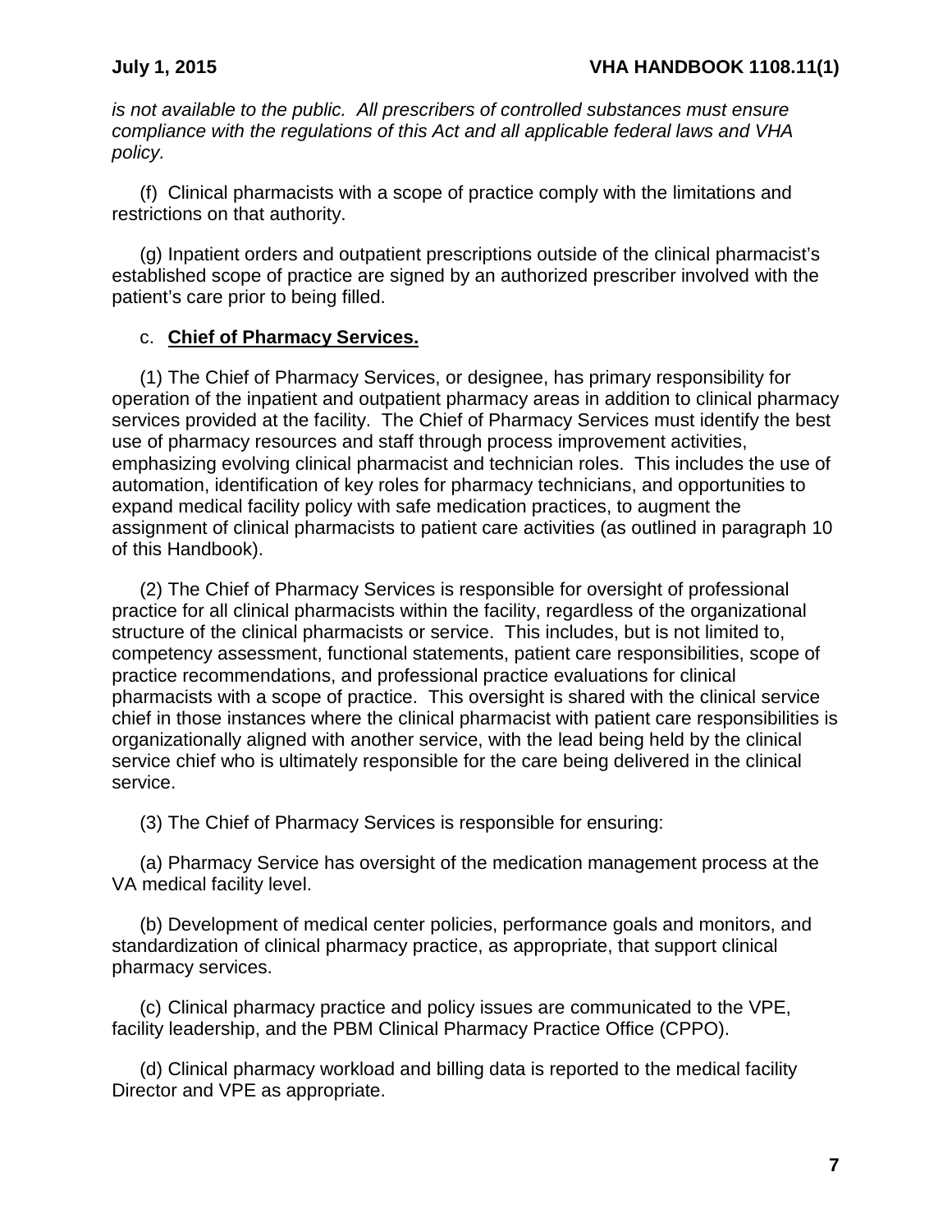*is not available to the public. All prescribers of controlled substances must ensure compliance with the regulations of this Act and all applicable federal laws and VHA policy.*

(f) Clinical pharmacists with a scope of practice comply with the limitations and restrictions on that authority.

(g) Inpatient orders and outpatient prescriptions outside of the clinical pharmacist's established scope of practice are signed by an authorized prescriber involved with the patient's care prior to being filled.

c. **Chief of Pharmacy Services.**

(1) The Chief of Pharmacy Services, or designee, has primary responsibility for operation of the inpatient and outpatient pharmacy areas in addition to clinical pharmacy services provided at the facility. The Chief of Pharmacy Services must identify the best use of pharmacy resources and staff through process improvement activities, emphasizing evolving clinical pharmacist and technician roles. This includes the use of automation, identification of key roles for pharmacy technicians, and opportunities to expand medical facility policy with safe medication practices, to augment the assignment of clinical pharmacists to patient care activities (as outlined in paragraph 10 of this Handbook).

(2) The Chief of Pharmacy Services is responsible for oversight of professional practice for all clinical pharmacists within the facility, regardless of the organizational structure of the clinical pharmacists or service. This includes, but is not limited to, competency assessment, functional statements, patient care responsibilities, scope of practice recommendations, and professional practice evaluations for clinical pharmacists with a scope of practice. This oversight is shared with the clinical service chief in those instances where the clinical pharmacist with patient care responsibilities is organizationally aligned with another service, with the lead being held by the clinical service chief who is ultimately responsible for the care being delivered in the clinical service.

(3) The Chief of Pharmacy Services is responsible for ensuring:

(a) Pharmacy Service has oversight of the medication management process at the VA medical facility level.

(b) Development of medical center policies, performance goals and monitors, and standardization of clinical pharmacy practice, as appropriate, that support clinical pharmacy services.

(c) Clinical pharmacy practice and policy issues are communicated to the VPE, facility leadership, and the PBM Clinical Pharmacy Practice Office (CPPO).

(d) Clinical pharmacy workload and billing data is reported to the medical facility Director and VPE as appropriate.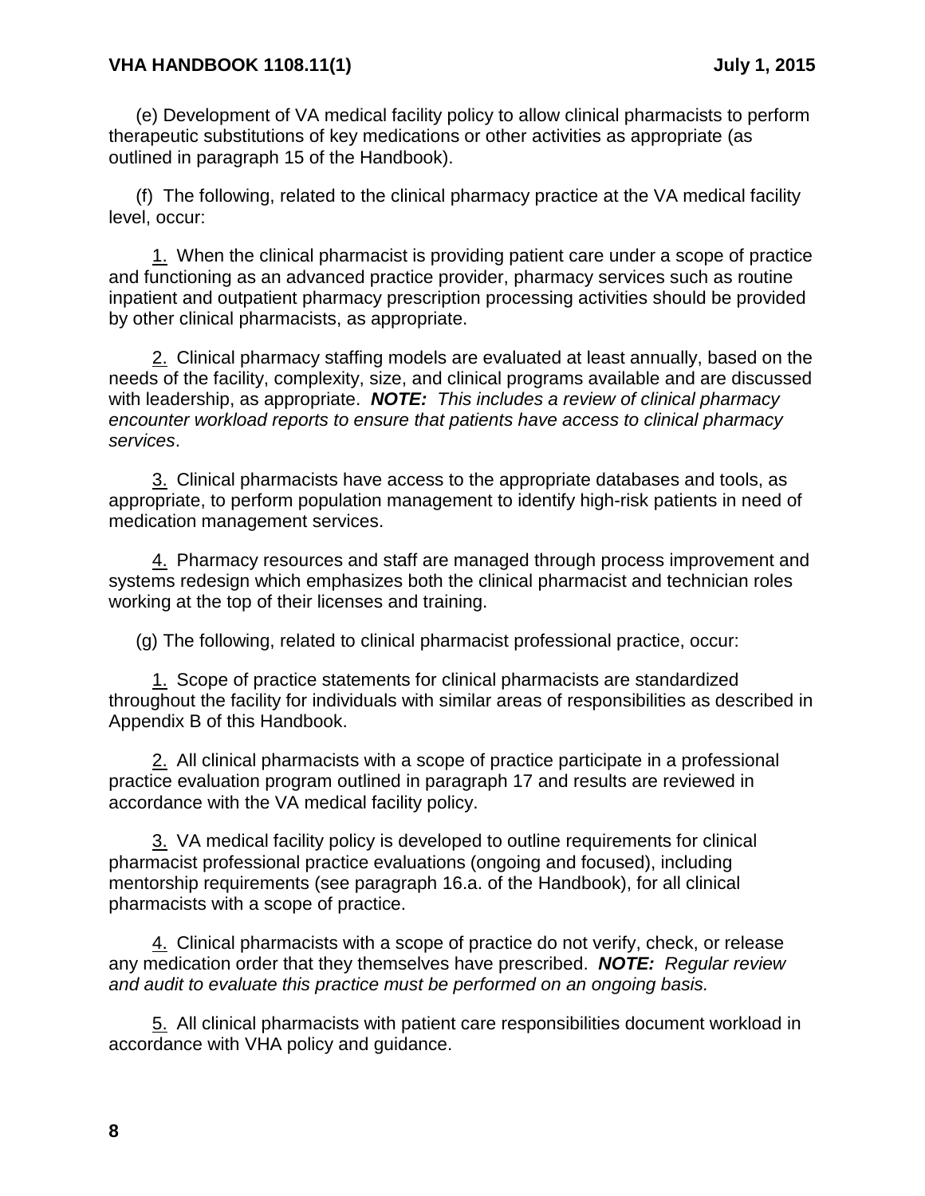(e) Development of VA medical facility policy to allow clinical pharmacists to perform therapeutic substitutions of key medications or other activities as appropriate (as outlined in paragraph 15 of the Handbook).

(f) The following, related to the clinical pharmacy practice at the VA medical facility level, occur:

1. When the clinical pharmacist is providing patient care under a scope of practice and functioning as an advanced practice provider, pharmacy services such as routine inpatient and outpatient pharmacy prescription processing activities should be provided by other clinical pharmacists, as appropriate.

2. Clinical pharmacy staffing models are evaluated at least annually, based on the needs of the facility, complexity, size, and clinical programs available and are discussed with leadership, as appropriate. ***NOTE:*** *This includes a review of clinical pharmacy encounter workload reports to ensure that patients have access to clinical pharmacy services*.

3. Clinical pharmacists have access to the appropriate databases and tools, as appropriate, to perform population management to identify high-risk patients in need of medication management services.

4. Pharmacy resources and staff are managed through process improvement and systems redesign which emphasizes both the clinical pharmacist and technician roles working at the top of their licenses and training.

(g) The following, related to clinical pharmacist professional practice, occur:

1. Scope of practice statements for clinical pharmacists are standardized throughout the facility for individuals with similar areas of responsibilities as described in Appendix B of this Handbook.

2. All clinical pharmacists with a scope of practice participate in a professional practice evaluation program outlined in paragraph 17 and results are reviewed in accordance with the VA medical facility policy.

3. VA medical facility policy is developed to outline requirements for clinical pharmacist professional practice evaluations (ongoing and focused), including mentorship requirements (see paragraph 16.a. of the Handbook), for all clinical pharmacists with a scope of practice.

4. Clinical pharmacists with a scope of practice do not verify, check, or release any medication order that they themselves have prescribed. ***NOTE:*** *Regular review and audit to evaluate this practice must be performed on an ongoing basis.*

5. All clinical pharmacists with patient care responsibilities document workload in accordance with VHA policy and guidance.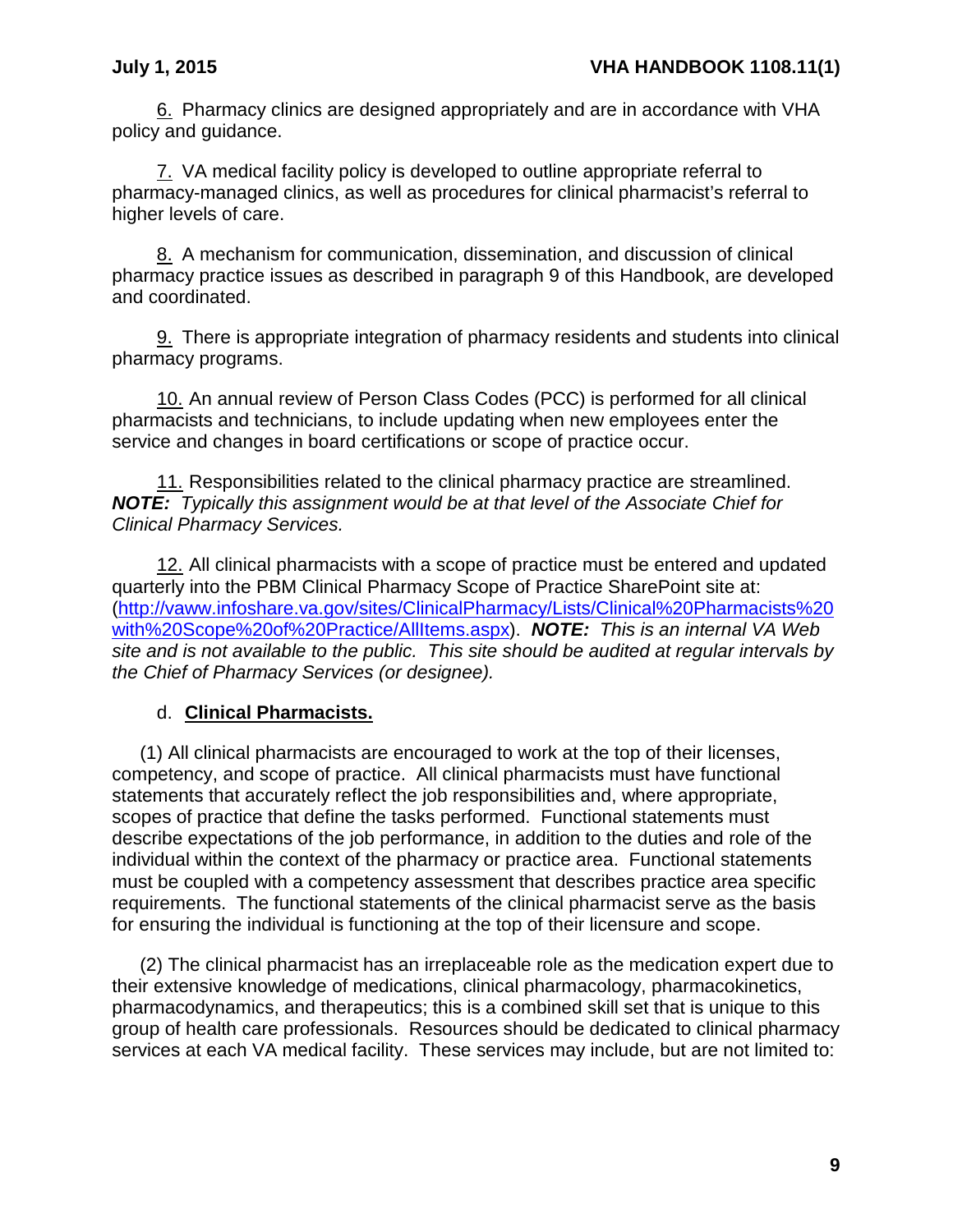6. Pharmacy clinics are designed appropriately and are in accordance with VHA policy and guidance.

7. VA medical facility policy is developed to outline appropriate referral to pharmacy-managed clinics, as well as procedures for clinical pharmacist's referral to higher levels of care.

8. A mechanism for communication, dissemination, and discussion of clinical pharmacy practice issues as described in paragraph 9 of this Handbook, are developed and coordinated.

9. There is appropriate integration of pharmacy residents and students into clinical pharmacy programs.

10. An annual review of Person Class Codes (PCC) is performed for all clinical pharmacists and technicians, to include updating when new employees enter the service and changes in board certifications or scope of practice occur.

11. Responsibilities related to the clinical pharmacy practice are streamlined. ***NOTE:*** *Typically this assignment would be at that level of the Associate Chief for Clinical Pharmacy Services.*

12. All clinical pharmacists with a scope of practice must be entered and updated quarterly into the PBM Clinical Pharmacy Scope of Practice SharePoint site at: (http://vaww.infoshare.va.gov/sites/ClinicalPharmacy/Lists/Clinical%20Pharmacists%20with%20Scope%20of%20Practice/AllItems.aspx). ***NOTE:*** *This is an internal VA Web site and is not available to the public. This site should be audited at regular intervals by the Chief of Pharmacy Services (or designee).*

d. **Clinical Pharmacists.**

(1) All clinical pharmacists are encouraged to work at the top of their licenses, competency, and scope of practice. All clinical pharmacists must have functional statements that accurately reflect the job responsibilities and, where appropriate, scopes of practice that define the tasks performed. Functional statements must describe expectations of the job performance, in addition to the duties and role of the individual within the context of the pharmacy or practice area. Functional statements must be coupled with a competency assessment that describes practice area specific requirements. The functional statements of the clinical pharmacist serve as the basis for ensuring the individual is functioning at the top of their licensure and scope.

(2) The clinical pharmacist has an irreplaceable role as the medication expert due to their extensive knowledge of medications, clinical pharmacology, pharmacokinetics, pharmacodynamics, and therapeutics; this is a combined skill set that is unique to this group of health care professionals. Resources should be dedicated to clinical pharmacy services at each VA medical facility. These services may include, but are not limited to: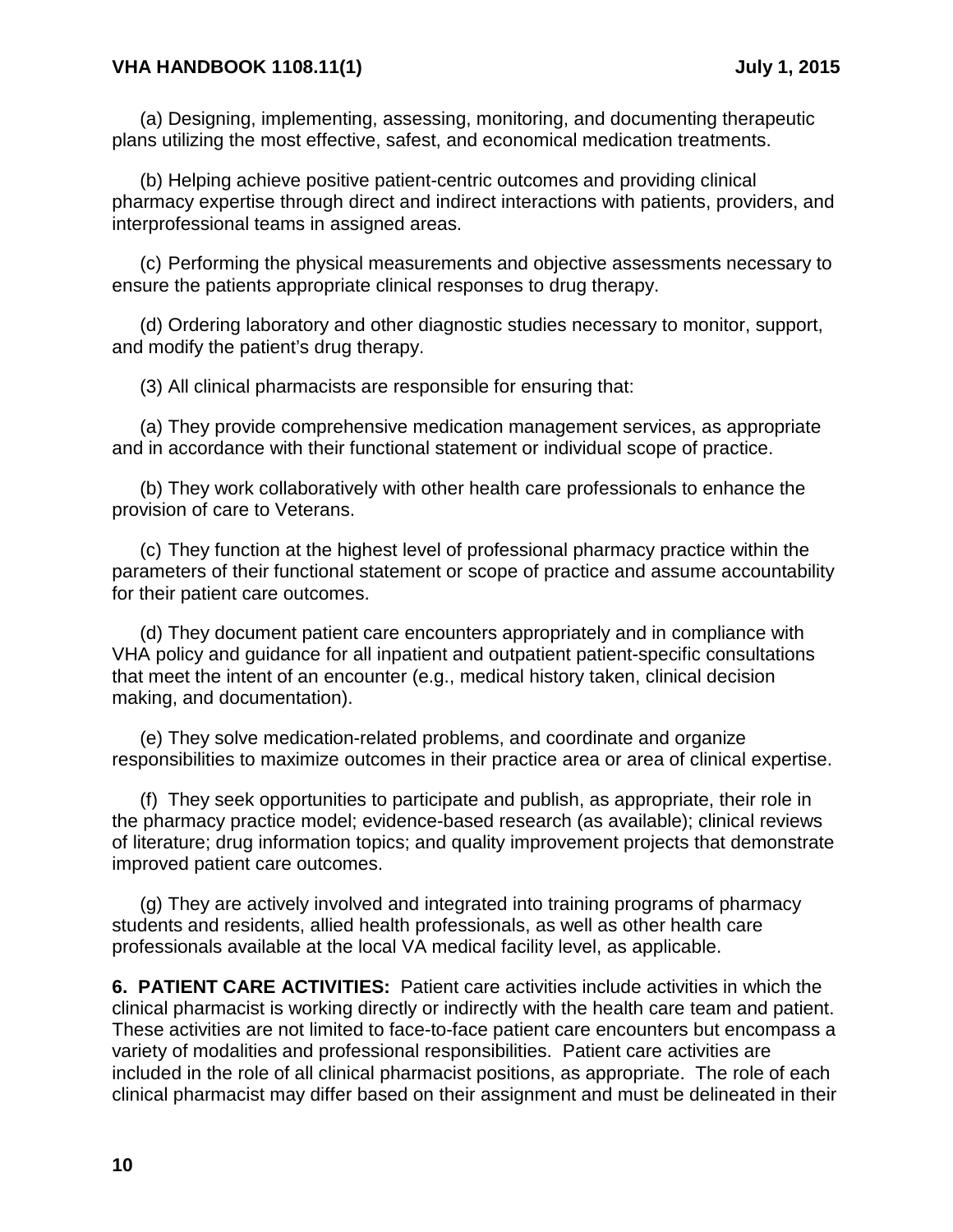(a) Designing, implementing, assessing, monitoring, and documenting therapeutic plans utilizing the most effective, safest, and economical medication treatments.

(b) Helping achieve positive patient-centric outcomes and providing clinical pharmacy expertise through direct and indirect interactions with patients, providers, and interprofessional teams in assigned areas.

(c) Performing the physical measurements and objective assessments necessary to ensure the patients appropriate clinical responses to drug therapy.

(d) Ordering laboratory and other diagnostic studies necessary to monitor, support, and modify the patient's drug therapy.

(3) All clinical pharmacists are responsible for ensuring that:

(a) They provide comprehensive medication management services, as appropriate and in accordance with their functional statement or individual scope of practice.

(b) They work collaboratively with other health care professionals to enhance the provision of care to Veterans.

(c) They function at the highest level of professional pharmacy practice within the parameters of their functional statement or scope of practice and assume accountability for their patient care outcomes.

(d) They document patient care encounters appropriately and in compliance with VHA policy and guidance for all inpatient and outpatient patient-specific consultations that meet the intent of an encounter (e.g., medical history taken, clinical decision making, and documentation).

(e) They solve medication-related problems, and coordinate and organize responsibilities to maximize outcomes in their practice area or area of clinical expertise.

(f) They seek opportunities to participate and publish, as appropriate, their role in the pharmacy practice model; evidence-based research (as available); clinical reviews of literature; drug information topics; and quality improvement projects that demonstrate improved patient care outcomes.

(g) They are actively involved and integrated into training programs of pharmacy students and residents, allied health professionals, as well as other health care professionals available at the local VA medical facility level, as applicable.

**6. PATIENT CARE ACTIVITIES:** Patient care activities include activities in which the clinical pharmacist is working directly or indirectly with the health care team and patient. These activities are not limited to face-to-face patient care encounters but encompass a variety of modalities and professional responsibilities. Patient care activities are included in the role of all clinical pharmacist positions, as appropriate. The role of each clinical pharmacist may differ based on their assignment and must be delineated in their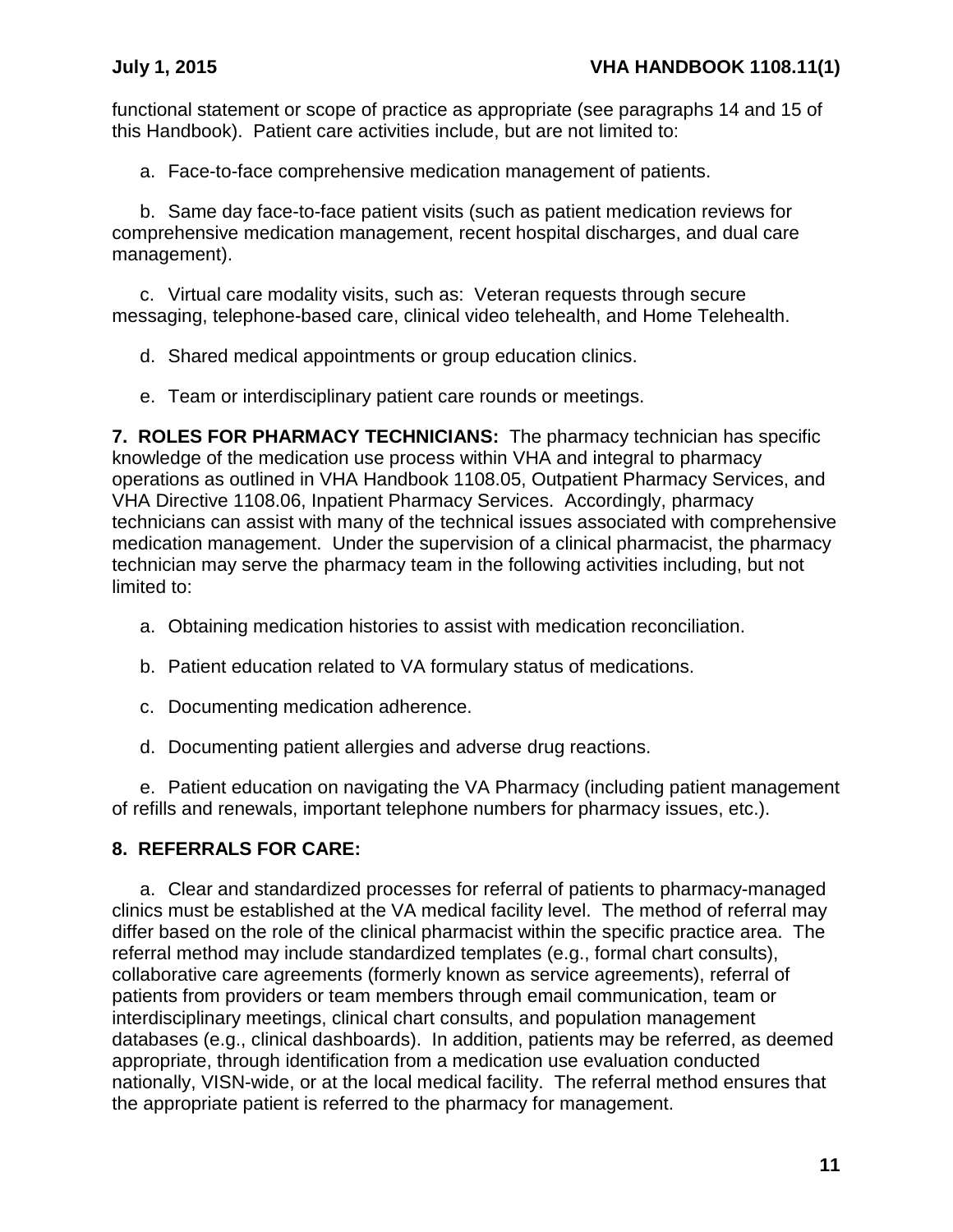functional statement or scope of practice as appropriate (see paragraphs 14 and 15 of this Handbook). Patient care activities include, but are not limited to:

a. Face-to-face comprehensive medication management of patients.

b. Same day face-to-face patient visits (such as patient medication reviews for comprehensive medication management, recent hospital discharges, and dual care management).

c. Virtual care modality visits, such as: Veteran requests through secure messaging, telephone-based care, clinical video telehealth, and Home Telehealth.

d. Shared medical appointments or group education clinics.

e. Team or interdisciplinary patient care rounds or meetings.

**7. ROLES FOR PHARMACY TECHNICIANS:** The pharmacy technician has specific knowledge of the medication use process within VHA and integral to pharmacy operations as outlined in VHA Handbook 1108.05, Outpatient Pharmacy Services, and VHA Directive 1108.06, Inpatient Pharmacy Services. Accordingly, pharmacy technicians can assist with many of the technical issues associated with comprehensive medication management. Under the supervision of a clinical pharmacist, the pharmacy technician may serve the pharmacy team in the following activities including, but not limited to:

a. Obtaining medication histories to assist with medication reconciliation.

b. Patient education related to VA formulary status of medications.

c. Documenting medication adherence.

d. Documenting patient allergies and adverse drug reactions.

e. Patient education on navigating the VA Pharmacy (including patient management of refills and renewals, important telephone numbers for pharmacy issues, etc.).

**8. REFERRALS FOR CARE:**

a. Clear and standardized processes for referral of patients to pharmacy-managed clinics must be established at the VA medical facility level. The method of referral may differ based on the role of the clinical pharmacist within the specific practice area. The referral method may include standardized templates (e.g., formal chart consults), collaborative care agreements (formerly known as service agreements), referral of patients from providers or team members through email communication, team or interdisciplinary meetings, clinical chart consults, and population management databases (e.g., clinical dashboards). In addition, patients may be referred, as deemed appropriate, through identification from a medication use evaluation conducted nationally, VISN-wide, or at the local medical facility. The referral method ensures that the appropriate patient is referred to the pharmacy for management.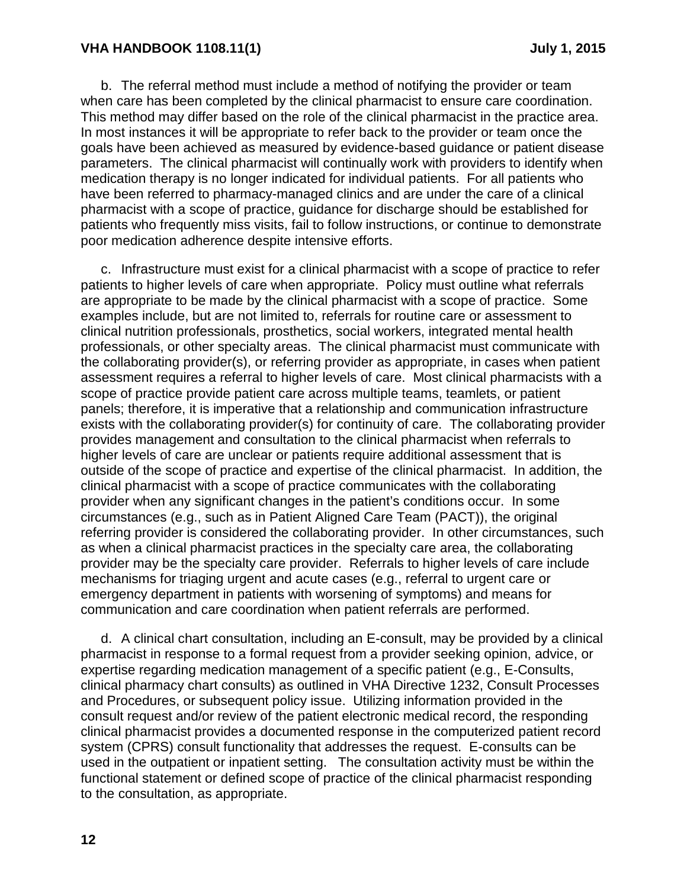b. The referral method must include a method of notifying the provider or team when care has been completed by the clinical pharmacist to ensure care coordination. This method may differ based on the role of the clinical pharmacist in the practice area. In most instances it will be appropriate to refer back to the provider or team once the goals have been achieved as measured by evidence-based guidance or patient disease parameters. The clinical pharmacist will continually work with providers to identify when medication therapy is no longer indicated for individual patients. For all patients who have been referred to pharmacy-managed clinics and are under the care of a clinical pharmacist with a scope of practice, guidance for discharge should be established for patients who frequently miss visits, fail to follow instructions, or continue to demonstrate poor medication adherence despite intensive efforts.

c. Infrastructure must exist for a clinical pharmacist with a scope of practice to refer patients to higher levels of care when appropriate. Policy must outline what referrals are appropriate to be made by the clinical pharmacist with a scope of practice. Some examples include, but are not limited to, referrals for routine care or assessment to clinical nutrition professionals, prosthetics, social workers, integrated mental health professionals, or other specialty areas. The clinical pharmacist must communicate with the collaborating provider(s), or referring provider as appropriate, in cases when patient assessment requires a referral to higher levels of care. Most clinical pharmacists with a scope of practice provide patient care across multiple teams, teamlets, or patient panels; therefore, it is imperative that a relationship and communication infrastructure exists with the collaborating provider(s) for continuity of care. The collaborating provider provides management and consultation to the clinical pharmacist when referrals to higher levels of care are unclear or patients require additional assessment that is outside of the scope of practice and expertise of the clinical pharmacist. In addition, the clinical pharmacist with a scope of practice communicates with the collaborating provider when any significant changes in the patient's conditions occur. In some circumstances (e.g., such as in Patient Aligned Care Team (PACT)), the original referring provider is considered the collaborating provider. In other circumstances, such as when a clinical pharmacist practices in the specialty care area, the collaborating provider may be the specialty care provider. Referrals to higher levels of care include mechanisms for triaging urgent and acute cases (e.g., referral to urgent care or emergency department in patients with worsening of symptoms) and means for communication and care coordination when patient referrals are performed.

d. A clinical chart consultation, including an E-consult, may be provided by a clinical pharmacist in response to a formal request from a provider seeking opinion, advice, or expertise regarding medication management of a specific patient (e.g., E-Consults, clinical pharmacy chart consults) as outlined in VHA Directive 1232, Consult Processes and Procedures, or subsequent policy issue. Utilizing information provided in the consult request and/or review of the patient electronic medical record, the responding clinical pharmacist provides a documented response in the computerized patient record system (CPRS) consult functionality that addresses the request. E-consults can be used in the outpatient or inpatient setting. The consultation activity must be within the functional statement or defined scope of practice of the clinical pharmacist responding to the consultation, as appropriate.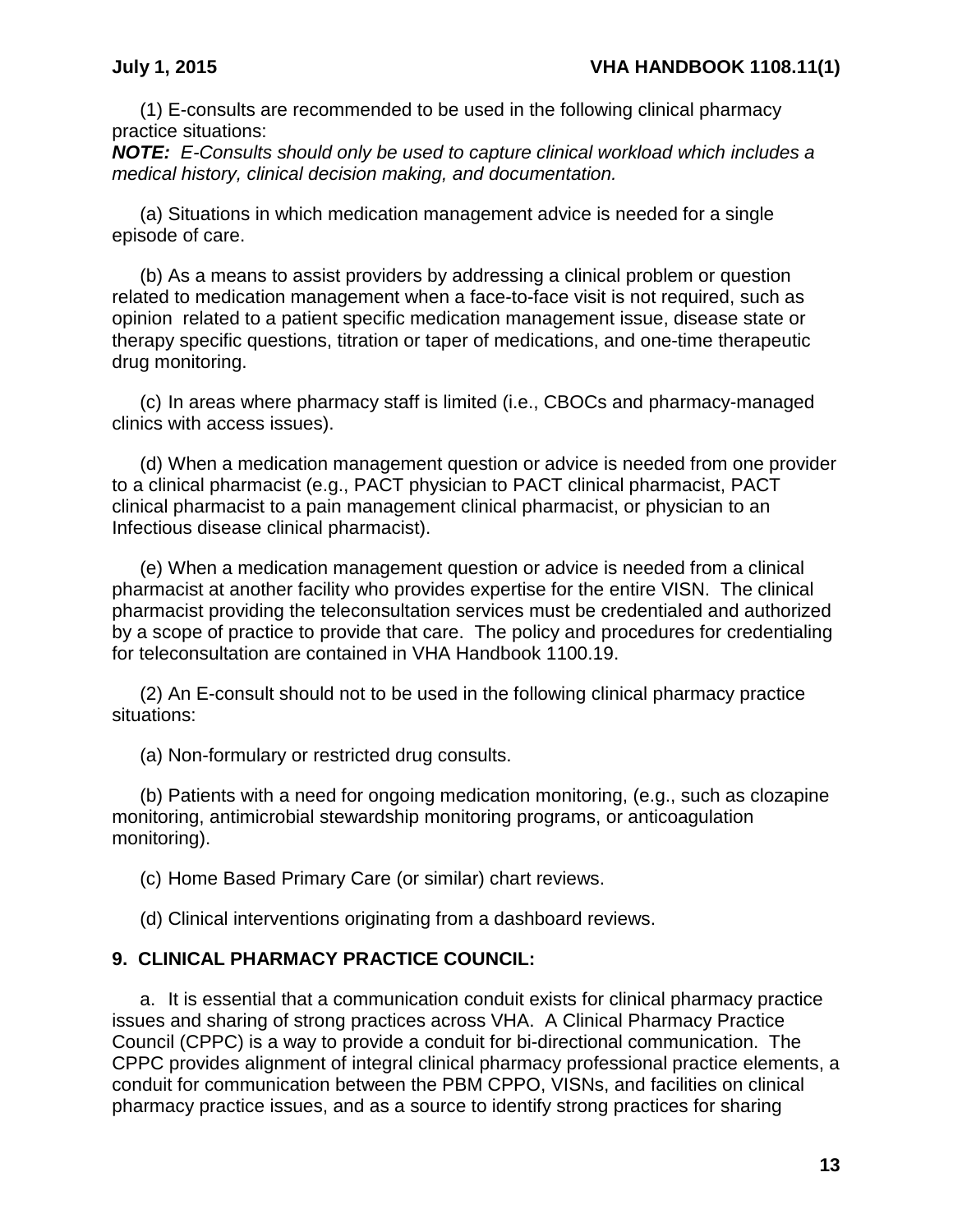(1) E-consults are recommended to be used in the following clinical pharmacy practice situations:

***NOTE:*** *E-Consults should only be used to capture clinical workload which includes a medical history, clinical decision making, and documentation.*

(a) Situations in which medication management advice is needed for a single episode of care.

(b) As a means to assist providers by addressing a clinical problem or question related to medication management when a face-to-face visit is not required, such as opinion related to a patient specific medication management issue, disease state or therapy specific questions, titration or taper of medications, and one-time therapeutic drug monitoring.

(c) In areas where pharmacy staff is limited (i.e., CBOCs and pharmacy-managed clinics with access issues).

(d) When a medication management question or advice is needed from one provider to a clinical pharmacist (e.g., PACT physician to PACT clinical pharmacist, PACT clinical pharmacist to a pain management clinical pharmacist, or physician to an Infectious disease clinical pharmacist).

(e) When a medication management question or advice is needed from a clinical pharmacist at another facility who provides expertise for the entire VISN. The clinical pharmacist providing the teleconsultation services must be credentialed and authorized by a scope of practice to provide that care. The policy and procedures for credentialing for teleconsultation are contained in VHA Handbook 1100.19.

(2) An E-consult should not to be used in the following clinical pharmacy practice situations:

(a) Non-formulary or restricted drug consults.

(b) Patients with a need for ongoing medication monitoring, (e.g., such as clozapine monitoring, antimicrobial stewardship monitoring programs, or anticoagulation monitoring).

(c) Home Based Primary Care (or similar) chart reviews.

(d) Clinical interventions originating from a dashboard reviews.

## 9. CLINICAL PHARMACY PRACTICE COUNCIL:

a. It is essential that a communication conduit exists for clinical pharmacy practice issues and sharing of strong practices across VHA. A Clinical Pharmacy Practice Council (CPPC) is a way to provide a conduit for bi-directional communication. The CPPC provides alignment of integral clinical pharmacy professional practice elements, a conduit for communication between the PBM CPPO, VISNs, and facilities on clinical pharmacy practice issues, and as a source to identify strong practices for sharing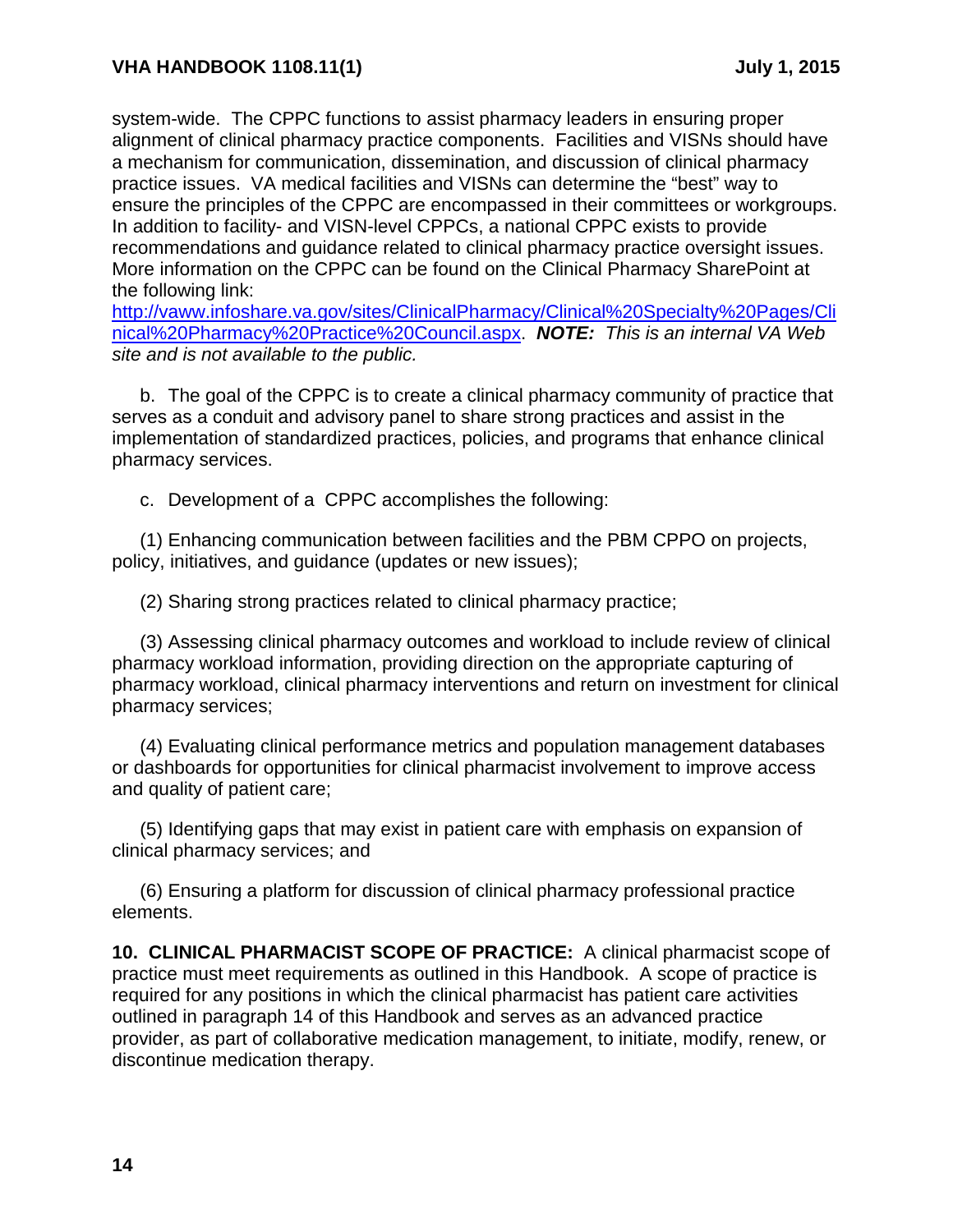system-wide. The CPPC functions to assist pharmacy leaders in ensuring proper alignment of clinical pharmacy practice components. Facilities and VISNs should have a mechanism for communication, dissemination, and discussion of clinical pharmacy practice issues. VA medical facilities and VISNs can determine the "best" way to ensure the principles of the CPPC are encompassed in their committees or workgroups. In addition to facility- and VISN-level CPPCs, a national CPPC exists to provide recommendations and guidance related to clinical pharmacy practice oversight issues. More information on the CPPC can be found on the Clinical Pharmacy SharePoint at the following link: [http://vaww.infoshare.va.gov/sites/ClinicalPharmacy/Clinical%20Specialty%20Pages/Clinical%20Pharmacy%20Practice%20Council.aspx](http://vaww.infoshare.va.gov/sites/ClinicalPharmacy/Clinical%20Specialty%20Pages/Clinical%20Pharmacy%20Practice%20Council.aspx). ***NOTE:*** *This is an internal VA Web site and is not available to the public.*

b. The goal of the CPPC is to create a clinical pharmacy community of practice that serves as a conduit and advisory panel to share strong practices and assist in the implementation of standardized practices, policies, and programs that enhance clinical pharmacy services.

c. Development of a CPPC accomplishes the following:

(1) Enhancing communication between facilities and the PBM CPPO on projects, policy, initiatives, and guidance (updates or new issues);

(2) Sharing strong practices related to clinical pharmacy practice;

(3) Assessing clinical pharmacy outcomes and workload to include review of clinical pharmacy workload information, providing direction on the appropriate capturing of pharmacy workload, clinical pharmacy interventions and return on investment for clinical pharmacy services;

(4) Evaluating clinical performance metrics and population management databases or dashboards for opportunities for clinical pharmacist involvement to improve access and quality of patient care;

(5) Identifying gaps that may exist in patient care with emphasis on expansion of clinical pharmacy services; and

(6) Ensuring a platform for discussion of clinical pharmacy professional practice elements.

**10. CLINICAL PHARMACIST SCOPE OF PRACTICE:** A clinical pharmacist scope of practice must meet requirements as outlined in this Handbook. A scope of practice is required for any positions in which the clinical pharmacist has patient care activities outlined in paragraph 14 of this Handbook and serves as an advanced practice provider, as part of collaborative medication management, to initiate, modify, renew, or discontinue medication therapy.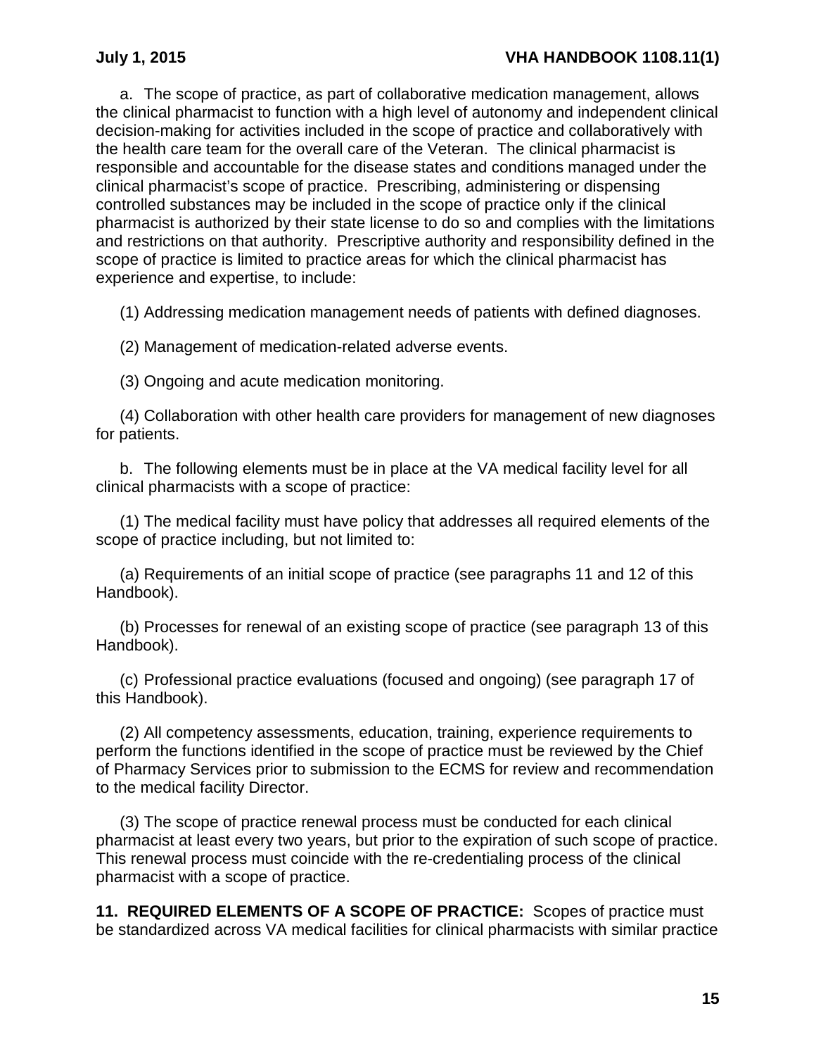a. The scope of practice, as part of collaborative medication management, allows the clinical pharmacist to function with a high level of autonomy and independent clinical decision-making for activities included in the scope of practice and collaboratively with the health care team for the overall care of the Veteran. The clinical pharmacist is responsible and accountable for the disease states and conditions managed under the clinical pharmacist's scope of practice. Prescribing, administering or dispensing controlled substances may be included in the scope of practice only if the clinical pharmacist is authorized by their state license to do so and complies with the limitations and restrictions on that authority. Prescriptive authority and responsibility defined in the scope of practice is limited to practice areas for which the clinical pharmacist has experience and expertise, to include:

(1) Addressing medication management needs of patients with defined diagnoses.

(2) Management of medication-related adverse events.

(3) Ongoing and acute medication monitoring.

(4) Collaboration with other health care providers for management of new diagnoses for patients.

b. The following elements must be in place at the VA medical facility level for all clinical pharmacists with a scope of practice:

(1) The medical facility must have policy that addresses all required elements of the scope of practice including, but not limited to:

(a) Requirements of an initial scope of practice (see paragraphs 11 and 12 of this Handbook).

(b) Processes for renewal of an existing scope of practice (see paragraph 13 of this Handbook).

(c) Professional practice evaluations (focused and ongoing) (see paragraph 17 of this Handbook).

(2) All competency assessments, education, training, experience requirements to perform the functions identified in the scope of practice must be reviewed by the Chief of Pharmacy Services prior to submission to the ECMS for review and recommendation to the medical facility Director.

(3) The scope of practice renewal process must be conducted for each clinical pharmacist at least every two years, but prior to the expiration of such scope of practice. This renewal process must coincide with the re-credentialing process of the clinical pharmacist with a scope of practice.

**11. REQUIRED ELEMENTS OF A SCOPE OF PRACTICE:** Scopes of practice must be standardized across VA medical facilities for clinical pharmacists with similar practice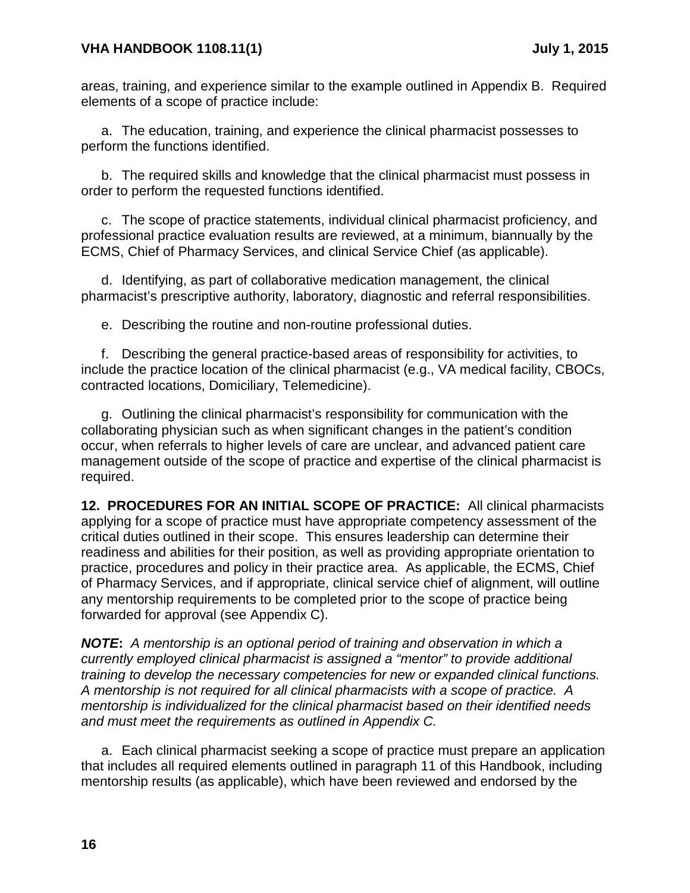areas, training, and experience similar to the example outlined in Appendix B. Required elements of a scope of practice include:

a. The education, training, and experience the clinical pharmacist possesses to perform the functions identified.

b. The required skills and knowledge that the clinical pharmacist must possess in order to perform the requested functions identified.

c. The scope of practice statements, individual clinical pharmacist proficiency, and professional practice evaluation results are reviewed, at a minimum, biannually by the ECMS, Chief of Pharmacy Services, and clinical Service Chief (as applicable).

d. Identifying, as part of collaborative medication management, the clinical pharmacist's prescriptive authority, laboratory, diagnostic and referral responsibilities.

e. Describing the routine and non-routine professional duties.

f. Describing the general practice-based areas of responsibility for activities, to include the practice location of the clinical pharmacist (e.g., VA medical facility, CBOCs, contracted locations, Domiciliary, Telemedicine).

g. Outlining the clinical pharmacist's responsibility for communication with the collaborating physician such as when significant changes in the patient's condition occur, when referrals to higher levels of care are unclear, and advanced patient care management outside of the scope of practice and expertise of the clinical pharmacist is required.

**12. PROCEDURES FOR AN INITIAL SCOPE OF PRACTICE:** All clinical pharmacists applying for a scope of practice must have appropriate competency assessment of the critical duties outlined in their scope. This ensures leadership can determine their readiness and abilities for their position, as well as providing appropriate orientation to practice, procedures and policy in their practice area. As applicable, the ECMS, Chief of Pharmacy Services, and if appropriate, clinical service chief of alignment, will outline any mentorship requirements to be completed prior to the scope of practice being forwarded for approval (see Appendix C).

***NOTE*****:** *A mentorship is an optional period of training and observation in which a currently employed clinical pharmacist is assigned a "mentor" to provide additional training to develop the necessary competencies for new or expanded clinical functions. A mentorship is not required for all clinical pharmacists with a scope of practice. A mentorship is individualized for the clinical pharmacist based on their identified needs and must meet the requirements as outlined in Appendix C.*

a. Each clinical pharmacist seeking a scope of practice must prepare an application that includes all required elements outlined in paragraph 11 of this Handbook, including mentorship results (as applicable), which have been reviewed and endorsed by the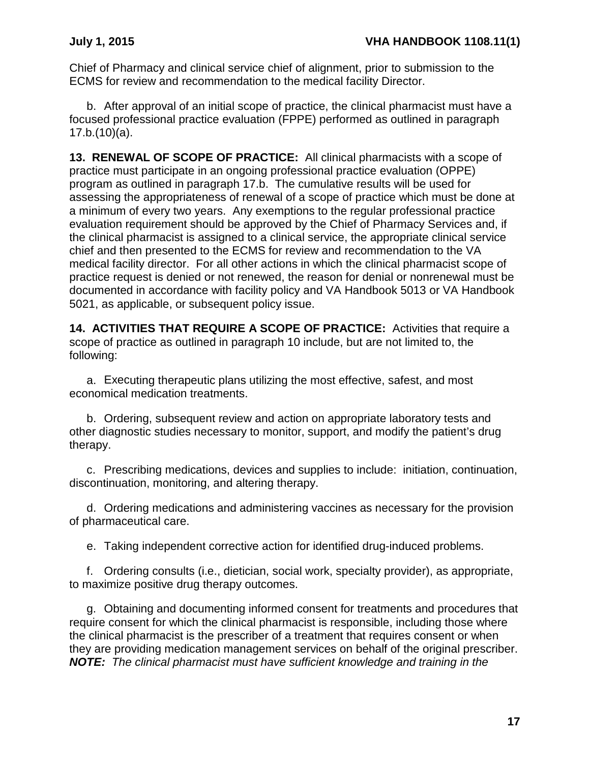Chief of Pharmacy and clinical service chief of alignment, prior to submission to the ECMS for review and recommendation to the medical facility Director.

b. After approval of an initial scope of practice, the clinical pharmacist must have a focused professional practice evaluation (FPPE) performed as outlined in paragraph 17.b.(10)(a).

**13. RENEWAL OF SCOPE OF PRACTICE:** All clinical pharmacists with a scope of practice must participate in an ongoing professional practice evaluation (OPPE) program as outlined in paragraph 17.b. The cumulative results will be used for assessing the appropriateness of renewal of a scope of practice which must be done at a minimum of every two years. Any exemptions to the regular professional practice evaluation requirement should be approved by the Chief of Pharmacy Services and, if the clinical pharmacist is assigned to a clinical service, the appropriate clinical service chief and then presented to the ECMS for review and recommendation to the VA medical facility director. For all other actions in which the clinical pharmacist scope of practice request is denied or not renewed, the reason for denial or nonrenewal must be documented in accordance with facility policy and VA Handbook 5013 or VA Handbook 5021, as applicable, or subsequent policy issue.

**14. ACTIVITIES THAT REQUIRE A SCOPE OF PRACTICE:** Activities that require a scope of practice as outlined in paragraph 10 include, but are not limited to, the following:

a. Executing therapeutic plans utilizing the most effective, safest, and most economical medication treatments.

b. Ordering, subsequent review and action on appropriate laboratory tests and other diagnostic studies necessary to monitor, support, and modify the patient's drug therapy.

c. Prescribing medications, devices and supplies to include: initiation, continuation, discontinuation, monitoring, and altering therapy.

d. Ordering medications and administering vaccines as necessary for the provision of pharmaceutical care.

e. Taking independent corrective action for identified drug-induced problems.

f. Ordering consults (i.e., dietician, social work, specialty provider), as appropriate, to maximize positive drug therapy outcomes.

g. Obtaining and documenting informed consent for treatments and procedures that require consent for which the clinical pharmacist is responsible, including those where the clinical pharmacist is the prescriber of a treatment that requires consent or when they are providing medication management services on behalf of the original prescriber. ***NOTE:*** *The clinical pharmacist must have sufficient knowledge and training in the*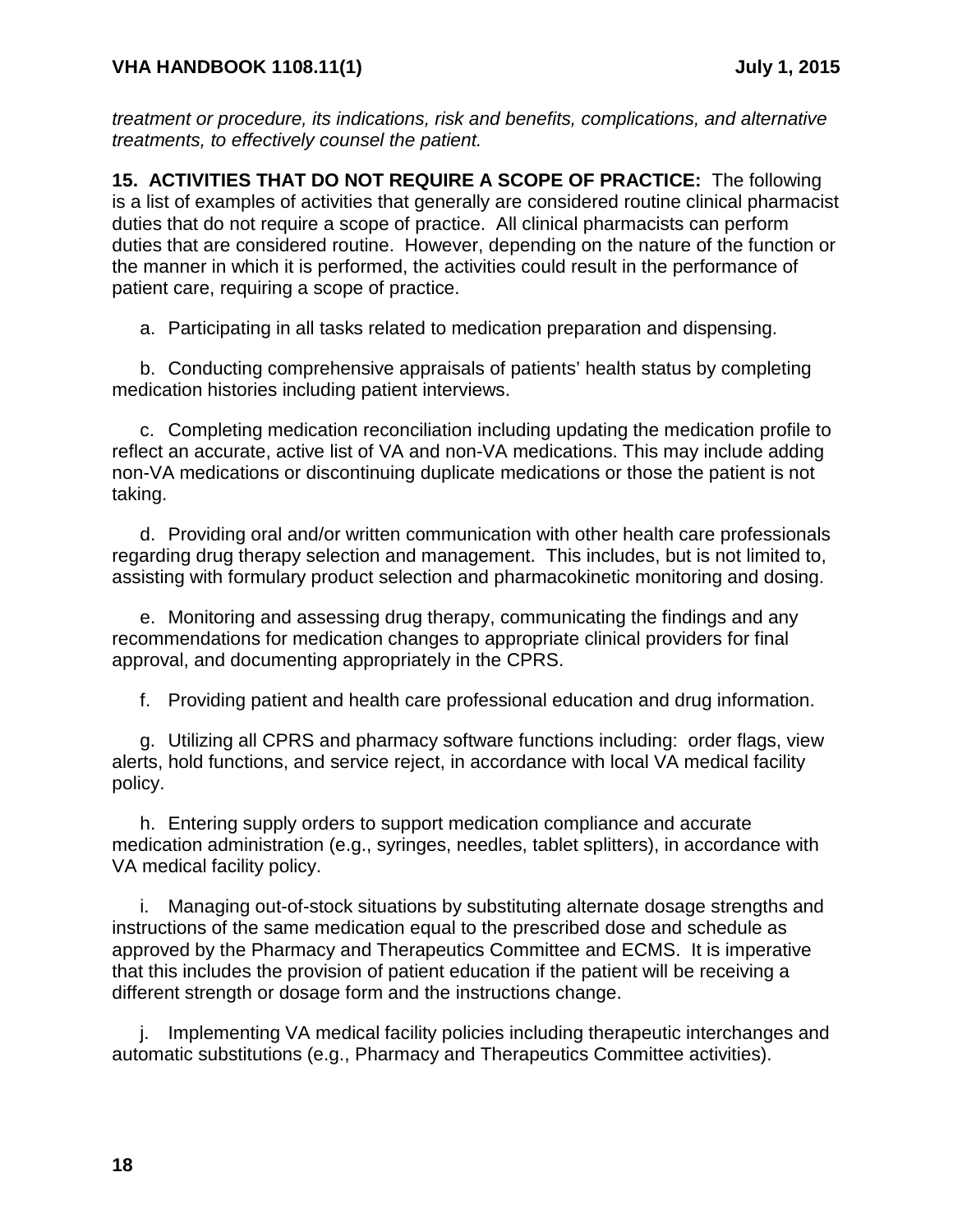*treatment or procedure, its indications, risk and benefits, complications, and alternative treatments, to effectively counsel the patient.*

**15. ACTIVITIES THAT DO NOT REQUIRE A SCOPE OF PRACTICE:** The following is a list of examples of activities that generally are considered routine clinical pharmacist duties that do not require a scope of practice. All clinical pharmacists can perform duties that are considered routine. However, depending on the nature of the function or the manner in which it is performed, the activities could result in the performance of patient care, requiring a scope of practice.

a. Participating in all tasks related to medication preparation and dispensing.

b. Conducting comprehensive appraisals of patients' health status by completing medication histories including patient interviews.

c. Completing medication reconciliation including updating the medication profile to reflect an accurate, active list of VA and non-VA medications. This may include adding non-VA medications or discontinuing duplicate medications or those the patient is not taking.

d. Providing oral and/or written communication with other health care professionals regarding drug therapy selection and management. This includes, but is not limited to, assisting with formulary product selection and pharmacokinetic monitoring and dosing.

e. Monitoring and assessing drug therapy, communicating the findings and any recommendations for medication changes to appropriate clinical providers for final approval, and documenting appropriately in the CPRS.

f. Providing patient and health care professional education and drug information.

g. Utilizing all CPRS and pharmacy software functions including: order flags, view alerts, hold functions, and service reject, in accordance with local VA medical facility policy.

h. Entering supply orders to support medication compliance and accurate medication administration (e.g., syringes, needles, tablet splitters), in accordance with VA medical facility policy.

i. Managing out-of-stock situations by substituting alternate dosage strengths and instructions of the same medication equal to the prescribed dose and schedule as approved by the Pharmacy and Therapeutics Committee and ECMS. It is imperative that this includes the provision of patient education if the patient will be receiving a different strength or dosage form and the instructions change.

j. Implementing VA medical facility policies including therapeutic interchanges and automatic substitutions (e.g., Pharmacy and Therapeutics Committee activities).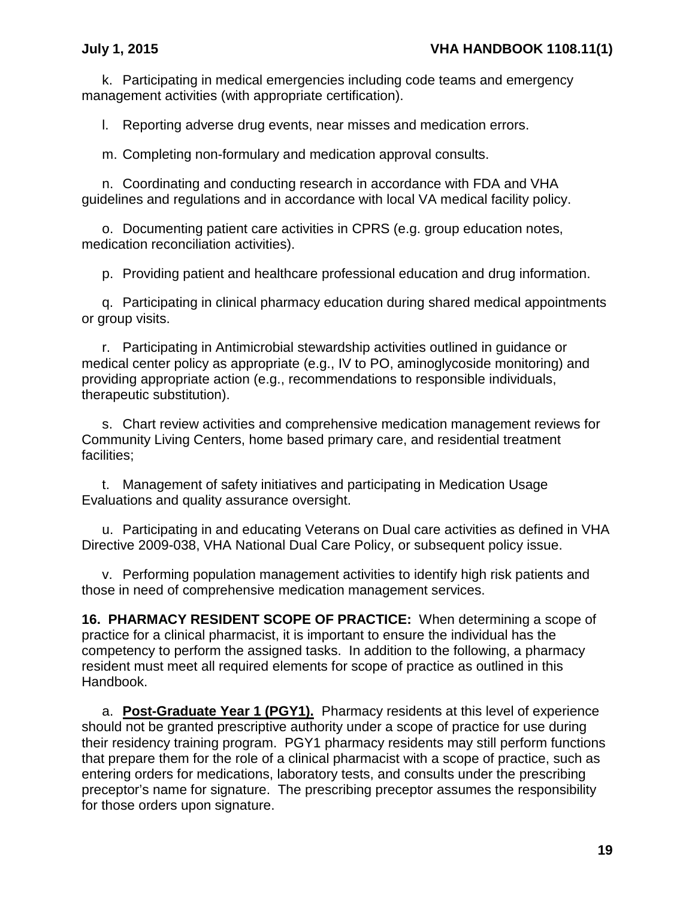k. Participating in medical emergencies including code teams and emergency management activities (with appropriate certification).

l. Reporting adverse drug events, near misses and medication errors.

m. Completing non-formulary and medication approval consults.

n. Coordinating and conducting research in accordance with FDA and VHA guidelines and regulations and in accordance with local VA medical facility policy.

o. Documenting patient care activities in CPRS (e.g. group education notes, medication reconciliation activities).

p. Providing patient and healthcare professional education and drug information.

q. Participating in clinical pharmacy education during shared medical appointments or group visits.

r. Participating in Antimicrobial stewardship activities outlined in guidance or medical center policy as appropriate (e.g., IV to PO, aminoglycoside monitoring) and providing appropriate action (e.g., recommendations to responsible individuals, therapeutic substitution).

s. Chart review activities and comprehensive medication management reviews for Community Living Centers, home based primary care, and residential treatment facilities;

t. Management of safety initiatives and participating in Medication Usage Evaluations and quality assurance oversight.

u. Participating in and educating Veterans on Dual care activities as defined in VHA Directive 2009-038, VHA National Dual Care Policy, or subsequent policy issue.

v. Performing population management activities to identify high risk patients and those in need of comprehensive medication management services.

**16. PHARMACY RESIDENT SCOPE OF PRACTICE:** When determining a scope of practice for a clinical pharmacist, it is important to ensure the individual has the competency to perform the assigned tasks. In addition to the following, a pharmacy resident must meet all required elements for scope of practice as outlined in this Handbook.

a. **Post-Graduate Year 1 (PGY1).** Pharmacy residents at this level of experience should not be granted prescriptive authority under a scope of practice for use during their residency training program. PGY1 pharmacy residents may still perform functions that prepare them for the role of a clinical pharmacist with a scope of practice, such as entering orders for medications, laboratory tests, and consults under the prescribing preceptor's name for signature. The prescribing preceptor assumes the responsibility for those orders upon signature.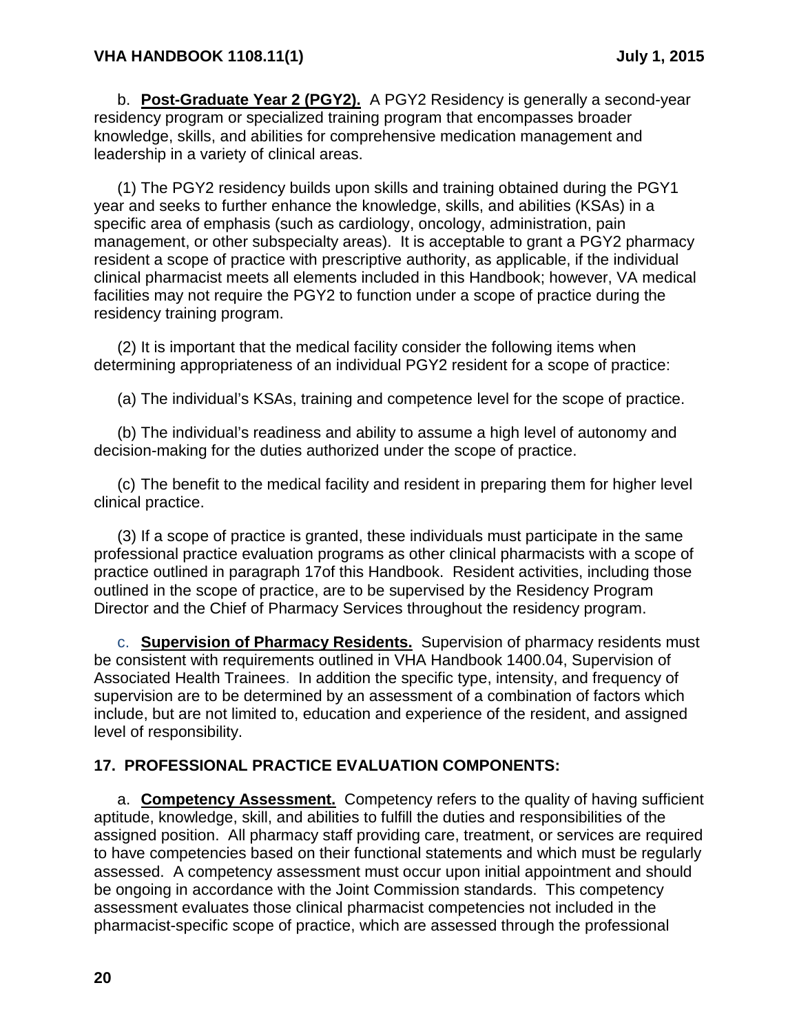b. **Post-Graduate Year 2 (PGY2).** A PGY2 Residency is generally a second-year residency program or specialized training program that encompasses broader knowledge, skills, and abilities for comprehensive medication management and leadership in a variety of clinical areas.

(1) The PGY2 residency builds upon skills and training obtained during the PGY1 year and seeks to further enhance the knowledge, skills, and abilities (KSAs) in a specific area of emphasis (such as cardiology, oncology, administration, pain management, or other subspecialty areas). It is acceptable to grant a PGY2 pharmacy resident a scope of practice with prescriptive authority, as applicable, if the individual clinical pharmacist meets all elements included in this Handbook; however, VA medical facilities may not require the PGY2 to function under a scope of practice during the residency training program.

(2) It is important that the medical facility consider the following items when determining appropriateness of an individual PGY2 resident for a scope of practice:

(a) The individual's KSAs, training and competence level for the scope of practice.

(b) The individual's readiness and ability to assume a high level of autonomy and decision-making for the duties authorized under the scope of practice.

(c) The benefit to the medical facility and resident in preparing them for higher level clinical practice.

(3) If a scope of practice is granted, these individuals must participate in the same professional practice evaluation programs as other clinical pharmacists with a scope of practice outlined in paragraph 17of this Handbook. Resident activities, including those outlined in the scope of practice, are to be supervised by the Residency Program Director and the Chief of Pharmacy Services throughout the residency program.

c. **Supervision of Pharmacy Residents.** Supervision of pharmacy residents must be consistent with requirements outlined in VHA Handbook 1400.04, Supervision of Associated Health Trainees. In addition the specific type, intensity, and frequency of supervision are to be determined by an assessment of a combination of factors which include, but are not limited to, education and experience of the resident, and assigned level of responsibility.

## 17. PROFESSIONAL PRACTICE EVALUATION COMPONENTS:

a. **Competency Assessment.** Competency refers to the quality of having sufficient aptitude, knowledge, skill, and abilities to fulfill the duties and responsibilities of the assigned position. All pharmacy staff providing care, treatment, or services are required to have competencies based on their functional statements and which must be regularly assessed. A competency assessment must occur upon initial appointment and should be ongoing in accordance with the Joint Commission standards. This competency assessment evaluates those clinical pharmacist competencies not included in the pharmacist-specific scope of practice, which are assessed through the professional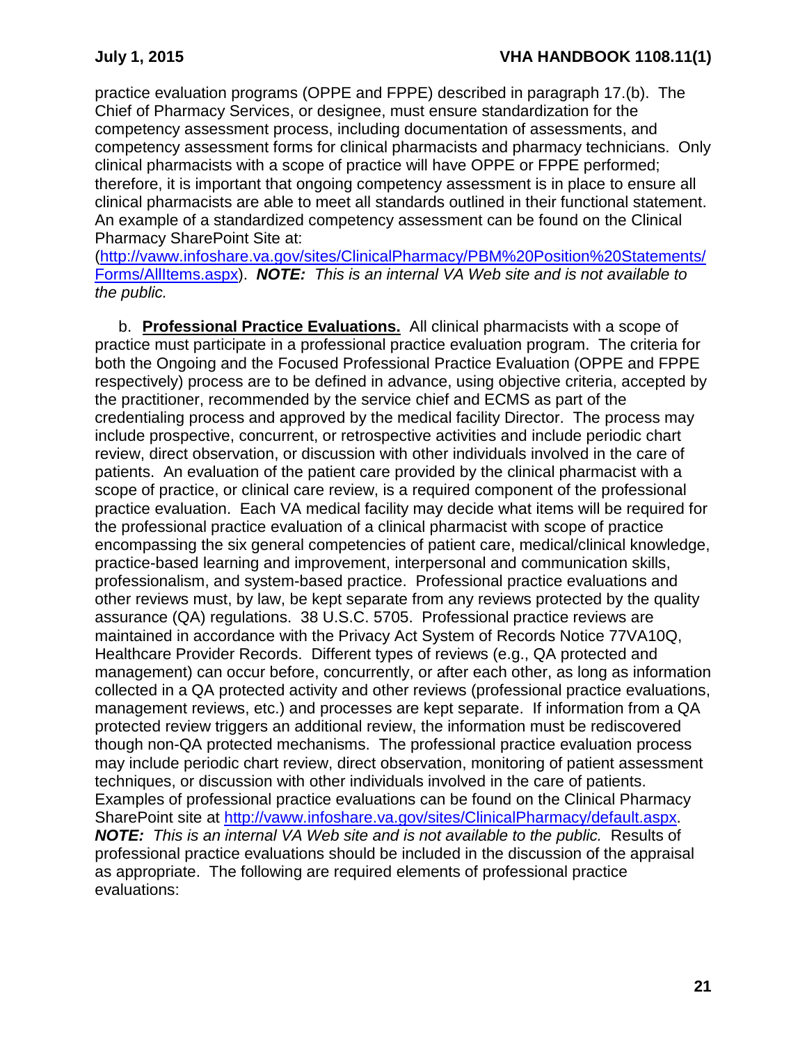practice evaluation programs (OPPE and FPPE) described in paragraph 17.(b). The Chief of Pharmacy Services, or designee, must ensure standardization for the competency assessment process, including documentation of assessments, and competency assessment forms for clinical pharmacists and pharmacy technicians. Only clinical pharmacists with a scope of practice will have OPPE or FPPE performed; therefore, it is important that ongoing competency assessment is in place to ensure all clinical pharmacists are able to meet all standards outlined in their functional statement. An example of a standardized competency assessment can be found on the Clinical Pharmacy SharePoint Site at: (http://vaww.infoshare.va.gov/sites/ClinicalPharmacy/PBM%20Position%20Statements/Forms/AllItems.aspx). ***NOTE:*** *This is an internal VA Web site and is not available to the public.*

b. **Professional Practice Evaluations.** All clinical pharmacists with a scope of practice must participate in a professional practice evaluation program. The criteria for both the Ongoing and the Focused Professional Practice Evaluation (OPPE and FPPE respectively) process are to be defined in advance, using objective criteria, accepted by the practitioner, recommended by the service chief and ECMS as part of the credentialing process and approved by the medical facility Director. The process may include prospective, concurrent, or retrospective activities and include periodic chart review, direct observation, or discussion with other individuals involved in the care of patients. An evaluation of the patient care provided by the clinical pharmacist with a scope of practice, or clinical care review, is a required component of the professional practice evaluation. Each VA medical facility may decide what items will be required for the professional practice evaluation of a clinical pharmacist with scope of practice encompassing the six general competencies of patient care, medical/clinical knowledge, practice-based learning and improvement, interpersonal and communication skills, professionalism, and system-based practice. Professional practice evaluations and other reviews must, by law, be kept separate from any reviews protected by the quality assurance (QA) regulations. 38 U.S.C. 5705. Professional practice reviews are maintained in accordance with the Privacy Act System of Records Notice 77VA10Q, Healthcare Provider Records. Different types of reviews (e.g., QA protected and management) can occur before, concurrently, or after each other, as long as information collected in a QA protected activity and other reviews (professional practice evaluations, management reviews, etc.) and processes are kept separate. If information from a QA protected review triggers an additional review, the information must be rediscovered though non-QA protected mechanisms. The professional practice evaluation process may include periodic chart review, direct observation, monitoring of patient assessment techniques, or discussion with other individuals involved in the care of patients. Examples of professional practice evaluations can be found on the Clinical Pharmacy SharePoint site at http://vaww.infoshare.va.gov/sites/ClinicalPharmacy/default.aspx. ***NOTE:*** *This is an internal VA Web site and is not available to the public.* Results of professional practice evaluations should be included in the discussion of the appraisal as appropriate. The following are required elements of professional practice evaluations: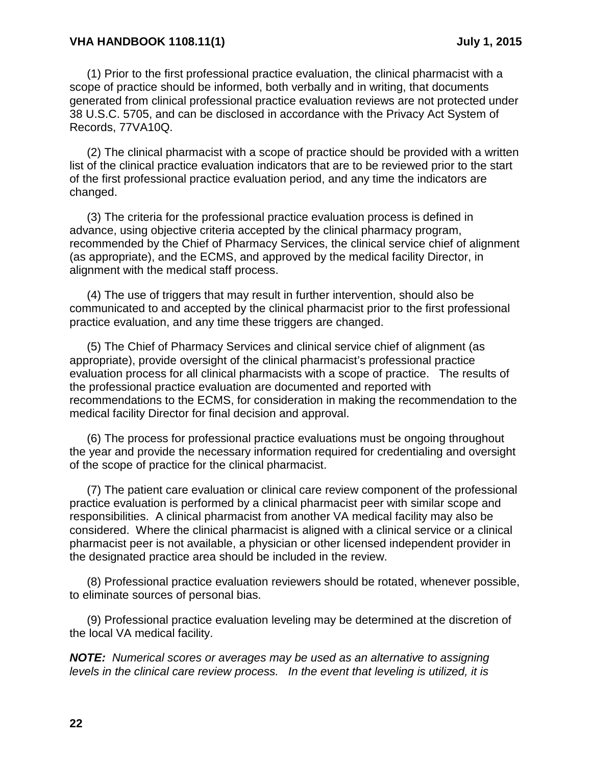(1) Prior to the first professional practice evaluation, the clinical pharmacist with a scope of practice should be informed, both verbally and in writing, that documents generated from clinical professional practice evaluation reviews are not protected under 38 U.S.C. 5705, and can be disclosed in accordance with the Privacy Act System of Records, 77VA10Q.

(2) The clinical pharmacist with a scope of practice should be provided with a written list of the clinical practice evaluation indicators that are to be reviewed prior to the start of the first professional practice evaluation period, and any time the indicators are changed.

(3) The criteria for the professional practice evaluation process is defined in advance, using objective criteria accepted by the clinical pharmacy program, recommended by the Chief of Pharmacy Services, the clinical service chief of alignment (as appropriate), and the ECMS, and approved by the medical facility Director, in alignment with the medical staff process.

(4) The use of triggers that may result in further intervention, should also be communicated to and accepted by the clinical pharmacist prior to the first professional practice evaluation, and any time these triggers are changed.

(5) The Chief of Pharmacy Services and clinical service chief of alignment (as appropriate), provide oversight of the clinical pharmacist's professional practice evaluation process for all clinical pharmacists with a scope of practice. The results of the professional practice evaluation are documented and reported with recommendations to the ECMS, for consideration in making the recommendation to the medical facility Director for final decision and approval.

(6) The process for professional practice evaluations must be ongoing throughout the year and provide the necessary information required for credentialing and oversight of the scope of practice for the clinical pharmacist.

(7) The patient care evaluation or clinical care review component of the professional practice evaluation is performed by a clinical pharmacist peer with similar scope and responsibilities. A clinical pharmacist from another VA medical facility may also be considered. Where the clinical pharmacist is aligned with a clinical service or a clinical pharmacist peer is not available, a physician or other licensed independent provider in the designated practice area should be included in the review.

(8) Professional practice evaluation reviewers should be rotated, whenever possible, to eliminate sources of personal bias.

(9) Professional practice evaluation leveling may be determined at the discretion of the local VA medical facility.

***NOTE:*** *Numerical scores or averages may be used as an alternative to assigning levels in the clinical care review process. In the event that leveling is utilized, it is*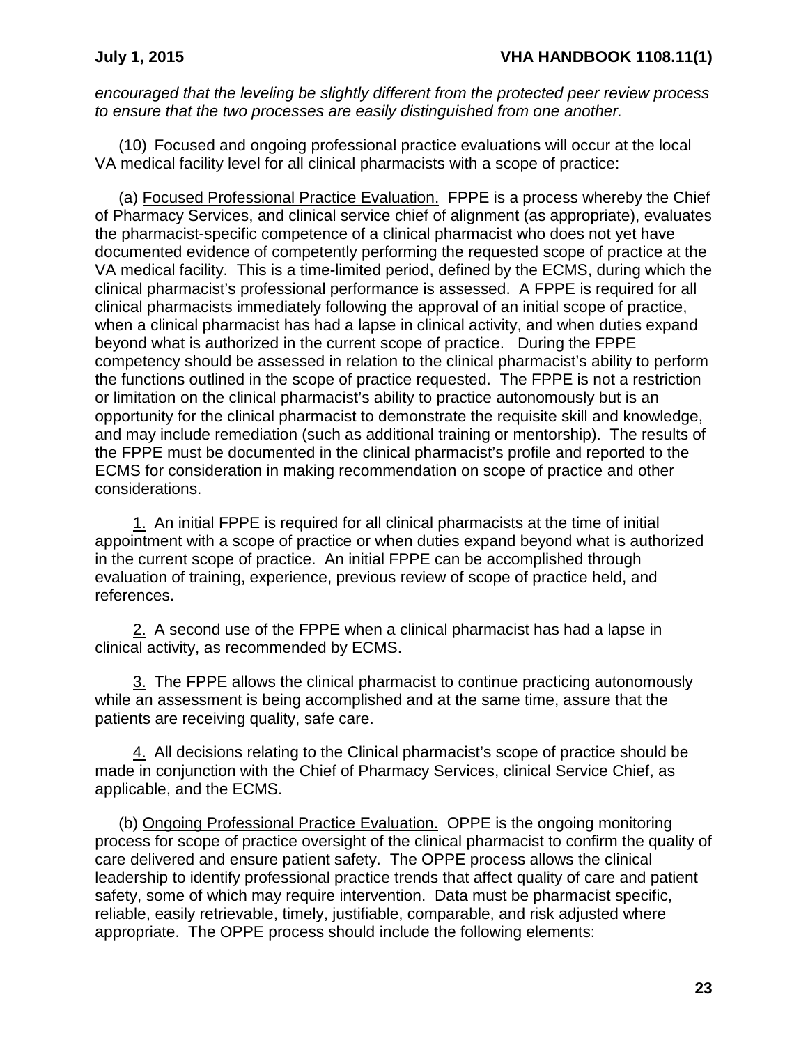*encouraged that the leveling be slightly different from the protected peer review process to ensure that the two processes are easily distinguished from one another.*

(10) Focused and ongoing professional practice evaluations will occur at the local VA medical facility level for all clinical pharmacists with a scope of practice:

(a) Focused Professional Practice Evaluation. FPPE is a process whereby the Chief of Pharmacy Services, and clinical service chief of alignment (as appropriate), evaluates the pharmacist-specific competence of a clinical pharmacist who does not yet have documented evidence of competently performing the requested scope of practice at the VA medical facility. This is a time-limited period, defined by the ECMS, during which the clinical pharmacist's professional performance is assessed. A FPPE is required for all clinical pharmacists immediately following the approval of an initial scope of practice, when a clinical pharmacist has had a lapse in clinical activity, and when duties expand beyond what is authorized in the current scope of practice. During the FPPE competency should be assessed in relation to the clinical pharmacist's ability to perform the functions outlined in the scope of practice requested. The FPPE is not a restriction or limitation on the clinical pharmacist's ability to practice autonomously but is an opportunity for the clinical pharmacist to demonstrate the requisite skill and knowledge, and may include remediation (such as additional training or mentorship). The results of the FPPE must be documented in the clinical pharmacist's profile and reported to the ECMS for consideration in making recommendation on scope of practice and other considerations.

1. An initial FPPE is required for all clinical pharmacists at the time of initial appointment with a scope of practice or when duties expand beyond what is authorized in the current scope of practice. An initial FPPE can be accomplished through evaluation of training, experience, previous review of scope of practice held, and references.

2. A second use of the FPPE when a clinical pharmacist has had a lapse in clinical activity, as recommended by ECMS.

3. The FPPE allows the clinical pharmacist to continue practicing autonomously while an assessment is being accomplished and at the same time, assure that the patients are receiving quality, safe care.

4. All decisions relating to the Clinical pharmacist's scope of practice should be made in conjunction with the Chief of Pharmacy Services, clinical Service Chief, as applicable, and the ECMS.

(b) Ongoing Professional Practice Evaluation. OPPE is the ongoing monitoring process for scope of practice oversight of the clinical pharmacist to confirm the quality of care delivered and ensure patient safety. The OPPE process allows the clinical leadership to identify professional practice trends that affect quality of care and patient safety, some of which may require intervention. Data must be pharmacist specific, reliable, easily retrievable, timely, justifiable, comparable, and risk adjusted where appropriate. The OPPE process should include the following elements: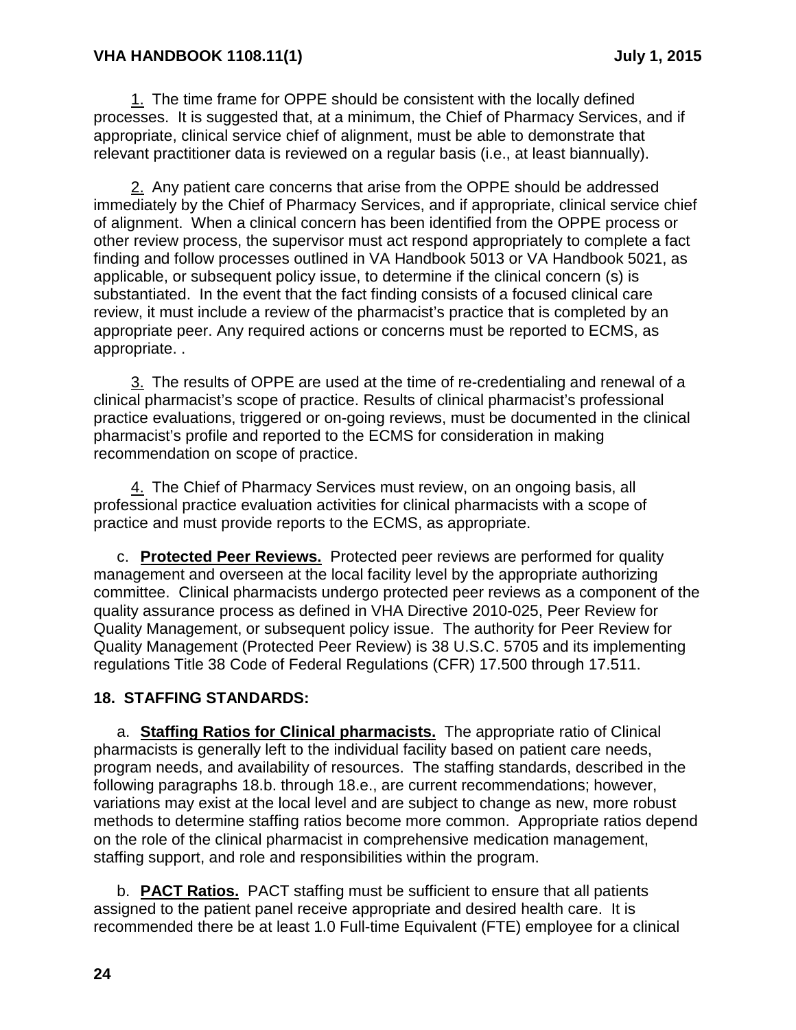1. The time frame for OPPE should be consistent with the locally defined processes. It is suggested that, at a minimum, the Chief of Pharmacy Services, and if appropriate, clinical service chief of alignment, must be able to demonstrate that relevant practitioner data is reviewed on a regular basis (i.e., at least biannually).

2. Any patient care concerns that arise from the OPPE should be addressed immediately by the Chief of Pharmacy Services, and if appropriate, clinical service chief of alignment. When a clinical concern has been identified from the OPPE process or other review process, the supervisor must act respond appropriately to complete a fact finding and follow processes outlined in VA Handbook 5013 or VA Handbook 5021, as applicable, or subsequent policy issue, to determine if the clinical concern (s) is substantiated. In the event that the fact finding consists of a focused clinical care review, it must include a review of the pharmacist's practice that is completed by an appropriate peer. Any required actions or concerns must be reported to ECMS, as appropriate. .

3. The results of OPPE are used at the time of re-credentialing and renewal of a clinical pharmacist's scope of practice. Results of clinical pharmacist's professional practice evaluations, triggered or on-going reviews, must be documented in the clinical pharmacist's profile and reported to the ECMS for consideration in making recommendation on scope of practice.

4. The Chief of Pharmacy Services must review, on an ongoing basis, all professional practice evaluation activities for clinical pharmacists with a scope of practice and must provide reports to the ECMS, as appropriate.

c. **Protected Peer Reviews.** Protected peer reviews are performed for quality management and overseen at the local facility level by the appropriate authorizing committee. Clinical pharmacists undergo protected peer reviews as a component of the quality assurance process as defined in VHA Directive 2010-025, Peer Review for Quality Management, or subsequent policy issue. The authority for Peer Review for Quality Management (Protected Peer Review) is 38 U.S.C. 5705 and its implementing regulations Title 38 Code of Federal Regulations (CFR) 17.500 through 17.511.

## 18. STAFFING STANDARDS:

a. **Staffing Ratios for Clinical pharmacists.** The appropriate ratio of Clinical pharmacists is generally left to the individual facility based on patient care needs, program needs, and availability of resources. The staffing standards, described in the following paragraphs 18.b. through 18.e., are current recommendations; however, variations may exist at the local level and are subject to change as new, more robust methods to determine staffing ratios become more common. Appropriate ratios depend on the role of the clinical pharmacist in comprehensive medication management, staffing support, and role and responsibilities within the program.

b. **PACT Ratios.** PACT staffing must be sufficient to ensure that all patients assigned to the patient panel receive appropriate and desired health care. It is recommended there be at least 1.0 Full-time Equivalent (FTE) employee for a clinical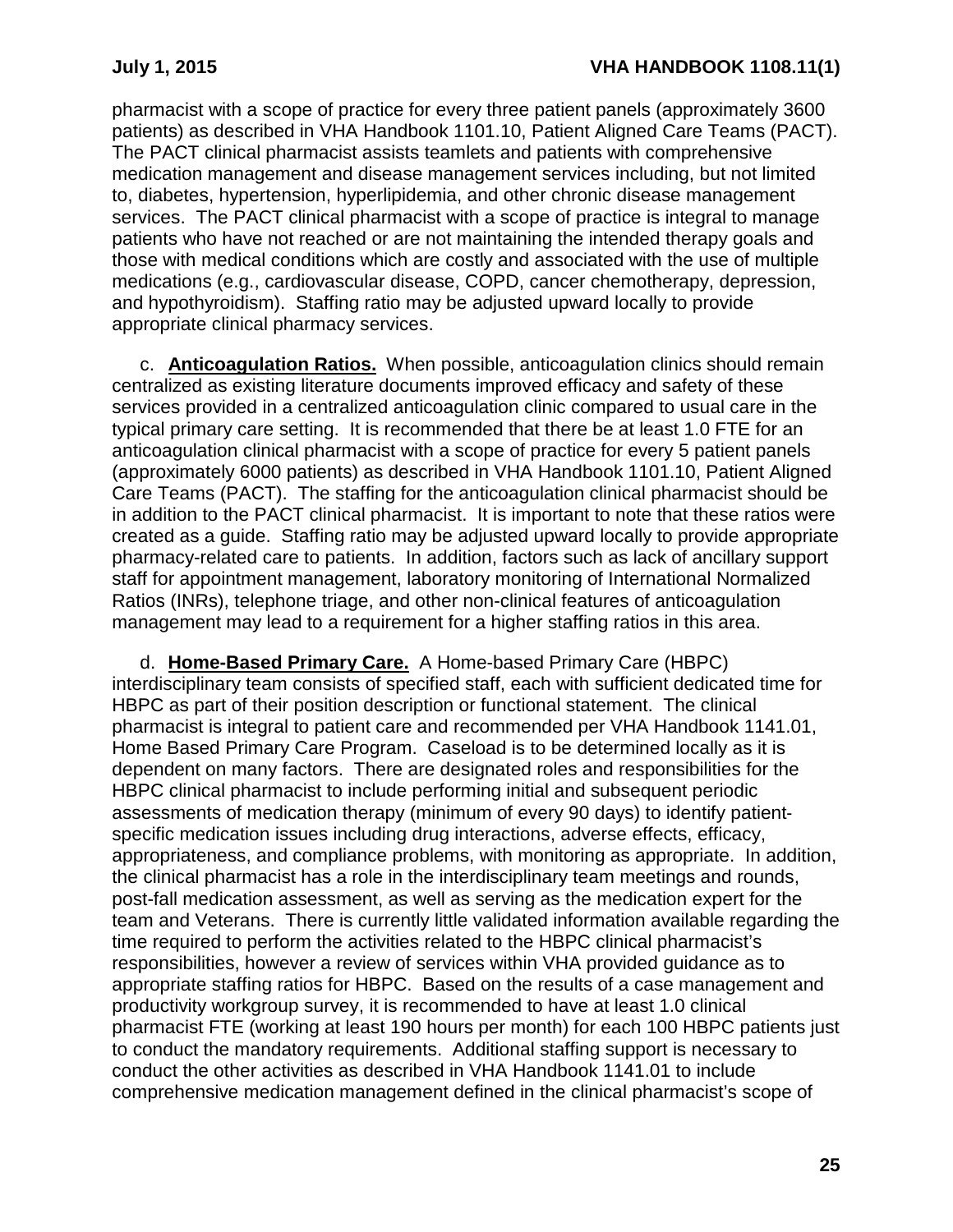pharmacist with a scope of practice for every three patient panels (approximately 3600 patients) as described in VHA Handbook 1101.10, Patient Aligned Care Teams (PACT). The PACT clinical pharmacist assists teamlets and patients with comprehensive medication management and disease management services including, but not limited to, diabetes, hypertension, hyperlipidemia, and other chronic disease management services. The PACT clinical pharmacist with a scope of practice is integral to manage patients who have not reached or are not maintaining the intended therapy goals and those with medical conditions which are costly and associated with the use of multiple medications (e.g., cardiovascular disease, COPD, cancer chemotherapy, depression, and hypothyroidism). Staffing ratio may be adjusted upward locally to provide appropriate clinical pharmacy services.

c. **Anticoagulation Ratios.** When possible, anticoagulation clinics should remain centralized as existing literature documents improved efficacy and safety of these services provided in a centralized anticoagulation clinic compared to usual care in the typical primary care setting. It is recommended that there be at least 1.0 FTE for an anticoagulation clinical pharmacist with a scope of practice for every 5 patient panels (approximately 6000 patients) as described in VHA Handbook 1101.10, Patient Aligned Care Teams (PACT). The staffing for the anticoagulation clinical pharmacist should be in addition to the PACT clinical pharmacist. It is important to note that these ratios were created as a guide. Staffing ratio may be adjusted upward locally to provide appropriate pharmacy-related care to patients. In addition, factors such as lack of ancillary support staff for appointment management, laboratory monitoring of International Normalized Ratios (INRs), telephone triage, and other non-clinical features of anticoagulation management may lead to a requirement for a higher staffing ratios in this area.

d. **Home-Based Primary Care.** A Home-based Primary Care (HBPC) interdisciplinary team consists of specified staff, each with sufficient dedicated time for HBPC as part of their position description or functional statement. The clinical pharmacist is integral to patient care and recommended per VHA Handbook 1141.01, Home Based Primary Care Program. Caseload is to be determined locally as it is dependent on many factors. There are designated roles and responsibilities for the HBPC clinical pharmacist to include performing initial and subsequent periodic assessments of medication therapy (minimum of every 90 days) to identify patient-specific medication issues including drug interactions, adverse effects, efficacy, appropriateness, and compliance problems, with monitoring as appropriate. In addition, the clinical pharmacist has a role in the interdisciplinary team meetings and rounds, post-fall medication assessment, as well as serving as the medication expert for the team and Veterans. There is currently little validated information available regarding the time required to perform the activities related to the HBPC clinical pharmacist's responsibilities, however a review of services within VHA provided guidance as to appropriate staffing ratios for HBPC. Based on the results of a case management and productivity workgroup survey, it is recommended to have at least 1.0 clinical pharmacist FTE (working at least 190 hours per month) for each 100 HBPC patients just to conduct the mandatory requirements. Additional staffing support is necessary to conduct the other activities as described in VHA Handbook 1141.01 to include comprehensive medication management defined in the clinical pharmacist's scope of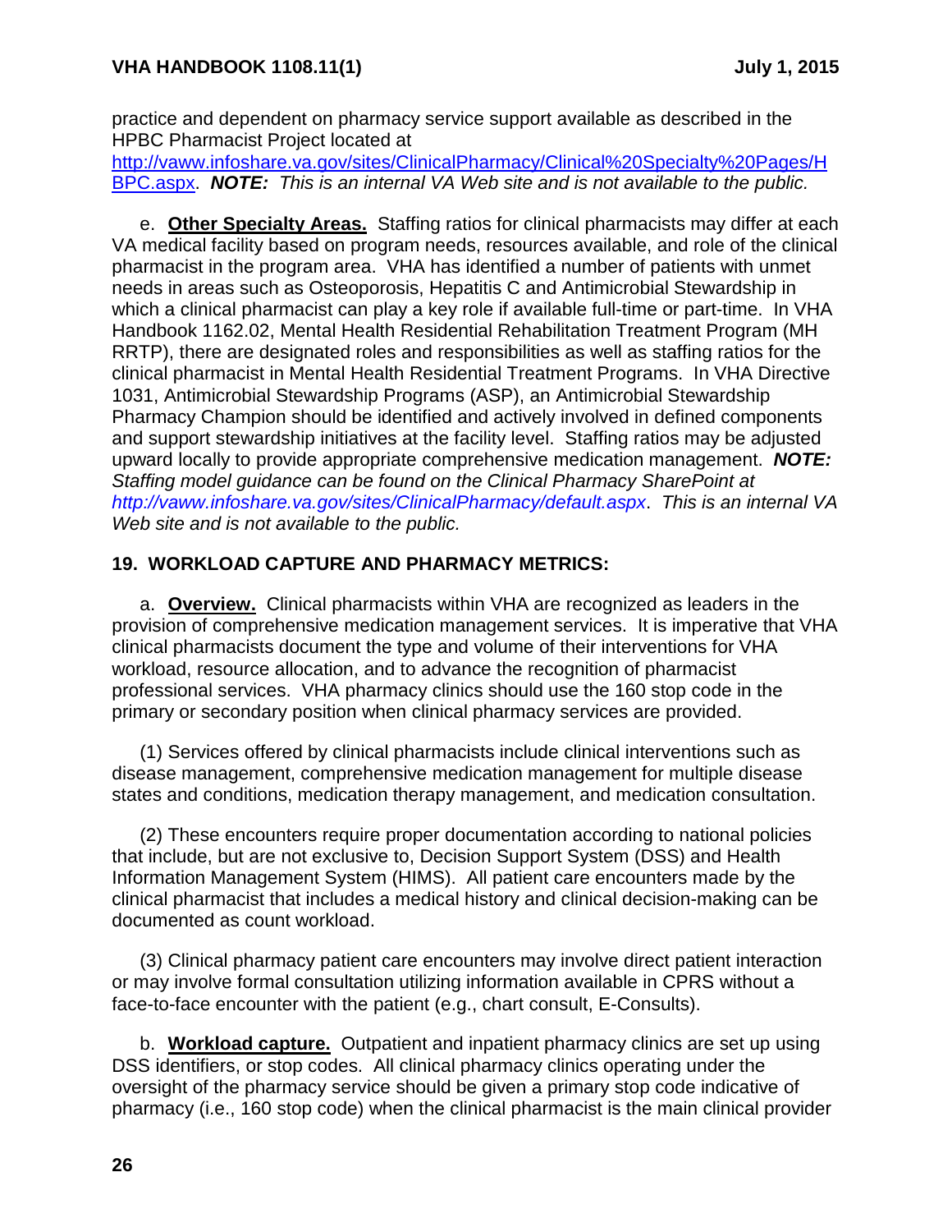practice and dependent on pharmacy service support available as described in the HPBC Pharmacist Project located at http://vaww.infoshare.va.gov/sites/ClinicalPharmacy/Clinical%20Specialty%20Pages/HBPC.aspx. ***NOTE:*** *This is an internal VA Web site and is not available to the public.*

e. **Other Specialty Areas.** Staffing ratios for clinical pharmacists may differ at each VA medical facility based on program needs, resources available, and role of the clinical pharmacist in the program area. VHA has identified a number of patients with unmet needs in areas such as Osteoporosis, Hepatitis C and Antimicrobial Stewardship in which a clinical pharmacist can play a key role if available full-time or part-time. In VHA Handbook 1162.02, Mental Health Residential Rehabilitation Treatment Program (MH RRTP), there are designated roles and responsibilities as well as staffing ratios for the clinical pharmacist in Mental Health Residential Treatment Programs. In VHA Directive 1031, Antimicrobial Stewardship Programs (ASP), an Antimicrobial Stewardship Pharmacy Champion should be identified and actively involved in defined components and support stewardship initiatives at the facility level. Staffing ratios may be adjusted upward locally to provide appropriate comprehensive medication management. ***NOTE:*** *Staffing model guidance can be found on the Clinical Pharmacy SharePoint at http://vaww.infoshare.va.gov/sites/ClinicalPharmacy/default.aspx. This is an internal VA Web site and is not available to the public.*

## 19. WORKLOAD CAPTURE AND PHARMACY METRICS:

a. **Overview.** Clinical pharmacists within VHA are recognized as leaders in the provision of comprehensive medication management services. It is imperative that VHA clinical pharmacists document the type and volume of their interventions for VHA workload, resource allocation, and to advance the recognition of pharmacist professional services. VHA pharmacy clinics should use the 160 stop code in the primary or secondary position when clinical pharmacy services are provided.

(1) Services offered by clinical pharmacists include clinical interventions such as disease management, comprehensive medication management for multiple disease states and conditions, medication therapy management, and medication consultation.

(2) These encounters require proper documentation according to national policies that include, but are not exclusive to, Decision Support System (DSS) and Health Information Management System (HIMS). All patient care encounters made by the clinical pharmacist that includes a medical history and clinical decision-making can be documented as count workload.

(3) Clinical pharmacy patient care encounters may involve direct patient interaction or may involve formal consultation utilizing information available in CPRS without a face-to-face encounter with the patient (e.g., chart consult, E-Consults).

b. **Workload capture.** Outpatient and inpatient pharmacy clinics are set up using DSS identifiers, or stop codes. All clinical pharmacy clinics operating under the oversight of the pharmacy service should be given a primary stop code indicative of pharmacy (i.e., 160 stop code) when the clinical pharmacist is the main clinical provider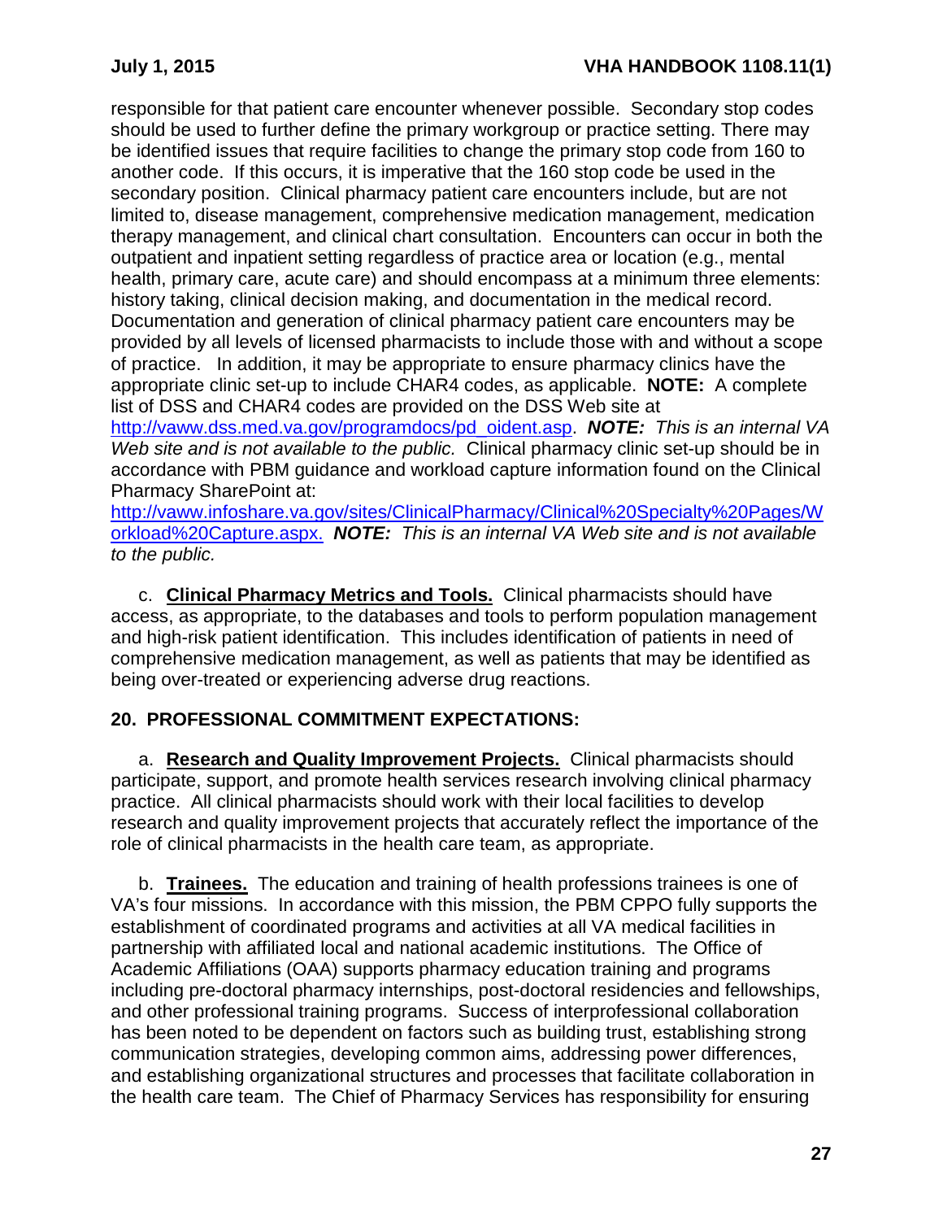responsible for that patient care encounter whenever possible. Secondary stop codes should be used to further define the primary workgroup or practice setting. There may be identified issues that require facilities to change the primary stop code from 160 to another code. If this occurs, it is imperative that the 160 stop code be used in the secondary position. Clinical pharmacy patient care encounters include, but are not limited to, disease management, comprehensive medication management, medication therapy management, and clinical chart consultation. Encounters can occur in both the outpatient and inpatient setting regardless of practice area or location (e.g., mental health, primary care, acute care) and should encompass at a minimum three elements: history taking, clinical decision making, and documentation in the medical record. Documentation and generation of clinical pharmacy patient care encounters may be provided by all levels of licensed pharmacists to include those with and without a scope of practice. In addition, it may be appropriate to ensure pharmacy clinics have the appropriate clinic set-up to include CHAR4 codes, as applicable. **NOTE:** A complete list of DSS and CHAR4 codes are provided on the DSS Web site at http://vaww.dss.med.va.gov/programdocs/pd_oident.asp. ***NOTE:*** *This is an internal VA Web site and is not available to the public.* Clinical pharmacy clinic set-up should be in accordance with PBM guidance and workload capture information found on the Clinical Pharmacy SharePoint at: http://vaww.infoshare.va.gov/sites/ClinicalPharmacy/Clinical%20Specialty%20Pages/Workload%20Capture.aspx. ***NOTE:*** *This is an internal VA Web site and is not available to the public.*

c. **Clinical Pharmacy Metrics and Tools.** Clinical pharmacists should have access, as appropriate, to the databases and tools to perform population management and high-risk patient identification. This includes identification of patients in need of comprehensive medication management, as well as patients that may be identified as being over-treated or experiencing adverse drug reactions.

## 20. PROFESSIONAL COMMITMENT EXPECTATIONS:

a. **Research and Quality Improvement Projects.** Clinical pharmacists should participate, support, and promote health services research involving clinical pharmacy practice. All clinical pharmacists should work with their local facilities to develop research and quality improvement projects that accurately reflect the importance of the role of clinical pharmacists in the health care team, as appropriate.

b. **Trainees.** The education and training of health professions trainees is one of VA's four missions. In accordance with this mission, the PBM CPPO fully supports the establishment of coordinated programs and activities at all VA medical facilities in partnership with affiliated local and national academic institutions. The Office of Academic Affiliations (OAA) supports pharmacy education training and programs including pre-doctoral pharmacy internships, post-doctoral residencies and fellowships, and other professional training programs. Success of interprofessional collaboration has been noted to be dependent on factors such as building trust, establishing strong communication strategies, developing common aims, addressing power differences, and establishing organizational structures and processes that facilitate collaboration in the health care team. The Chief of Pharmacy Services has responsibility for ensuring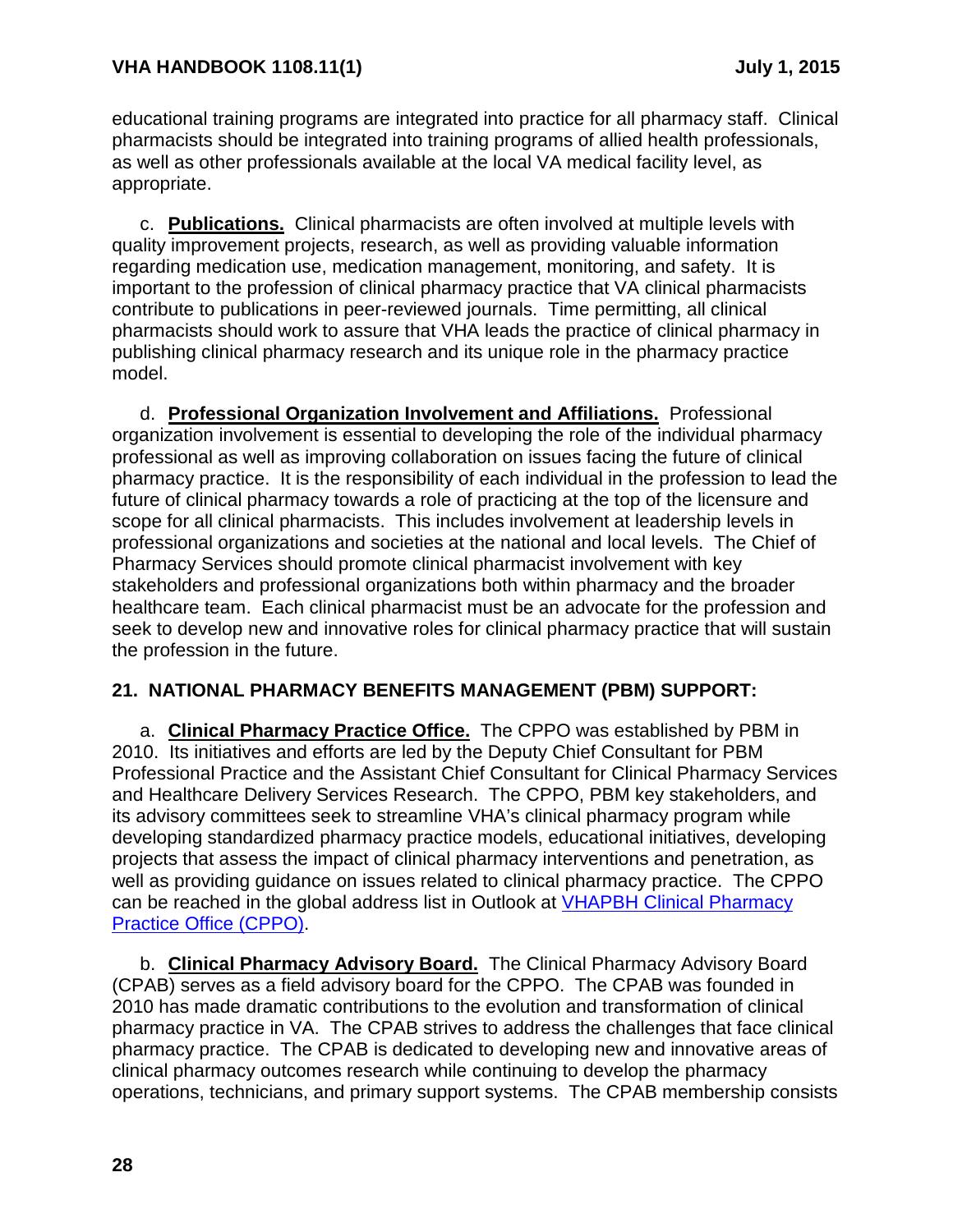educational training programs are integrated into practice for all pharmacy staff. Clinical pharmacists should be integrated into training programs of allied health professionals, as well as other professionals available at the local VA medical facility level, as appropriate.

c. **Publications.** Clinical pharmacists are often involved at multiple levels with quality improvement projects, research, as well as providing valuable information regarding medication use, medication management, monitoring, and safety. It is important to the profession of clinical pharmacy practice that VA clinical pharmacists contribute to publications in peer-reviewed journals. Time permitting, all clinical pharmacists should work to assure that VHA leads the practice of clinical pharmacy in publishing clinical pharmacy research and its unique role in the pharmacy practice model.

d. **Professional Organization Involvement and Affiliations.** Professional organization involvement is essential to developing the role of the individual pharmacy professional as well as improving collaboration on issues facing the future of clinical pharmacy practice. It is the responsibility of each individual in the profession to lead the future of clinical pharmacy towards a role of practicing at the top of the licensure and scope for all clinical pharmacists. This includes involvement at leadership levels in professional organizations and societies at the national and local levels. The Chief of Pharmacy Services should promote clinical pharmacist involvement with key stakeholders and professional organizations both within pharmacy and the broader healthcare team. Each clinical pharmacist must be an advocate for the profession and seek to develop new and innovative roles for clinical pharmacy practice that will sustain the profession in the future.

## 21. NATIONAL PHARMACY BENEFITS MANAGEMENT (PBM) SUPPORT:

a. **Clinical Pharmacy Practice Office.** The CPPO was established by PBM in 2010. Its initiatives and efforts are led by the Deputy Chief Consultant for PBM Professional Practice and the Assistant Chief Consultant for Clinical Pharmacy Services and Healthcare Delivery Services Research. The CPPO, PBM key stakeholders, and its advisory committees seek to streamline VHA's clinical pharmacy program while developing standardized pharmacy practice models, educational initiatives, developing projects that assess the impact of clinical pharmacy interventions and penetration, as well as providing guidance on issues related to clinical pharmacy practice. The CPPO can be reached in the global address list in Outlook at VHAPBH Clinical Pharmacy Practice Office (CPPO).

b. **Clinical Pharmacy Advisory Board.** The Clinical Pharmacy Advisory Board (CPAB) serves as a field advisory board for the CPPO. The CPAB was founded in 2010 has made dramatic contributions to the evolution and transformation of clinical pharmacy practice in VA. The CPAB strives to address the challenges that face clinical pharmacy practice. The CPAB is dedicated to developing new and innovative areas of clinical pharmacy outcomes research while continuing to develop the pharmacy operations, technicians, and primary support systems. The CPAB membership consists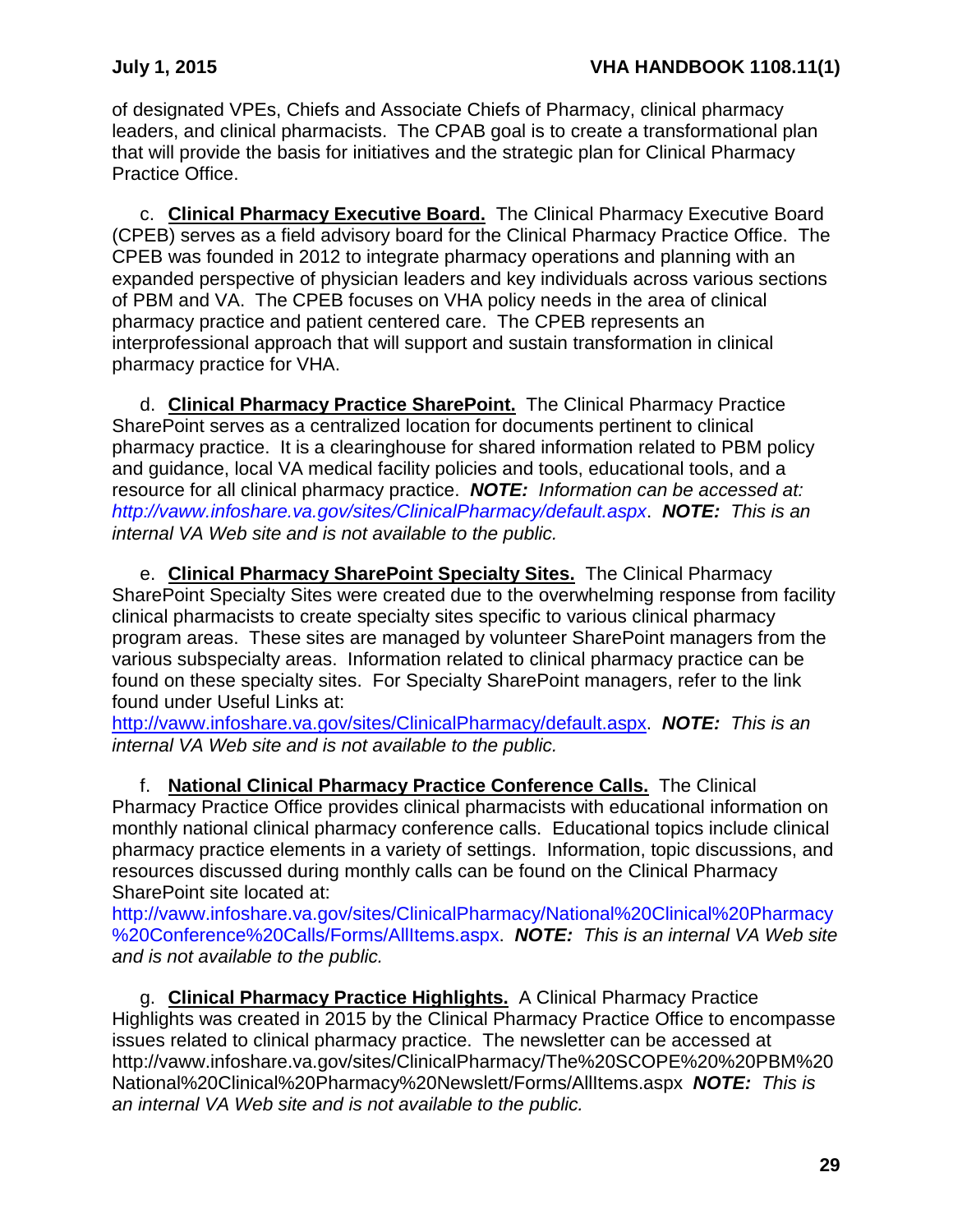of designated VPEs, Chiefs and Associate Chiefs of Pharmacy, clinical pharmacy leaders, and clinical pharmacists. The CPAB goal is to create a transformational plan that will provide the basis for initiatives and the strategic plan for Clinical Pharmacy Practice Office.

c. **Clinical Pharmacy Executive Board.** The Clinical Pharmacy Executive Board (CPEB) serves as a field advisory board for the Clinical Pharmacy Practice Office. The CPEB was founded in 2012 to integrate pharmacy operations and planning with an expanded perspective of physician leaders and key individuals across various sections of PBM and VA. The CPEB focuses on VHA policy needs in the area of clinical pharmacy practice and patient centered care. The CPEB represents an interprofessional approach that will support and sustain transformation in clinical pharmacy practice for VHA.

d. **Clinical Pharmacy Practice SharePoint.** The Clinical Pharmacy Practice SharePoint serves as a centralized location for documents pertinent to clinical pharmacy practice. It is a clearinghouse for shared information related to PBM policy and guidance, local VA medical facility policies and tools, educational tools, and a resource for all clinical pharmacy practice. ***NOTE:*** *Information can be accessed at: http://vaww.infoshare.va.gov/sites/ClinicalPharmacy/default.aspx*. ***NOTE:*** *This is an internal VA Web site and is not available to the public.*

e. **Clinical Pharmacy SharePoint Specialty Sites.** The Clinical Pharmacy SharePoint Specialty Sites were created due to the overwhelming response from facility clinical pharmacists to create specialty sites specific to various clinical pharmacy program areas. These sites are managed by volunteer SharePoint managers from the various subspecialty areas. Information related to clinical pharmacy practice can be found on these specialty sites. For Specialty SharePoint managers, refer to the link found under Useful Links at: http://vaww.infoshare.va.gov/sites/ClinicalPharmacy/default.aspx. ***NOTE:*** *This is an internal VA Web site and is not available to the public.*

f. **National Clinical Pharmacy Practice Conference Calls.** The Clinical Pharmacy Practice Office provides clinical pharmacists with educational information on monthly national clinical pharmacy conference calls. Educational topics include clinical pharmacy practice elements in a variety of settings. Information, topic discussions, and resources discussed during monthly calls can be found on the Clinical Pharmacy SharePoint site located at: http://vaww.infoshare.va.gov/sites/ClinicalPharmacy/National%20Clinical%20Pharmacy%20Conference%20Calls/Forms/AllItems.aspx. ***NOTE:*** *This is an internal VA Web site and is not available to the public.*

g. **Clinical Pharmacy Practice Highlights.** A Clinical Pharmacy Practice Highlights was created in 2015 by the Clinical Pharmacy Practice Office to encompasse issues related to clinical pharmacy practice. The newsletter can be accessed at http://vaww.infoshare.va.gov/sites/ClinicalPharmacy/The%20SCOPE%20%20PBM%20National%20Clinical%20Pharmacy%20Newslett/Forms/AllItems.aspx ***NOTE:*** *This is an internal VA Web site and is not available to the public.*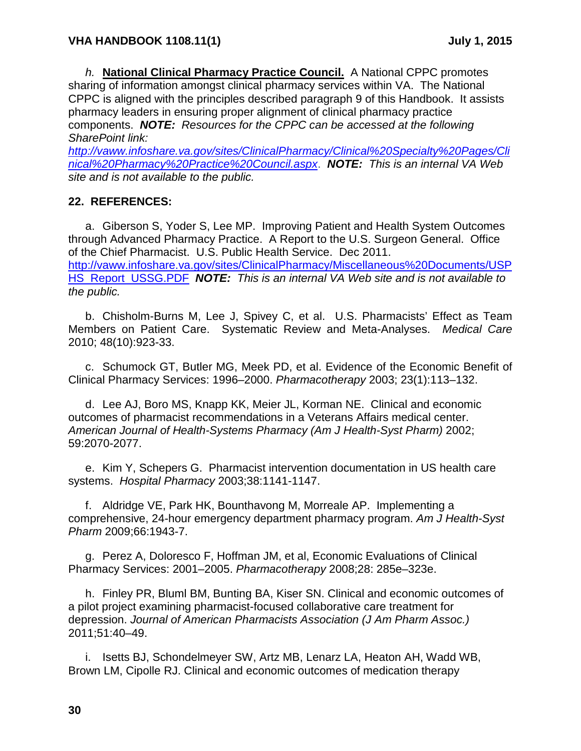*h.* **National Clinical Pharmacy Practice Council.** A National CPPC promotes sharing of information amongst clinical pharmacy services within VA. The National CPPC is aligned with the principles described paragraph 9 of this Handbook. It assists pharmacy leaders in ensuring proper alignment of clinical pharmacy practice components. ***NOTE:*** *Resources for the CPPC can be accessed at the following SharePoint link:* *http://vaww.infoshare.va.gov/sites/ClinicalPharmacy/Clinical%20Specialty%20Pages/Clinical%20Pharmacy%20Practice%20Council.aspx*. ***NOTE:*** *This is an internal VA Web site and is not available to the public.*

## 22. REFERENCES:

a. Giberson S, Yoder S, Lee MP. Improving Patient and Health System Outcomes through Advanced Pharmacy Practice. A Report to the U.S. Surgeon General. Office of the Chief Pharmacist. U.S. Public Health Service. Dec 2011. http://vaww.infoshare.va.gov/sites/ClinicalPharmacy/Miscellaneous%20Documents/USPHS_Report_USSG.PDF ***NOTE:*** *This is an internal VA Web site and is not available to the public.*

b. Chisholm-Burns M, Lee J, Spivey C, et al. U.S. Pharmacists' Effect as Team Members on Patient Care. Systematic Review and Meta-Analyses. *Medical Care* 2010; 48(10):923-33.

c. Schumock GT, Butler MG, Meek PD, et al. Evidence of the Economic Benefit of Clinical Pharmacy Services: 1996–2000. *Pharmacotherapy* 2003; 23(1):113–132.

d. Lee AJ, Boro MS, Knapp KK, Meier JL, Korman NE. Clinical and economic outcomes of pharmacist recommendations in a Veterans Affairs medical center. *American Journal of Health-Systems Pharmacy (Am J Health-Syst Pharm)* 2002; 59:2070-2077.

e. Kim Y, Schepers G. Pharmacist intervention documentation in US health care systems. *Hospital Pharmacy* 2003;38:1141-1147.

f. Aldridge VE, Park HK, Bounthavong M, Morreale AP. Implementing a comprehensive, 24-hour emergency department pharmacy program. *Am J Health-Syst Pharm* 2009;66:1943-7.

g. Perez A, Doloresco F, Hoffman JM, et al, Economic Evaluations of Clinical Pharmacy Services: 2001–2005. *Pharmacotherapy* 2008;28: 285e–323e.

h. Finley PR, Bluml BM, Bunting BA, Kiser SN. Clinical and economic outcomes of a pilot project examining pharmacist-focused collaborative care treatment for depression. *Journal of American Pharmacists Association (J Am Pharm Assoc.)* 2011;51:40–49.

i. Isetts BJ, Schondelmeyer SW, Artz MB, Lenarz LA, Heaton AH, Wadd WB, Brown LM, Cipolle RJ. Clinical and economic outcomes of medication therapy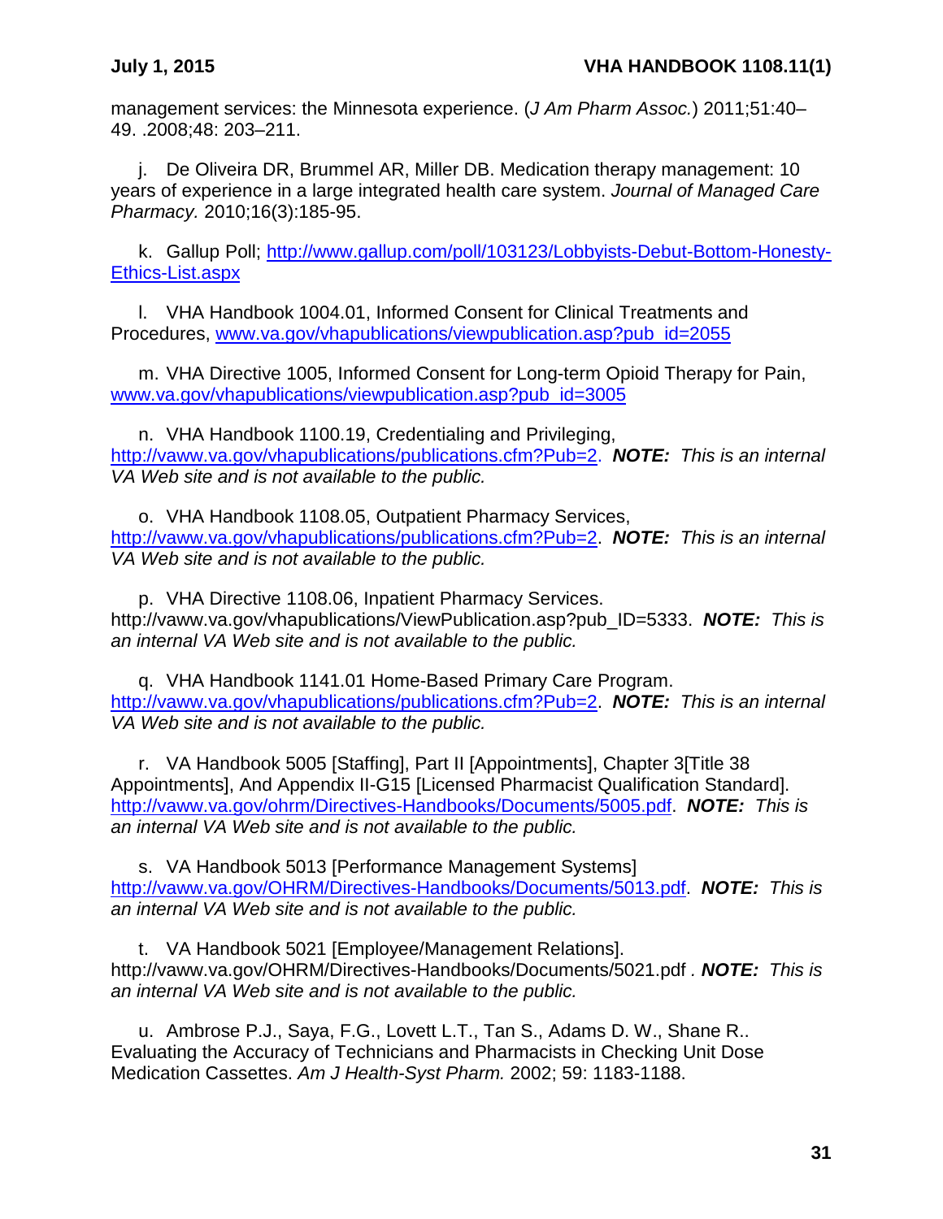management services: the Minnesota experience. (*J Am Pharm Assoc.*) 2011;51:40–49. .2008;48: 203–211.

j. De Oliveira DR, Brummel AR, Miller DB. Medication therapy management: 10 years of experience in a large integrated health care system. *Journal of Managed Care Pharmacy.* 2010;16(3):185-95.

k. Gallup Poll; http://www.gallup.com/poll/103123/Lobbyists-Debut-Bottom-Honesty-Ethics-List.aspx

l. VHA Handbook 1004.01, Informed Consent for Clinical Treatments and Procedures, www.va.gov/vhapublications/viewpublication.asp?pub_id=2055

m. VHA Directive 1005, Informed Consent for Long-term Opioid Therapy for Pain, www.va.gov/vhapublications/viewpublication.asp?pub_id=3005

n. VHA Handbook 1100.19, Credentialing and Privileging, http://vaww.va.gov/vhapublications/publications.cfm?Pub=2. ***NOTE:*** *This is an internal VA Web site and is not available to the public.*

o. VHA Handbook 1108.05, Outpatient Pharmacy Services, http://vaww.va.gov/vhapublications/publications.cfm?Pub=2. ***NOTE:*** *This is an internal VA Web site and is not available to the public.*

p. VHA Directive 1108.06, Inpatient Pharmacy Services. http://vaww.va.gov/vhapublications/ViewPublication.asp?pub_ID=5333. ***NOTE:*** *This is an internal VA Web site and is not available to the public.*

q. VHA Handbook 1141.01 Home-Based Primary Care Program. http://vaww.va.gov/vhapublications/publications.cfm?Pub=2. ***NOTE:*** *This is an internal VA Web site and is not available to the public.*

r. VA Handbook 5005 [Staffing], Part II [Appointments], Chapter 3[Title 38 Appointments], And Appendix II-G15 [Licensed Pharmacist Qualification Standard]. http://vaww.va.gov/ohrm/Directives-Handbooks/Documents/5005.pdf. ***NOTE:*** *This is an internal VA Web site and is not available to the public.*

s. VA Handbook 5013 [Performance Management Systems] http://vaww.va.gov/OHRM/Directives-Handbooks/Documents/5013.pdf. ***NOTE:*** *This is an internal VA Web site and is not available to the public.*

t. VA Handbook 5021 [Employee/Management Relations]. http://vaww.va.gov/OHRM/Directives-Handbooks/Documents/5021.pdf . ***NOTE:*** *This is an internal VA Web site and is not available to the public.*

u. Ambrose P.J., Saya, F.G., Lovett L.T., Tan S., Adams D. W., Shane R.. Evaluating the Accuracy of Technicians and Pharmacists in Checking Unit Dose Medication Cassettes. *Am J Health-Syst Pharm.* 2002; 59: 1183-1188.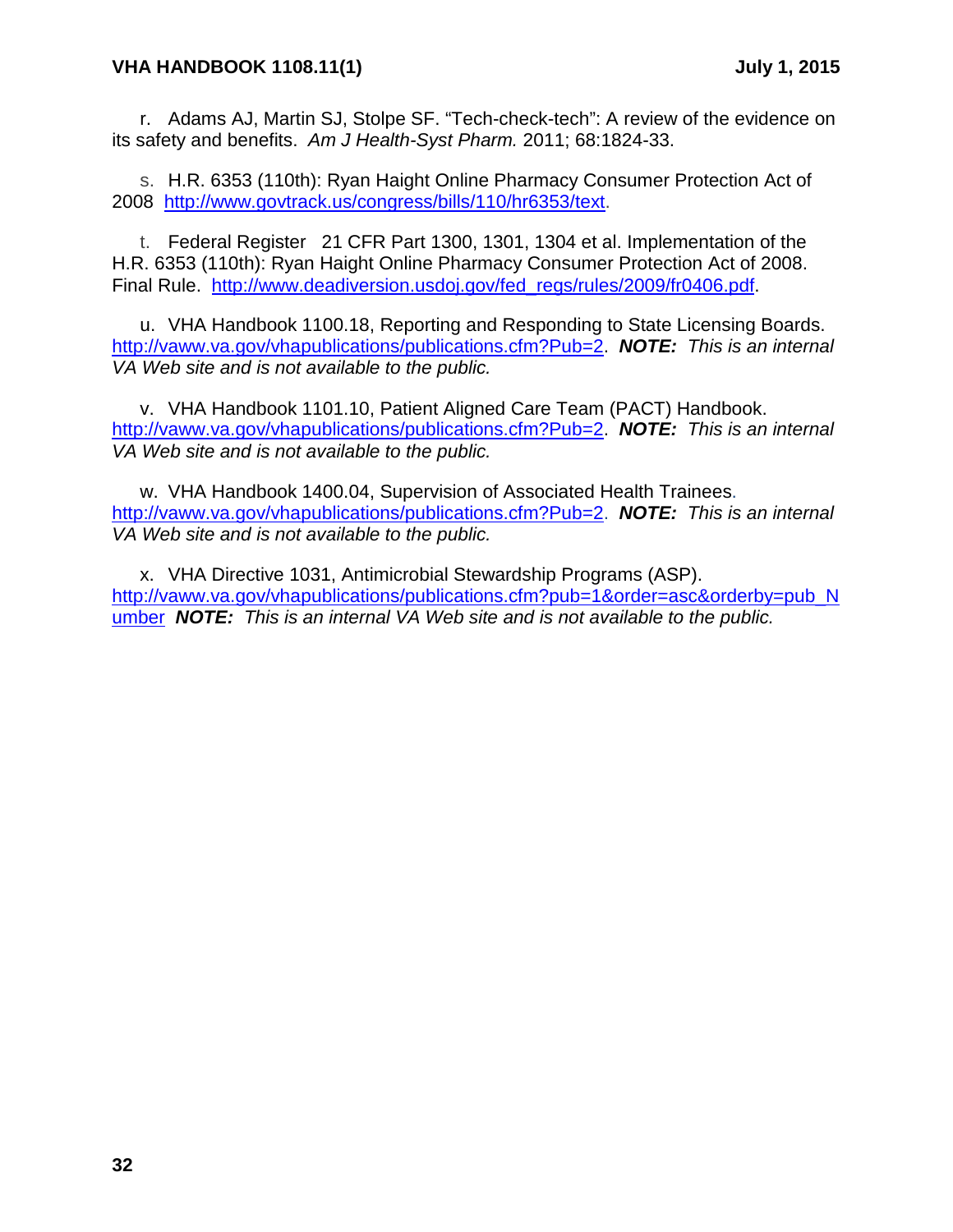r. Adams AJ, Martin SJ, Stolpe SF. "Tech-check-tech": A review of the evidence on its safety and benefits. *Am J Health-Syst Pharm.* 2011; 68:1824-33.

s. H.R. 6353 (110th): Ryan Haight Online Pharmacy Consumer Protection Act of 2008 http://www.govtrack.us/congress/bills/110/hr6353/text.

t. Federal Register 21 CFR Part 1300, 1301, 1304 et al. Implementation of the H.R. 6353 (110th): Ryan Haight Online Pharmacy Consumer Protection Act of 2008. Final Rule. http://www.deadiversion.usdoj.gov/fed_regs/rules/2009/fr0406.pdf.

u. VHA Handbook 1100.18, Reporting and Responding to State Licensing Boards. http://vaww.va.gov/vhapublications/publications.cfm?Pub=2. ***NOTE:*** *This is an internal VA Web site and is not available to the public.*

v. VHA Handbook 1101.10, Patient Aligned Care Team (PACT) Handbook. http://vaww.va.gov/vhapublications/publications.cfm?Pub=2. ***NOTE:*** *This is an internal VA Web site and is not available to the public.*

w. VHA Handbook 1400.04, Supervision of Associated Health Trainees. http://vaww.va.gov/vhapublications/publications.cfm?Pub=2. ***NOTE:*** *This is an internal VA Web site and is not available to the public.*

x. VHA Directive 1031, Antimicrobial Stewardship Programs (ASP). http://vaww.va.gov/vhapublications/publications.cfm?pub=1&order=asc&orderby=pub_Number ***NOTE:*** *This is an internal VA Web site and is not available to the public.*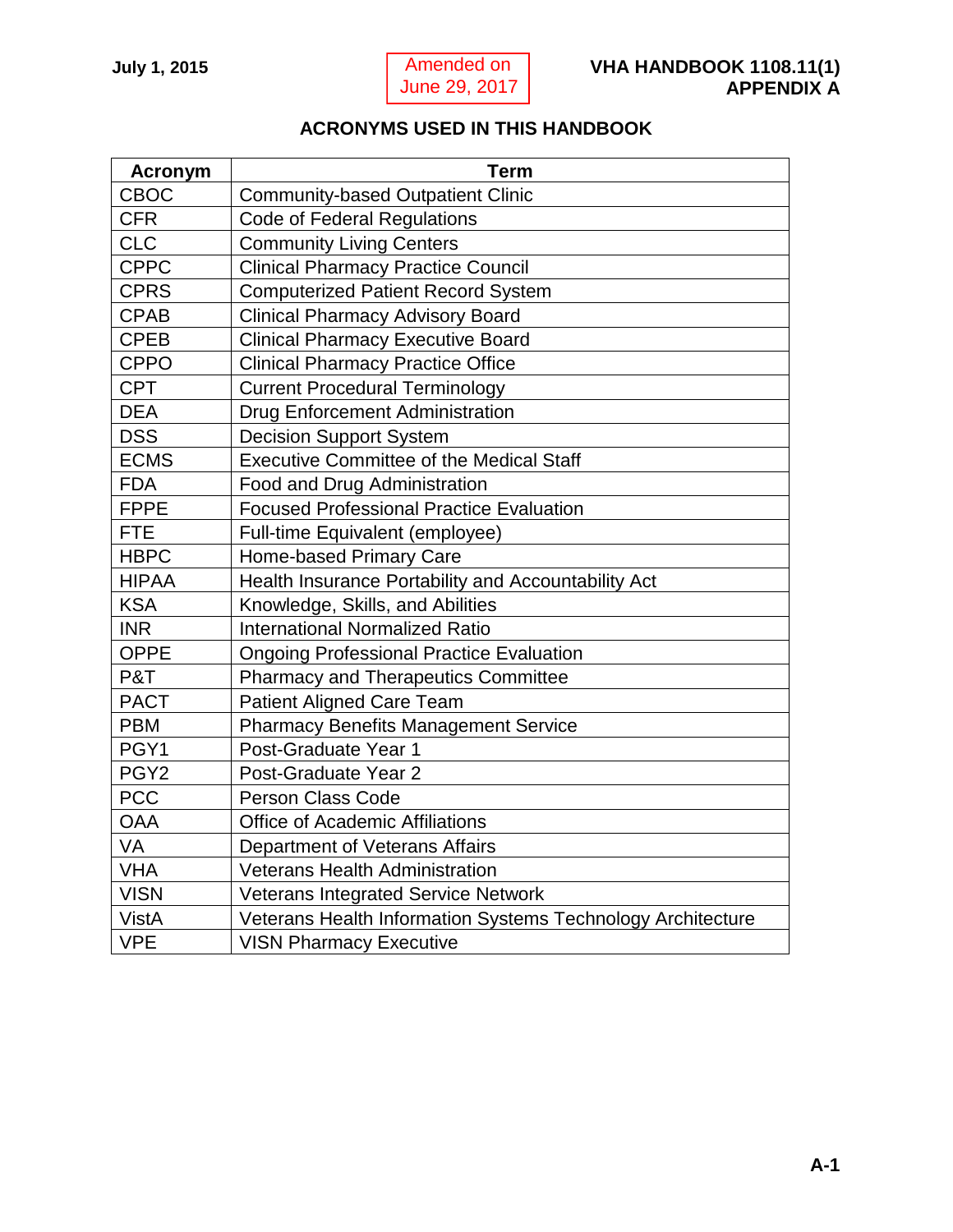## ACRONYMS USED IN THIS HANDBOOK

| Acronym | Term |
|---|---|
| CBOC | Community-based Outpatient Clinic |
| CFR | Code of Federal Regulations |
| CLC | Community Living Centers |
| CPPC | Clinical Pharmacy Practice Council |
| CPRS | Computerized Patient Record System |
| CPAB | Clinical Pharmacy Advisory Board |
| CPEB | Clinical Pharmacy Executive Board |
| CPPO | Clinical Pharmacy Practice Office |
| CPT | Current Procedural Terminology |
| DEA | Drug Enforcement Administration |
| DSS | Decision Support System |
| ECMS | Executive Committee of the Medical Staff |
| FDA | Food and Drug Administration |
| FPPE | Focused Professional Practice Evaluation |
| FTE | Full-time Equivalent (employee) |
| HBPC | Home-based Primary Care |
| HIPAA | Health Insurance Portability and Accountability Act |
| KSA | Knowledge, Skills, and Abilities |
| INR | International Normalized Ratio |
| OPPE | Ongoing Professional Practice Evaluation |
| P&T | Pharmacy and Therapeutics Committee |
| PACT | Patient Aligned Care Team |
| PBM | Pharmacy Benefits Management Service |
| PGY1 | Post-Graduate Year 1 |
| PGY2 | Post-Graduate Year 2 |
| PCC | Person Class Code |
| OAA | Office of Academic Affiliations |
| VA | Department of Veterans Affairs |
| VHA | Veterans Health Administration |
| VISN | Veterans Integrated Service Network |
| VistA | Veterans Health Information Systems Technology Architecture |
| VPE | VISN Pharmacy Executive |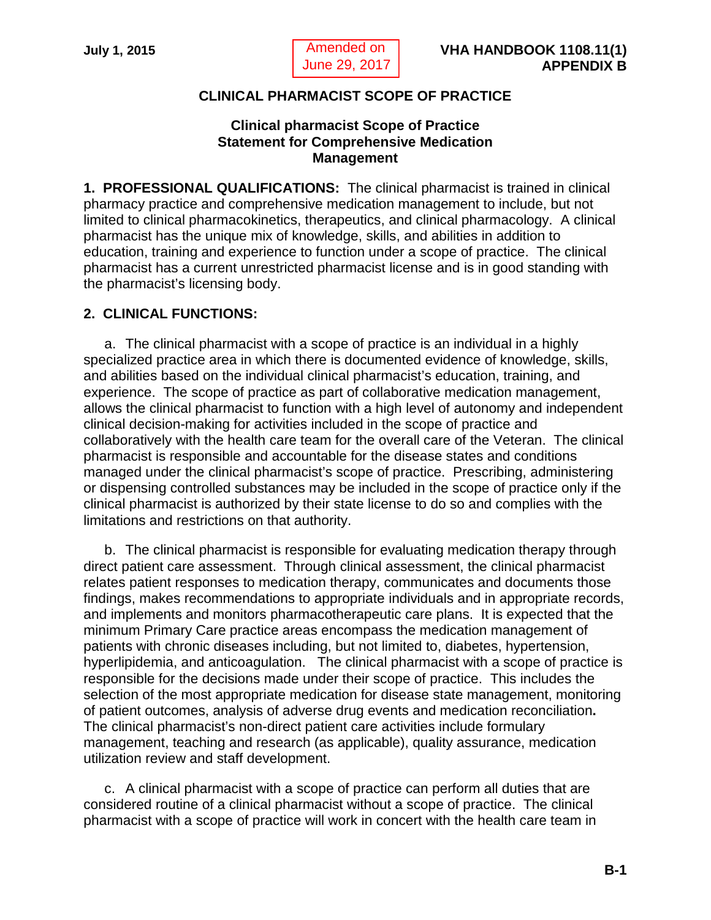## CLINICAL PHARMACIST SCOPE OF PRACTICE

### Clinical pharmacist Scope of Practice Statement for Comprehensive Medication Management

**1. PROFESSIONAL QUALIFICATIONS:** The clinical pharmacist is trained in clinical pharmacy practice and comprehensive medication management to include, but not limited to clinical pharmacokinetics, therapeutics, and clinical pharmacology. A clinical pharmacist has the unique mix of knowledge, skills, and abilities in addition to education, training and experience to function under a scope of practice. The clinical pharmacist has a current unrestricted pharmacist license and is in good standing with the pharmacist's licensing body.

**2. CLINICAL FUNCTIONS:**

a. The clinical pharmacist with a scope of practice is an individual in a highly specialized practice area in which there is documented evidence of knowledge, skills, and abilities based on the individual clinical pharmacist's education, training, and experience. The scope of practice as part of collaborative medication management, allows the clinical pharmacist to function with a high level of autonomy and independent clinical decision-making for activities included in the scope of practice and collaboratively with the health care team for the overall care of the Veteran. The clinical pharmacist is responsible and accountable for the disease states and conditions managed under the clinical pharmacist's scope of practice. Prescribing, administering or dispensing controlled substances may be included in the scope of practice only if the clinical pharmacist is authorized by their state license to do so and complies with the limitations and restrictions on that authority.

b. The clinical pharmacist is responsible for evaluating medication therapy through direct patient care assessment. Through clinical assessment, the clinical pharmacist relates patient responses to medication therapy, communicates and documents those findings, makes recommendations to appropriate individuals and in appropriate records, and implements and monitors pharmacotherapeutic care plans. It is expected that the minimum Primary Care practice areas encompass the medication management of patients with chronic diseases including, but not limited to, diabetes, hypertension, hyperlipidemia, and anticoagulation. The clinical pharmacist with a scope of practice is responsible for the decisions made under their scope of practice. This includes the selection of the most appropriate medication for disease state management, monitoring of patient outcomes, analysis of adverse drug events and medication reconciliation**.** The clinical pharmacist's non-direct patient care activities include formulary management, teaching and research (as applicable), quality assurance, medication utilization review and staff development.

c. A clinical pharmacist with a scope of practice can perform all duties that are considered routine of a clinical pharmacist without a scope of practice. The clinical pharmacist with a scope of practice will work in concert with the health care team in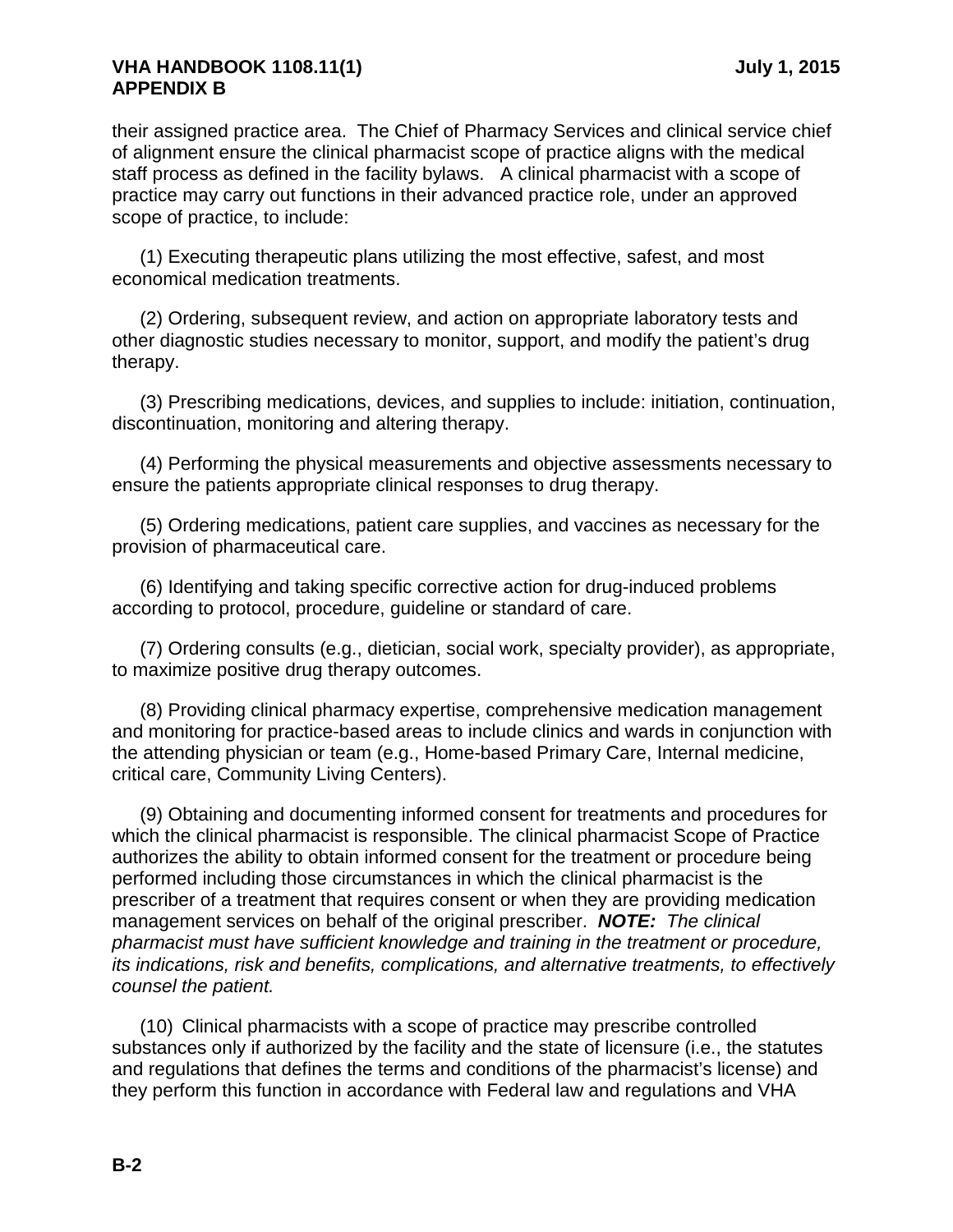their assigned practice area. The Chief of Pharmacy Services and clinical service chief of alignment ensure the clinical pharmacist scope of practice aligns with the medical staff process as defined in the facility bylaws. A clinical pharmacist with a scope of practice may carry out functions in their advanced practice role, under an approved scope of practice, to include:

(1) Executing therapeutic plans utilizing the most effective, safest, and most economical medication treatments.

(2) Ordering, subsequent review, and action on appropriate laboratory tests and other diagnostic studies necessary to monitor, support, and modify the patient's drug therapy.

(3) Prescribing medications, devices, and supplies to include: initiation, continuation, discontinuation, monitoring and altering therapy.

(4) Performing the physical measurements and objective assessments necessary to ensure the patients appropriate clinical responses to drug therapy.

(5) Ordering medications, patient care supplies, and vaccines as necessary for the provision of pharmaceutical care.

(6) Identifying and taking specific corrective action for drug-induced problems according to protocol, procedure, guideline or standard of care.

(7) Ordering consults (e.g., dietician, social work, specialty provider), as appropriate, to maximize positive drug therapy outcomes.

(8) Providing clinical pharmacy expertise, comprehensive medication management and monitoring for practice-based areas to include clinics and wards in conjunction with the attending physician or team (e.g., Home-based Primary Care, Internal medicine, critical care, Community Living Centers).

(9) Obtaining and documenting informed consent for treatments and procedures for which the clinical pharmacist is responsible. The clinical pharmacist Scope of Practice authorizes the ability to obtain informed consent for the treatment or procedure being performed including those circumstances in which the clinical pharmacist is the prescriber of a treatment that requires consent or when they are providing medication management services on behalf of the original prescriber. ***NOTE:*** *The clinical pharmacist must have sufficient knowledge and training in the treatment or procedure, its indications, risk and benefits, complications, and alternative treatments, to effectively counsel the patient.*

(10) Clinical pharmacists with a scope of practice may prescribe controlled substances only if authorized by the facility and the state of licensure (i.e., the statutes and regulations that defines the terms and conditions of the pharmacist's license) and they perform this function in accordance with Federal law and regulations and VHA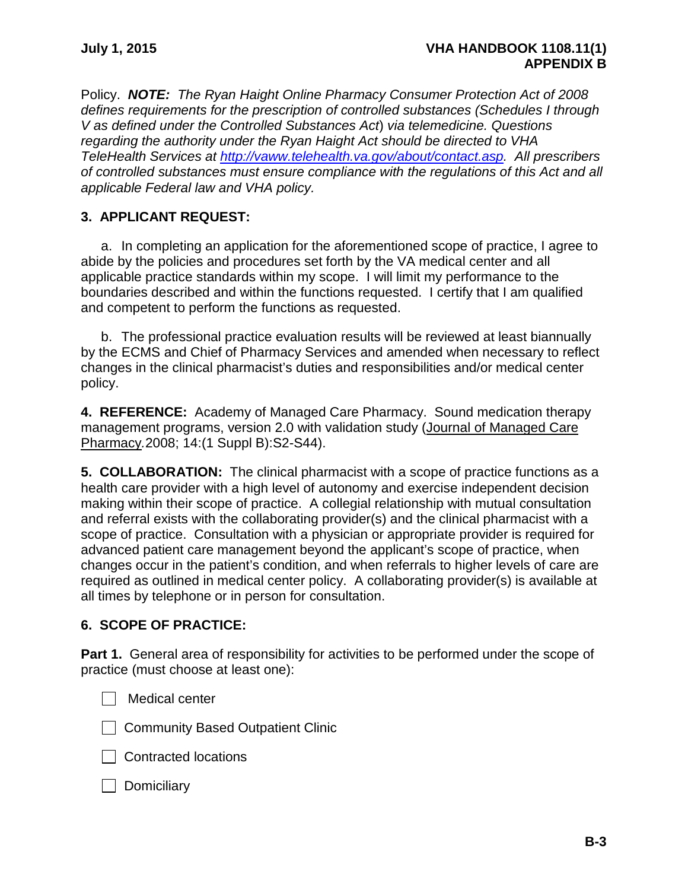Policy. ***NOTE:*** *The Ryan Haight Online Pharmacy Consumer Protection Act of 2008 defines requirements for the prescription of controlled substances (Schedules I through V as defined under the Controlled Substances Act) via telemedicine. Questions regarding the authority under the Ryan Haight Act should be directed to VHA TeleHealth Services at [http://vaww.telehealth.va.gov/about/contact.asp](http://vaww.telehealth.va.gov/about/contact.asp). All prescribers of controlled substances must ensure compliance with the regulations of this Act and all applicable Federal law and VHA policy.*

**3. APPLICANT REQUEST:**

a. In completing an application for the aforementioned scope of practice, I agree to abide by the policies and procedures set forth by the VA medical center and all applicable practice standards within my scope. I will limit my performance to the boundaries described and within the functions requested. I certify that I am qualified and competent to perform the functions as requested.

b. The professional practice evaluation results will be reviewed at least biannually by the ECMS and Chief of Pharmacy Services and amended when necessary to reflect changes in the clinical pharmacist's duties and responsibilities and/or medical center policy.

**4. REFERENCE:** Academy of Managed Care Pharmacy. Sound medication therapy management programs, version 2.0 with validation study (Journal of Managed Care Pharmacy. 2008; 14:(1 Suppl B):S2-S44).

**5. COLLABORATION:** The clinical pharmacist with a scope of practice functions as a health care provider with a high level of autonomy and exercise independent decision making within their scope of practice. A collegial relationship with mutual consultation and referral exists with the collaborating provider(s) and the clinical pharmacist with a scope of practice. Consultation with a physician or appropriate provider is required for advanced patient care management beyond the applicant's scope of practice, when changes occur in the patient's condition, and when referrals to higher levels of care are required as outlined in medical center policy. A collaborating provider(s) is available at all times by telephone or in person for consultation.

**6. SCOPE OF PRACTICE:**

**Part 1.** General area of responsibility for activities to be performed under the scope of practice (must choose at least one):

- ☐ Medical center
- ☐ Community Based Outpatient Clinic
- ☐ Contracted locations
- ☐ Domiciliary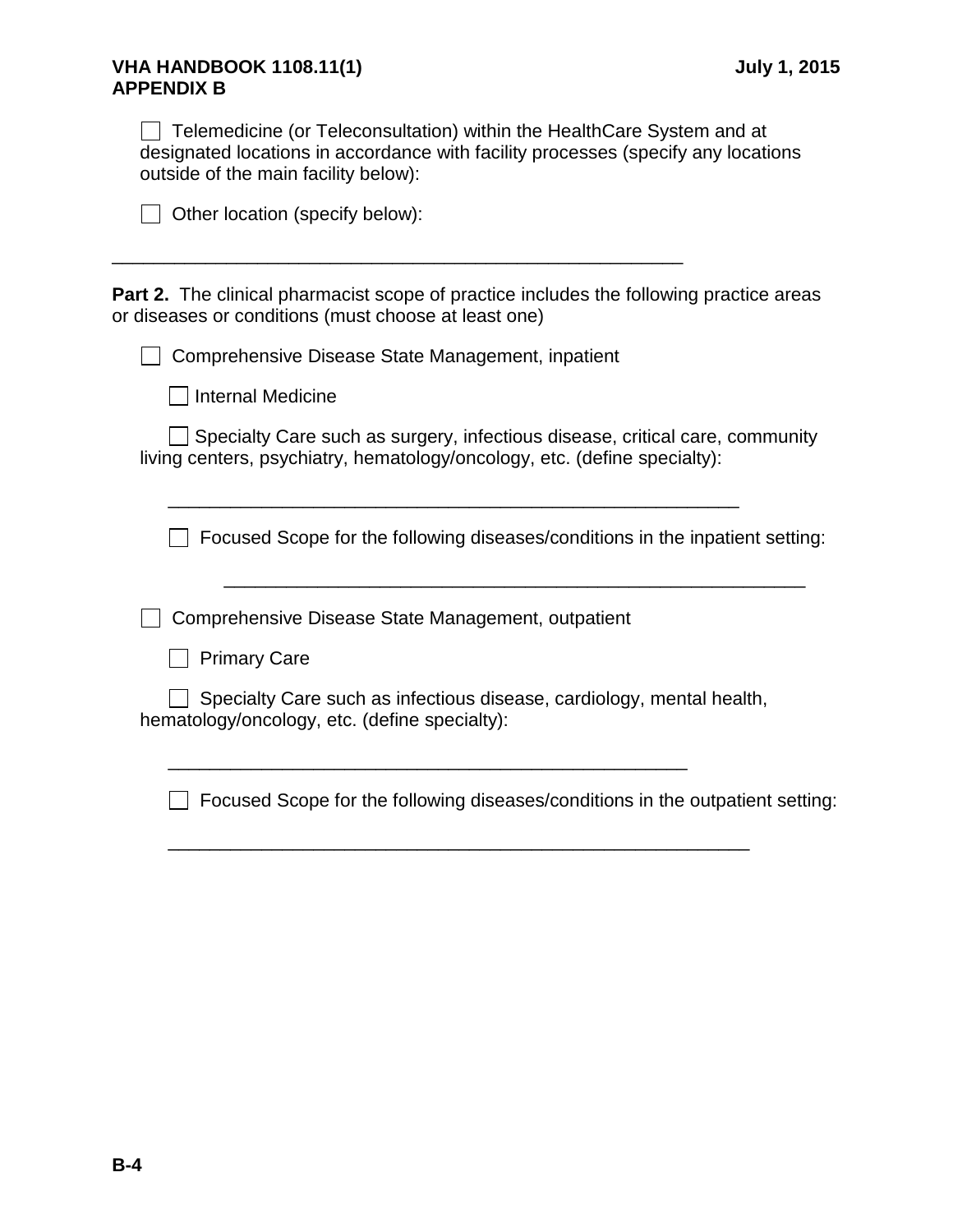- [ ] Telemedicine (or Teleconsultation) within the HealthCare System and at designated locations in accordance with facility processes (specify any locations outside of the main facility below):

- [ ] Other location (specify below):

\_\_\_\_\_\_\_\_\_\_\_\_\_\_\_\_\_\_\_\_\_\_\_\_\_\_\_\_\_\_\_\_\_\_\_\_\_\_\_\_\_\_\_\_\_\_\_\_\_\_\_\_\_\_

**Part 2.** The clinical pharmacist scope of practice includes the following practice areas or diseases or conditions (must choose at least one)

- [ ] Comprehensive Disease State Management, inpatient

  - [ ] Internal Medicine

  - [ ] Specialty Care such as surgery, infectious disease, critical care, community living centers, psychiatry, hematology/oncology, etc. (define specialty):

    \_\_\_\_\_\_\_\_\_\_\_\_\_\_\_\_\_\_\_\_\_\_\_\_\_\_\_\_\_\_\_\_\_\_\_\_\_\_\_\_\_\_\_\_\_\_\_\_\_\_\_\_\_\_

  - [ ] Focused Scope for the following diseases/conditions in the inpatient setting:

    \_\_\_\_\_\_\_\_\_\_\_\_\_\_\_\_\_\_\_\_\_\_\_\_\_\_\_\_\_\_\_\_\_\_\_\_\_\_\_\_\_\_\_\_\_\_\_\_\_\_\_\_\_\_

- [ ] Comprehensive Disease State Management, outpatient

  - [ ] Primary Care

  - [ ] Specialty Care such as infectious disease, cardiology, mental health, hematology/oncology, etc. (define specialty):

    \_\_\_\_\_\_\_\_\_\_\_\_\_\_\_\_\_\_\_\_\_\_\_\_\_\_\_\_\_\_\_\_\_\_\_\_\_\_\_\_\_\_\_\_\_\_\_\_\_\_\_\_\_\_

  - [ ] Focused Scope for the following diseases/conditions in the outpatient setting:

    \_\_\_\_\_\_\_\_\_\_\_\_\_\_\_\_\_\_\_\_\_\_\_\_\_\_\_\_\_\_\_\_\_\_\_\_\_\_\_\_\_\_\_\_\_\_\_\_\_\_\_\_\_\_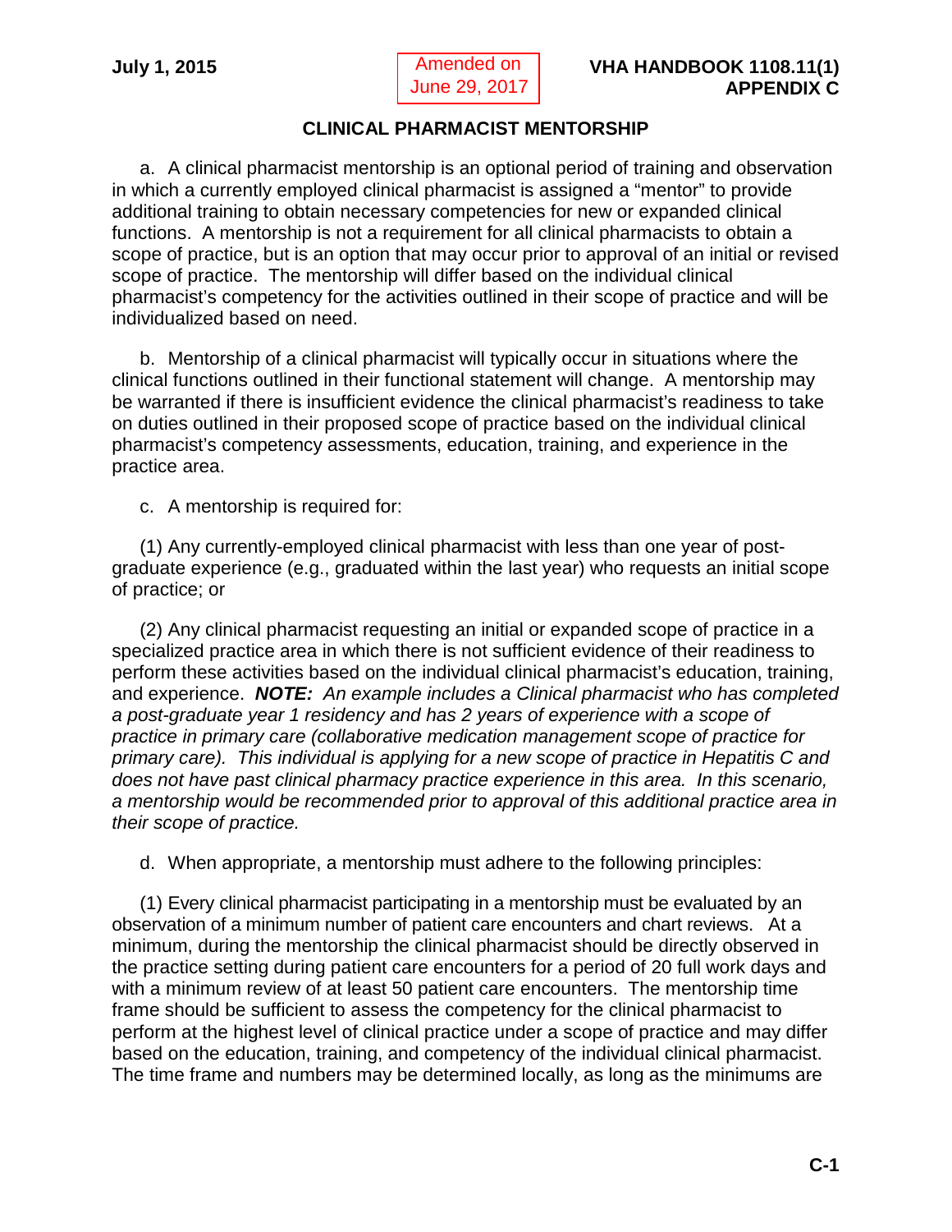## CLINICAL PHARMACIST MENTORSHIP

a. A clinical pharmacist mentorship is an optional period of training and observation in which a currently employed clinical pharmacist is assigned a "mentor" to provide additional training to obtain necessary competencies for new or expanded clinical functions. A mentorship is not a requirement for all clinical pharmacists to obtain a scope of practice, but is an option that may occur prior to approval of an initial or revised scope of practice. The mentorship will differ based on the individual clinical pharmacist's competency for the activities outlined in their scope of practice and will be individualized based on need.

b. Mentorship of a clinical pharmacist will typically occur in situations where the clinical functions outlined in their functional statement will change. A mentorship may be warranted if there is insufficient evidence the clinical pharmacist's readiness to take on duties outlined in their proposed scope of practice based on the individual clinical pharmacist's competency assessments, education, training, and experience in the practice area.

c. A mentorship is required for:

(1) Any currently-employed clinical pharmacist with less than one year of post-graduate experience (e.g., graduated within the last year) who requests an initial scope of practice; or

(2) Any clinical pharmacist requesting an initial or expanded scope of practice in a specialized practice area in which there is not sufficient evidence of their readiness to perform these activities based on the individual clinical pharmacist's education, training, and experience. ***NOTE:*** *An example includes a Clinical pharmacist who has completed a post-graduate year 1 residency and has 2 years of experience with a scope of practice in primary care (collaborative medication management scope of practice for primary care). This individual is applying for a new scope of practice in Hepatitis C and does not have past clinical pharmacy practice experience in this area. In this scenario, a mentorship would be recommended prior to approval of this additional practice area in their scope of practice.*

d. When appropriate, a mentorship must adhere to the following principles:

(1) Every clinical pharmacist participating in a mentorship must be evaluated by an observation of a minimum number of patient care encounters and chart reviews. At a minimum, during the mentorship the clinical pharmacist should be directly observed in the practice setting during patient care encounters for a period of 20 full work days and with a minimum review of at least 50 patient care encounters. The mentorship time frame should be sufficient to assess the competency for the clinical pharmacist to perform at the highest level of clinical practice under a scope of practice and may differ based on the education, training, and competency of the individual clinical pharmacist. The time frame and numbers may be determined locally, as long as the minimums are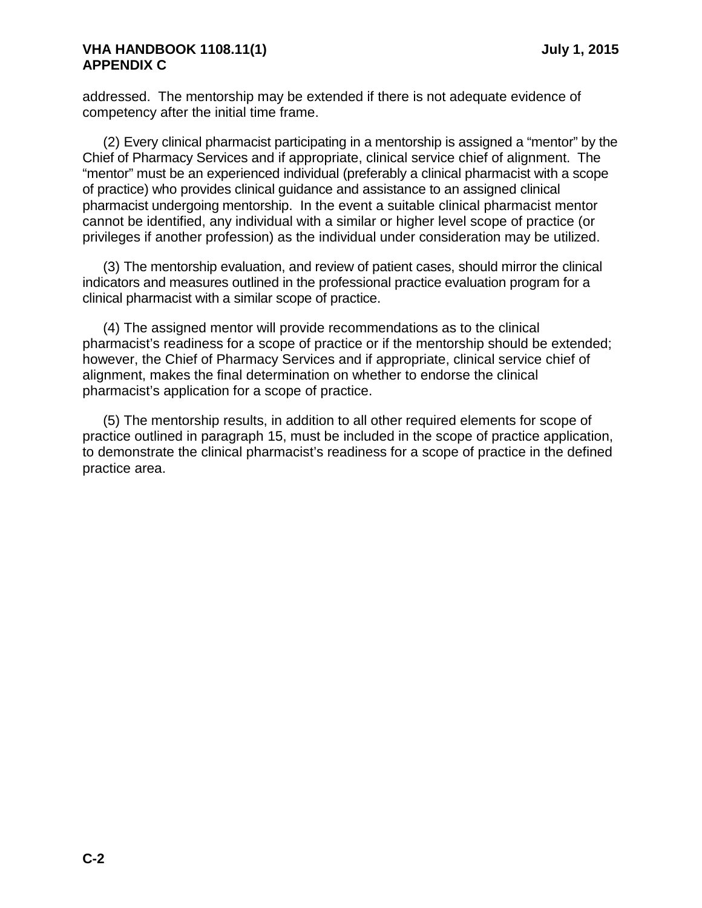addressed. The mentorship may be extended if there is not adequate evidence of competency after the initial time frame.

(2) Every clinical pharmacist participating in a mentorship is assigned a "mentor" by the Chief of Pharmacy Services and if appropriate, clinical service chief of alignment. The "mentor" must be an experienced individual (preferably a clinical pharmacist with a scope of practice) who provides clinical guidance and assistance to an assigned clinical pharmacist undergoing mentorship. In the event a suitable clinical pharmacist mentor cannot be identified, any individual with a similar or higher level scope of practice (or privileges if another profession) as the individual under consideration may be utilized.

(3) The mentorship evaluation, and review of patient cases, should mirror the clinical indicators and measures outlined in the professional practice evaluation program for a clinical pharmacist with a similar scope of practice.

(4) The assigned mentor will provide recommendations as to the clinical pharmacist's readiness for a scope of practice or if the mentorship should be extended; however, the Chief of Pharmacy Services and if appropriate, clinical service chief of alignment, makes the final determination on whether to endorse the clinical pharmacist's application for a scope of practice.

(5) The mentorship results, in addition to all other required elements for scope of practice outlined in paragraph 15, must be included in the scope of practice application, to demonstrate the clinical pharmacist's readiness for a scope of practice in the defined practice area.